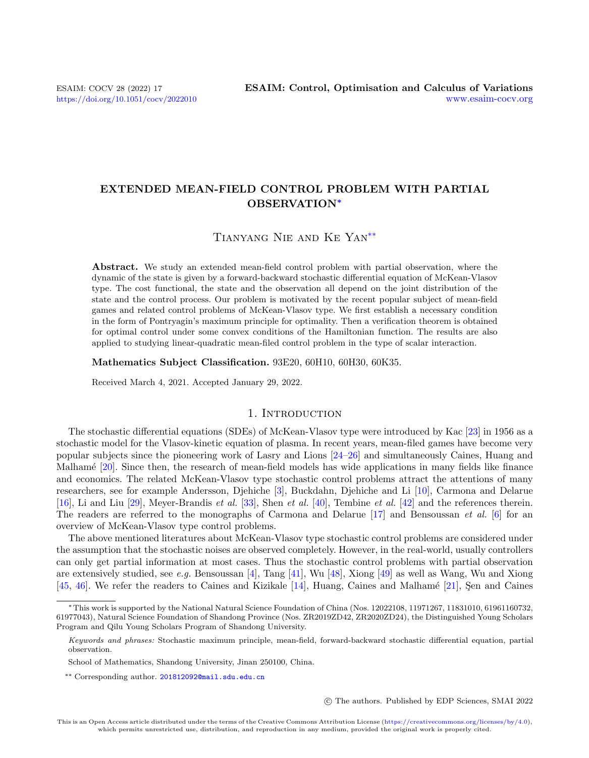# EXTENDED MEAN-FIELD CONTROL PROBLEM WITH PARTIAL OBSERVATION*

Tianyang Nie and Ke Yan**

**Abstract.** We study an extended mean-field control problem with partial observation, where the dynamic of the state is given by a forward-backward stochastic differential equation of McKean-Vlasov type. The cost functional, the state and the observation all depend on the joint distribution of the state and the control process. Our problem is motivated by the recent popular subject of mean-field games and related control problems of McKean-Vlasov type. We first establish a necessary condition in the form of Pontryagin's maximum principle for optimality. Then a verification theorem is obtained for optimal control under some convex conditions of the Hamiltonian function. The results are also applied to studying linear-quadratic mean-filed control problem in the type of scalar interaction.

**Mathematics Subject Classification.** 93E20, 60H10, 60H30, 60K35.

Received March 4, 2021. Accepted January 29, 2022.

## 1. Introduction

The stochastic differential equations (SDEs) of McKean-Vlasov type were introduced by Kac [23] in 1956 as a stochastic model for the Vlasov-kinetic equation of plasma. In recent years, mean-filed games have become very popular subjects since the pioneering work of Lasry and Lions [24–26] and simultaneously Caines, Huang and Malhamé [20]. Since then, the research of mean-field models has wide applications in many fields like finance and economics. The related McKean-Vlasov type stochastic control problems attract the attentions of many researchers, see for example Andersson, Djehiche [3], Buckdahn, Djehiche and Li [10], Carmona and Delarue [16], Li and Liu [29], Meyer-Brandis *et al.* [33], Shen *et al.* [40], Tembine *et al.* [42] and the references therein. The readers are referred to the monographs of Carmona and Delarue [17] and Bensoussan *et al.* [6] for an overview of McKean-Vlasov type control problems.

The above mentioned literatures about McKean-Vlasov type stochastic control problems are considered under the assumption that the stochastic noises are observed completely. However, in the real-world, usually controllers can only get partial information at most cases. Thus the stochastic control problems with partial observation are extensively studied, see *e.g.* Bensoussan [4], Tang [41], Wu [48], Xiong [49] as well as Wang, Wu and Xiong [45, 46]. We refer the readers to Caines and Kizikale [14], Huang, Caines and Malhamé [21], Şen and Caines

---

*This work is supported by the National Natural Science Foundation of China (Nos. 12022108, 11971267, 11831010, 61961160732, 61977043), Natural Science Foundation of Shandong Province (Nos. ZR2019ZD42, ZR2020ZD24), the Distinguished Young Scholars Program and Qilu Young Scholars Program of Shandong University.

*Keywords and phrases:* Stochastic maximum principle, mean-field, forward-backward stochastic differential equation, partial observation.

School of Mathematics, Shandong University, Jinan 250100, China.

** Corresponding author. 201812092@mail.sdu.edu.cn

© The authors. Published by EDP Sciences, SMAI 2022

This is an Open Access article distributed under the terms of the Creative Commons Attribution License (https://creativecommons.org/licenses/by/4.0), which permits unrestricted use, distribution, and reproduction in any medium, provided the original work is properly cited.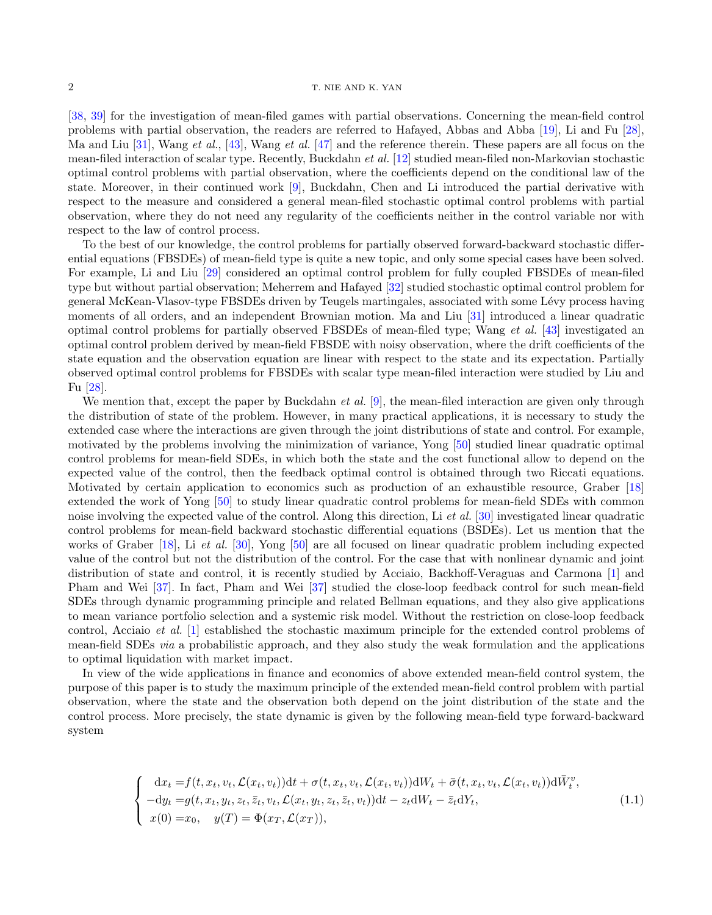[38, 39] for the investigation of mean-filed games with partial observations. Concerning the mean-field control problems with partial observation, the readers are referred to Hafayed, Abbas and Abba [19], Li and Fu [28], Ma and Liu [31], Wang *et al.*, [43], Wang *et al.* [47] and the reference therein. These papers are all focus on the mean-filed interaction of scalar type. Recently, Buckdahn *et al.* [12] studied mean-filed non-Markovian stochastic optimal control problems with partial observation, where the coefficients depend on the conditional law of the state. Moreover, in their continued work [9], Buckdahn, Chen and Li introduced the partial derivative with respect to the measure and considered a general mean-filed stochastic optimal control problems with partial observation, where they do not need any regularity of the coefficients neither in the control variable nor with respect to the law of control process.

To the best of our knowledge, the control problems for partially observed forward-backward stochastic differential equations (FBSDEs) of mean-field type is quite a new topic, and only some special cases have been solved. For example, Li and Liu [29] considered an optimal control problem for fully coupled FBSDEs of mean-filed type but without partial observation; Meherrem and Hafayed [32] studied stochastic optimal control problem for general McKean-Vlasov-type FBSDEs driven by Teugels martingales, associated with some Lévy process having moments of all orders, and an independent Brownian motion. Ma and Liu [31] introduced a linear quadratic optimal control problems for partially observed FBSDEs of mean-filed type; Wang *et al.* [43] investigated an optimal control problem derived by mean-field FBSDE with noisy observation, where the drift coefficients of the state equation and the observation equation are linear with respect to the state and its expectation. Partially observed optimal control problems for FBSDEs with scalar type mean-filed interaction were studied by Liu and Fu [28].

We mention that, except the paper by Buckdahn *et al.* [9], the mean-filed interaction are given only through the distribution of state of the problem. However, in many practical applications, it is necessary to study the extended case where the interactions are given through the joint distributions of state and control. For example, motivated by the problems involving the minimization of variance, Yong [50] studied linear quadratic optimal control problems for mean-field SDEs, in which both the state and the cost functional allow to depend on the expected value of the control, then the feedback optimal control is obtained through two Riccati equations. Motivated by certain application to economics such as production of an exhaustible resource, Graber [18] extended the work of Yong [50] to study linear quadratic control problems for mean-field SDEs with common noise involving the expected value of the control. Along this direction, Li *et al.* [30] investigated linear quadratic control problems for mean-field backward stochastic differential equations (BSDEs). Let us mention that the works of Graber [18], Li *et al.* [30], Yong [50] are all focused on linear quadratic problem including expected value of the control but not the distribution of the control. For the case that with nonlinear dynamic and joint distribution of state and control, it is recently studied by Acciaio, Backhoff-Veraguas and Carmona [1] and Pham and Wei [37]. In fact, Pham and Wei [37] studied the close-loop feedback control for such mean-field SDEs through dynamic programming principle and related Bellman equations, and they also give applications to mean variance portfolio selection and a systemic risk model. Without the restriction on close-loop feedback control, Acciaio *et al.* [1] established the stochastic maximum principle for the extended control problems of mean-field SDEs *via* a probabilistic approach, and they also study the weak formulation and the applications to optimal liquidation with market impact.

In view of the wide applications in finance and economics of above extended mean-field control system, the purpose of this paper is to study the maximum principle of the extended mean-field control problem with partial observation, where the state and the observation both depend on the joint distribution of the state and the control process. More precisely, the state dynamic is given by the following mean-field type forward-backward system

$$
\begin{cases}
\mathrm{d}x_t = f(t, x_t, v_t, \mathcal{L}(x_t, v_t))\mathrm{d}t + \sigma(t, x_t, v_t, \mathcal{L}(x_t, v_t))\mathrm{d}W_t + \bar{\sigma}(t, x_t, v_t, \mathcal{L}(x_t, v_t))\mathrm{d}\bar{W}_t^v, \\
-\mathrm{d}y_t = g(t, x_t, y_t, z_t, \bar{z}_t, v_t, \mathcal{L}(x_t, y_t, z_t, \bar{z}_t, v_t))\mathrm{d}t - z_t\mathrm{d}W_t - \bar{z}_t\mathrm{d}Y_t, \\
x(0) = x_0, \quad y(T) = \Phi(x_T, \mathcal{L}(x_T)),
\end{cases}
\tag{1.1}
$$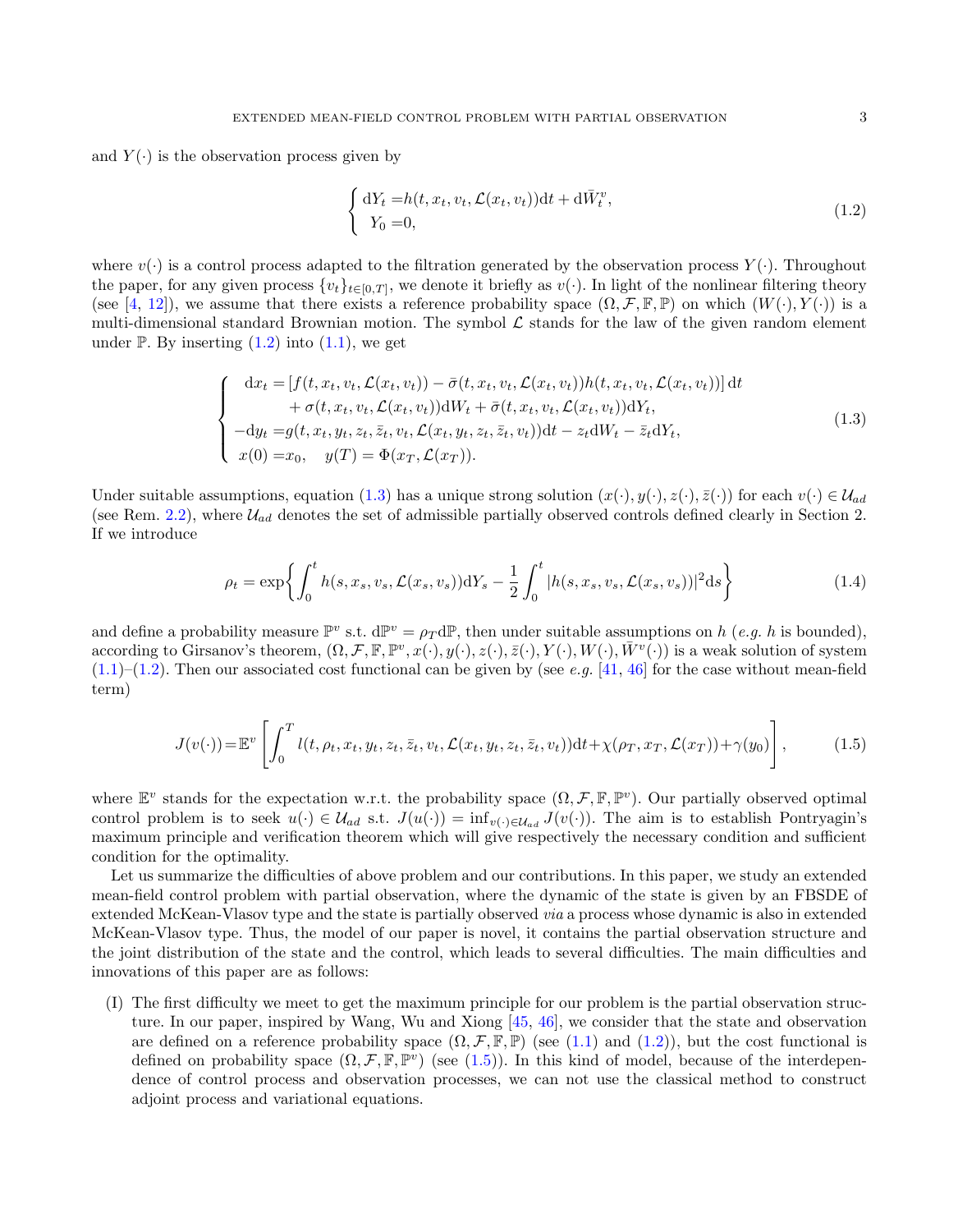and $Y(\cdot)$ is the observation process given by

$$
\begin{cases}
\mathrm{d}Y_t = h(t, x_t, v_t, \mathcal{L}(x_t, v_t))\mathrm{d}t + \mathrm{d}\bar{W}_t^v, \\
\;\, Y_0 = 0,
\end{cases}
\tag{1.2}
$$

where $v(\cdot)$ is a control process adapted to the filtration generated by the observation process $Y(\cdot)$. Throughout the paper, for any given process $\{v_t\}_{t\in[0,T]}$, we denote it briefly as $v(\cdot)$. In light of the nonlinear filtering theory (see [4, 12]), we assume that there exists a reference probability space $(\Omega, \mathcal{F}, \mathbb{F}, \mathbb{P})$ on which $(W(\cdot), Y(\cdot))$ is a multi-dimensional standard Brownian motion. The symbol $\mathcal{L}$ stands for the law of the given random element under $\mathbb{P}$. By inserting (1.2) into (1.1), we get

$$
\begin{cases}
\;\;\mathrm{d}x_t = \left[f(t, x_t, v_t, \mathcal{L}(x_t, v_t)) - \bar{\sigma}(t, x_t, v_t, \mathcal{L}(x_t, v_t))h(t, x_t, v_t, \mathcal{L}(x_t, v_t))\right]\mathrm{d}t \\
\qquad\quad + \sigma(t, x_t, v_t, \mathcal{L}(x_t, v_t))\mathrm{d}W_t + \bar{\sigma}(t, x_t, v_t, \mathcal{L}(x_t, v_t))\mathrm{d}Y_t, \\
-\mathrm{d}y_t = g(t, x_t, y_t, z_t, \bar{z}_t, v_t, \mathcal{L}(x_t, y_t, z_t, \bar{z}_t, v_t))\mathrm{d}t - z_t\mathrm{d}W_t - \bar{z}_t\mathrm{d}Y_t, \\
\;\; x(0) = x_0, \quad y(T) = \Phi(x_T, \mathcal{L}(x_T)).
\end{cases}
\tag{1.3}
$$

Under suitable assumptions, equation (1.3) has a unique strong solution $(x(\cdot), y(\cdot), z(\cdot), \bar{z}(\cdot))$ for each $v(\cdot) \in \mathcal{U}_{ad}$ (see Rem. 2.2), where $\mathcal{U}_{ad}$ denotes the set of admissible partially observed controls defined clearly in Section 2. If we introduce

$$
\rho_t = \exp\left\{\int_0^t h(s, x_s, v_s, \mathcal{L}(x_s, v_s))\mathrm{d}Y_s - \frac{1}{2}\int_0^t |h(s, x_s, v_s, \mathcal{L}(x_s, v_s))|^2\mathrm{d}s\right\}
\tag{1.4}
$$

and define a probability measure $\mathbb{P}^v$ s.t. $\mathrm{d}\mathbb{P}^v = \rho_T\mathrm{d}\mathbb{P}$, then under suitable assumptions on $h$ (*e.g.* $h$ is bounded), according to Girsanov's theorem, $(\Omega, \mathcal{F}, \mathbb{F}, \mathbb{P}^v, x(\cdot), y(\cdot), z(\cdot), \bar{z}(\cdot), Y(\cdot), W(\cdot), \bar{W}^v(\cdot))$ is a weak solution of system (1.1)–(1.2). Then our associated cost functional can be given by (see *e.g.* [41, 46] for the case without mean-field term)

$$
J(v(\cdot)) = \mathbb{E}^v\left[\int_0^T l(t, \rho_t, x_t, y_t, z_t, \bar{z}_t, v_t, \mathcal{L}(x_t, y_t, z_t, \bar{z}_t, v_t))\mathrm{d}t + \chi(\rho_T, x_T, \mathcal{L}(x_T)) + \gamma(y_0)\right],
\tag{1.5}
$$

where $\mathbb{E}^v$ stands for the expectation w.r.t. the probability space $(\Omega, \mathcal{F}, \mathbb{F}, \mathbb{P}^v)$. Our partially observed optimal control problem is to seek $u(\cdot) \in \mathcal{U}_{ad}$ s.t. $J(u(\cdot)) = \inf_{v(\cdot)\in\mathcal{U}_{ad}} J(v(\cdot))$. The aim is to establish Pontryagin's maximum principle and verification theorem which will give respectively the necessary condition and sufficient condition for the optimality.

Let us summarize the difficulties of above problem and our contributions. In this paper, we study an extended mean-field control problem with partial observation, where the dynamic of the state is given by an FBSDE of extended McKean-Vlasov type and the state is partially observed *via* a process whose dynamic is also in extended McKean-Vlasov type. Thus, the model of our paper is novel, it contains the partial observation structure and the joint distribution of the state and the control, which leads to several difficulties. The main difficulties and innovations of this paper are as follows:

(I) The first difficulty we meet to get the maximum principle for our problem is the partial observation structure. In our paper, inspired by Wang, Wu and Xiong [45, 46], we consider that the state and observation are defined on a reference probability space $(\Omega, \mathcal{F}, \mathbb{F}, \mathbb{P})$ (see (1.1) and (1.2)), but the cost functional is defined on probability space $(\Omega, \mathcal{F}, \mathbb{F}, \mathbb{P}^v)$ (see (1.5)). In this kind of model, because of the interdependence of control process and observation processes, we can not use the classical method to construct adjoint process and variational equations.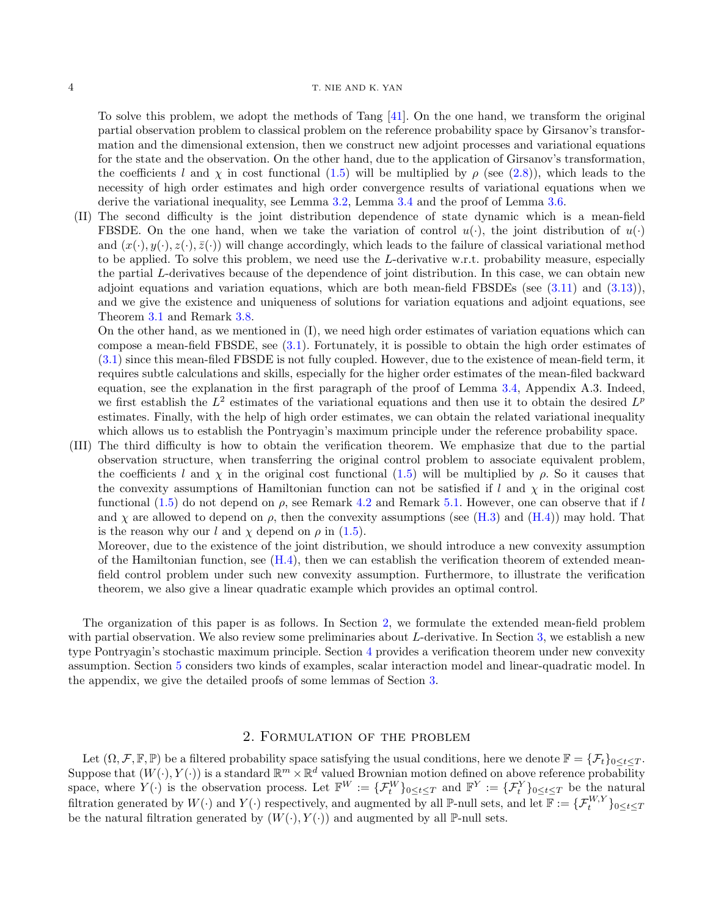To solve this problem, we adopt the methods of Tang [41]. On the one hand, we transform the original partial observation problem to classical problem on the reference probability space by Girsanov's transformation and the dimensional extension, then we construct new adjoint processes and variational equations for the state and the observation. On the other hand, due to the application of Girsanov's transformation, the coefficients $l$ and $\chi$ in cost functional (1.5) will be multiplied by $\rho$ (see (2.8)), which leads to the necessity of high order estimates and high order convergence results of variational equations when we derive the variational inequality, see Lemma 3.2, Lemma 3.4 and the proof of Lemma 3.6.

(II) The second difficulty is the joint distribution dependence of state dynamic which is a mean-field FBSDE. On the one hand, when we take the variation of control $u(\cdot)$, the joint distribution of $u(\cdot)$ and $(x(\cdot), y(\cdot), z(\cdot), \bar{z}(\cdot))$ will change accordingly, which leads to the failure of classical variational method to be applied. To solve this problem, we need use the $L$-derivative w.r.t. probability measure, especially the partial $L$-derivatives because of the dependence of joint distribution. In this case, we can obtain new adjoint equations and variation equations, which are both mean-field FBSDEs (see (3.11) and (3.13)), and we give the existence and uniqueness of solutions for variation equations and adjoint equations, see Theorem 3.1 and Remark 3.8.

On the other hand, as we mentioned in (I), we need high order estimates of variation equations which can compose a mean-field FBSDE, see (3.1). Fortunately, it is possible to obtain the high order estimates of (3.1) since this mean-filed FBSDE is not fully coupled. However, due to the existence of mean-field term, it requires subtle calculations and skills, especially for the higher order estimates of the mean-filed backward equation, see the explanation in the first paragraph of the proof of Lemma 3.4, Appendix A.3. Indeed, we first establish the $L^2$ estimates of the variational equations and then use it to obtain the desired $L^p$ estimates. Finally, with the help of high order estimates, we can obtain the related variational inequality which allows us to establish the Pontryagin's maximum principle under the reference probability space.

(III) The third difficulty is how to obtain the verification theorem. We emphasize that due to the partial observation structure, when transferring the original control problem to associate equivalent problem, the coefficients $l$ and $\chi$ in the original cost functional (1.5) will be multiplied by $\rho$. So it causes that the convexity assumptions of Hamiltonian function can not be satisfied if $l$ and $\chi$ in the original cost functional (1.5) do not depend on $\rho$, see Remark 4.2 and Remark 5.1. However, one can observe that if $l$ and $\chi$ are allowed to depend on $\rho$, then the convexity assumptions (see (H.3) and (H.4)) may hold. That is the reason why our $l$ and $\chi$ depend on $\rho$ in (1.5).

Moreover, due to the existence of the joint distribution, we should introduce a new convexity assumption of the Hamiltonian function, see (H.4), then we can establish the verification theorem of extended mean-field control problem under such new convexity assumption. Furthermore, to illustrate the verification theorem, we also give a linear quadratic example which provides an optimal control.

The organization of this paper is as follows. In Section 2, we formulate the extended mean-field problem with partial observation. We also review some preliminaries about $L$-derivative. In Section 3, we establish a new type Pontryagin's stochastic maximum principle. Section 4 provides a verification theorem under new convexity assumption. Section 5 considers two kinds of examples, scalar interaction model and linear-quadratic model. In the appendix, we give the detailed proofs of some lemmas of Section 3.

## 2. Formulation of the problem

Let $(\Omega, \mathcal{F}, \mathbb{F}, \mathbb{P})$ be a filtered probability space satisfying the usual conditions, here we denote $\mathbb{F} = \{\mathcal{F}_t\}_{0\le t\le T}$. Suppose that $(W(\cdot), Y(\cdot))$ is a standard $\mathbb{R}^m \times \mathbb{R}^d$ valued Brownian motion defined on above reference probability space, where $Y(\cdot)$ is the observation process. Let $\mathbb{F}^W := \{\mathcal{F}_t^W\}_{0\le t\le T}$ and $\mathbb{F}^Y := \{\mathcal{F}_t^Y\}_{0\le t\le T}$ be the natural filtration generated by $W(\cdot)$ and $Y(\cdot)$ respectively, and augmented by all $\mathbb{P}$-null sets, and let $\mathbb{F} := \{\mathcal{F}_t^{W,Y}\}_{0\le t\le T}$ be the natural filtration generated by $(W(\cdot), Y(\cdot))$ and augmented by all $\mathbb{P}$-null sets.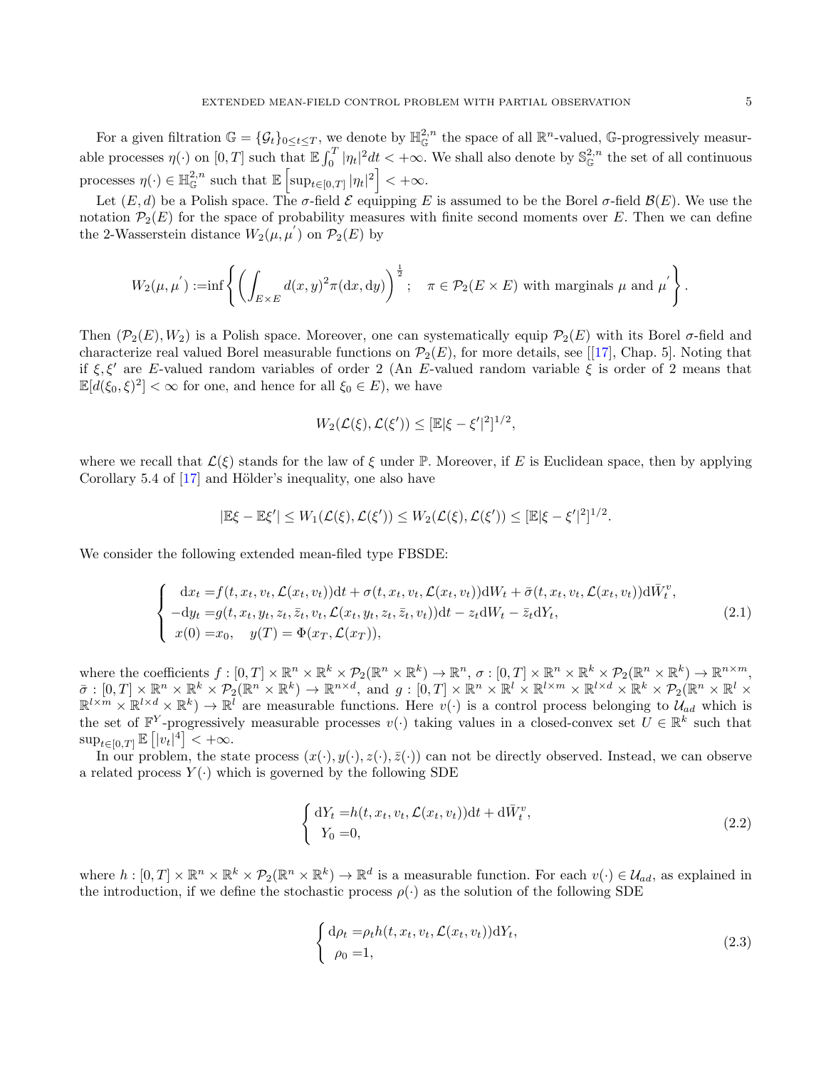For a given filtration $\mathbb{G} = \{\mathcal{G}_t\}_{0\le t\le T}$, we denote by $\mathbb{H}^{2,n}_{\mathbb{G}}$ the space of all $\mathbb{R}^n$-valued, $\mathbb{G}$-progressively measurable processes $\eta(\cdot)$ on $[0,T]$ such that $\mathbb{E}\int_0^T |\eta_t|^2 dt < +\infty$. We shall also denote by $\mathbb{S}^{2,n}_{\mathbb{G}}$ the set of all continuous processes $\eta(\cdot) \in \mathbb{H}^{2,n}_{\mathbb{G}}$ such that $\mathbb{E}\left[\sup_{t\in[0,T]} |\eta_t|^2\right] < +\infty$.

Let $(E,d)$ be a Polish space. The $\sigma$-field $\mathcal{E}$ equipping $E$ is assumed to be the Borel $\sigma$-field $\mathcal{B}(E)$. We use the notation $\mathcal{P}_2(E)$ for the space of probability measures with finite second moments over $E$. Then we can define the 2-Wasserstein distance $W_2(\mu,\mu^{'})$ on $\mathcal{P}_2(E)$ by

$$
W_2(\mu,\mu^{'}) := \inf\left\{ \left( \int_{E\times E} d(x,y)^2 \pi(\mathrm{d}x,\mathrm{d}y) \right)^{\frac{1}{2}}; \quad \pi \in \mathcal{P}_2(E\times E) \text{ with marginals } \mu \text{ and } \mu^{'} \right\}.
$$

Then $(\mathcal{P}_2(E), W_2)$ is a Polish space. Moreover, one can systematically equip $\mathcal{P}_2(E)$ with its Borel $\sigma$-field and characterize real valued Borel measurable functions on $\mathcal{P}_2(E)$, for more details, see [[17], Chap. 5]. Noting that if $\xi, \xi'$ are $E$-valued random variables of order 2 (An $E$-valued random variable $\xi$ is order of 2 means that $\mathbb{E}[d(\xi_0,\xi)^2] < \infty$ for one, and hence for all $\xi_0 \in E$), we have

$$
W_2(\mathcal{L}(\xi), \mathcal{L}(\xi')) \le [\mathbb{E}|\xi - \xi'|^2]^{1/2},
$$

where we recall that $\mathcal{L}(\xi)$ stands for the law of $\xi$ under $\mathbb{P}$. Moreover, if $E$ is Euclidean space, then by applying Corollary 5.4 of [17] and Hölder's inequality, one also have

$$
|\mathbb{E}\xi - \mathbb{E}\xi'| \le W_1(\mathcal{L}(\xi), \mathcal{L}(\xi')) \le W_2(\mathcal{L}(\xi), \mathcal{L}(\xi')) \le [\mathbb{E}|\xi - \xi'|^2]^{1/2}.
$$

We consider the following extended mean-filed type FBSDE:

$$
\begin{cases}
\mathrm{d}x_t = f(t, x_t, v_t, \mathcal{L}(x_t, v_t))\mathrm{d}t + \sigma(t, x_t, v_t, \mathcal{L}(x_t, v_t))\mathrm{d}W_t + \bar{\sigma}(t, x_t, v_t, \mathcal{L}(x_t, v_t))\mathrm{d}\bar{W}^v_t, \\
-\mathrm{d}y_t = g(t, x_t, y_t, z_t, \bar{z}_t, v_t, \mathcal{L}(x_t, y_t, z_t, \bar{z}_t, v_t))\mathrm{d}t - z_t \mathrm{d}W_t - \bar{z}_t \mathrm{d}Y_t, \\
\ x(0) = x_0, \quad y(T) = \Phi(x_T, \mathcal{L}(x_T)),
\end{cases}
\tag{2.1}
$$

where the coefficients $f : [0,T] \times \mathbb{R}^n \times \mathbb{R}^k \times \mathcal{P}_2(\mathbb{R}^n \times \mathbb{R}^k) \to \mathbb{R}^n$, $\sigma : [0,T] \times \mathbb{R}^n \times \mathbb{R}^k \times \mathcal{P}_2(\mathbb{R}^n \times \mathbb{R}^k) \to \mathbb{R}^{n\times m}$, $\bar{\sigma} : [0,T] \times \mathbb{R}^n \times \mathbb{R}^k \times \mathcal{P}_2(\mathbb{R}^n \times \mathbb{R}^k) \to \mathbb{R}^{n\times d}$, and $g : [0,T] \times \mathbb{R}^n \times \mathbb{R}^l \times \mathbb{R}^{l\times m} \times \mathbb{R}^{l\times d} \times \mathbb{R}^k \times \mathcal{P}_2(\mathbb{R}^n \times \mathbb{R}^l \times \mathbb{R}^{l\times m} \times \mathbb{R}^{l\times d} \times \mathbb{R}^k) \to \mathbb{R}^l$ are measurable functions. Here $v(\cdot)$ is a control process belonging to $\mathcal{U}_{ad}$ which is the set of $\mathbb{F}^Y$-progressively measurable processes $v(\cdot)$ taking values in a closed-convex set $U \in \mathbb{R}^k$ such that $\sup_{t\in[0,T]} \mathbb{E}\left[|v_t|^4\right] < +\infty$.

In our problem, the state process $(x(\cdot), y(\cdot), z(\cdot), \bar{z}(\cdot))$ can not be directly observed. Instead, we can observe a related process $Y(\cdot)$ which is governed by the following SDE

$$
\begin{cases}
\mathrm{d}Y_t = h(t, x_t, v_t, \mathcal{L}(x_t, v_t))\mathrm{d}t + \mathrm{d}\bar{W}^v_t, \\
\ Y_0 = 0,
\end{cases}
\tag{2.2}
$$

where $h : [0,T] \times \mathbb{R}^n \times \mathbb{R}^k \times \mathcal{P}_2(\mathbb{R}^n \times \mathbb{R}^k) \to \mathbb{R}^d$ is a measurable function. For each $v(\cdot) \in \mathcal{U}_{ad}$, as explained in the introduction, if we define the stochastic process $\rho(\cdot)$ as the solution of the following SDE

$$
\begin{cases}
\mathrm{d}\rho_t = \rho_t h(t, x_t, v_t, \mathcal{L}(x_t, v_t))\mathrm{d}Y_t, \\
\ \rho_0 = 1,
\end{cases}
\tag{2.3}
$$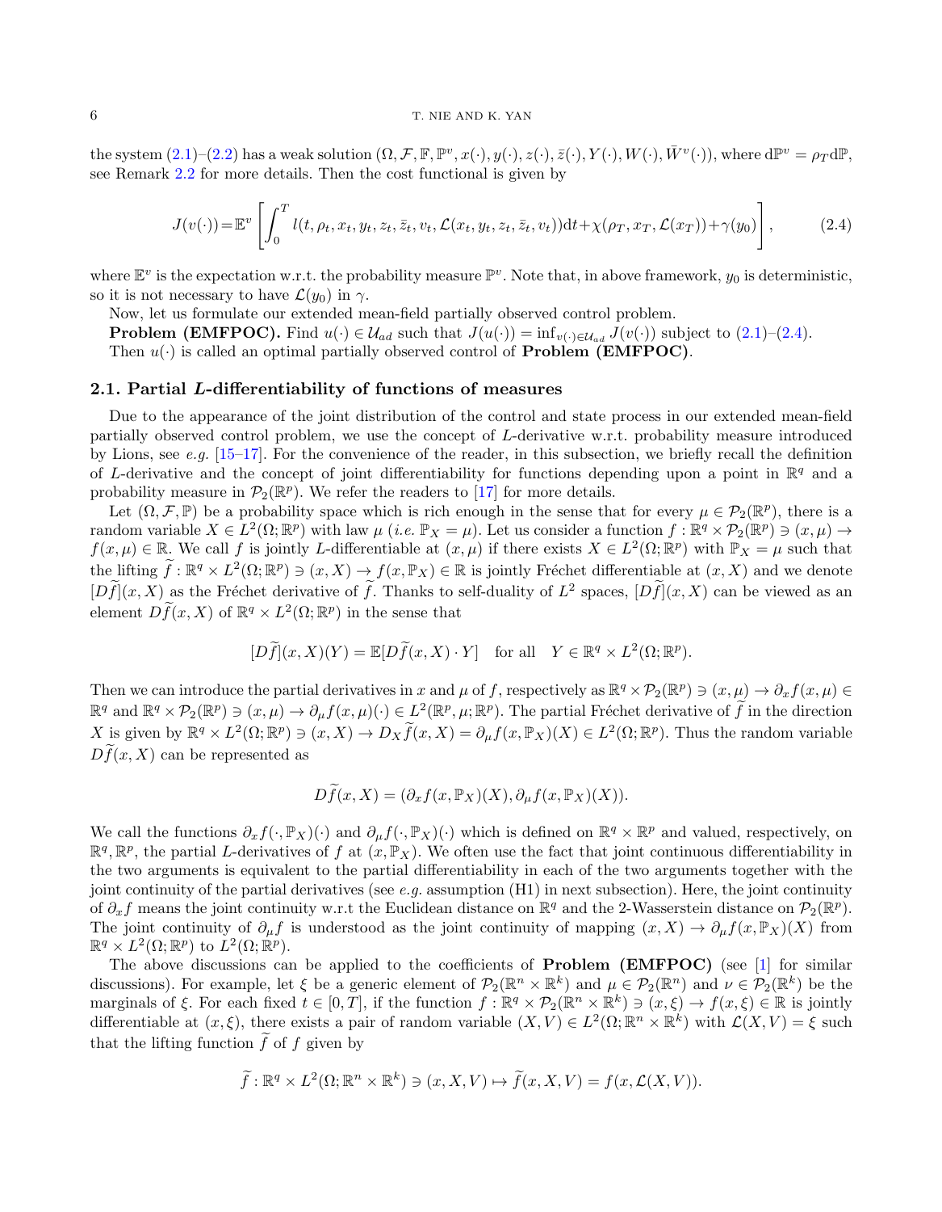the system (2.1)–(2.2) has a weak solution $(\Omega, \mathcal{F}, \mathbb{F}, \mathbb{P}^v, x(\cdot), y(\cdot), z(\cdot), \bar{z}(\cdot), Y(\cdot), W(\cdot), \bar{W}^v(\cdot))$, where $\mathrm{d}\mathbb{P}^v = \rho_T \mathrm{d}\mathbb{P}$, see Remark 2.2 for more details. Then the cost functional is given by

$$J(v(\cdot)) = \mathbb{E}^v \left[ \int_0^T l(t, \rho_t, x_t, y_t, z_t, \bar{z}_t, v_t, \mathcal{L}(x_t, y_t, z_t, \bar{z}_t, v_t)) \mathrm{d}t + \chi(\rho_T, x_T, \mathcal{L}(x_T)) + \gamma(y_0) \right], \tag{2.4}$$

where $\mathbb{E}^v$ is the expectation w.r.t. the probability measure $\mathbb{P}^v$. Note that, in above framework, $y_0$ is deterministic, so it is not necessary to have $\mathcal{L}(y_0)$ in $\gamma$.

Now, let us formulate our extended mean-field partially observed control problem.

**Problem (EMFPOC).** Find $u(\cdot) \in \mathcal{U}_{ad}$ such that $J(u(\cdot)) = \inf_{v(\cdot) \in \mathcal{U}_{ad}} J(v(\cdot))$ subject to (2.1)–(2.4).

Then $u(\cdot)$ is called an optimal partially observed control of **Problem (EMFPOC)**.

### 2.1. Partial *L*-differentiability of functions of measures

Due to the appearance of the joint distribution of the control and state process in our extended mean-field partially observed control problem, we use the concept of $L$-derivative w.r.t. probability measure introduced by Lions, see *e.g.* [15–17]. For the convenience of the reader, in this subsection, we briefly recall the definition of $L$-derivative and the concept of joint differentiability for functions depending upon a point in $\mathbb{R}^q$ and a probability measure in $\mathcal{P}_2(\mathbb{R}^p)$. We refer the readers to [17] for more details.

Let $(\Omega, \mathcal{F}, \mathbb{P})$ be a probability space which is rich enough in the sense that for every $\mu \in \mathcal{P}_2(\mathbb{R}^p)$, there is a random variable $X \in L^2(\Omega; \mathbb{R}^p)$ with law $\mu$ (*i.e.* $\mathbb{P}_X = \mu$). Let us consider a function $f : \mathbb{R}^q \times \mathcal{P}_2(\mathbb{R}^p) \ni (x, \mu) \to f(x, \mu) \in \mathbb{R}$. We call $f$ is jointly $L$-differentiable at $(x, \mu)$ if there exists $X \in L^2(\Omega; \mathbb{R}^p)$ with $\mathbb{P}_X = \mu$ such that the lifting $\widetilde{f} : \mathbb{R}^q \times L^2(\Omega; \mathbb{R}^p) \ni (x, X) \to f(x, \mathbb{P}_X) \in \mathbb{R}$ is jointly Fréchet differentiable at $(x, X)$ and we denote $[D\widetilde{f}](x, X)$ as the Fréchet derivative of $\widetilde{f}$. Thanks to self-duality of $L^2$ spaces, $[D\widetilde{f}](x, X)$ can be viewed as an element $D\widetilde{f}(x, X)$ of $\mathbb{R}^q \times L^2(\Omega; \mathbb{R}^p)$ in the sense that

$$[D\widetilde{f}](x, X)(Y) = \mathbb{E}[D\widetilde{f}(x, X) \cdot Y] \quad \text{for all} \quad Y \in \mathbb{R}^q \times L^2(\Omega; \mathbb{R}^p).$$

Then we can introduce the partial derivatives in $x$ and $\mu$ of $f$, respectively as $\mathbb{R}^q \times \mathcal{P}_2(\mathbb{R}^p) \ni (x, \mu) \to \partial_x f(x, \mu) \in \mathbb{R}^q$ and $\mathbb{R}^q \times \mathcal{P}_2(\mathbb{R}^p) \ni (x, \mu) \to \partial_\mu f(x, \mu)(\cdot) \in L^2(\mathbb{R}^p, \mu; \mathbb{R}^p)$. The partial Fréchet derivative of $\widetilde{f}$ in the direction $X$ is given by $\mathbb{R}^q \times L^2(\Omega; \mathbb{R}^p) \ni (x, X) \to D_X \widetilde{f}(x, X) = \partial_\mu f(x, \mathbb{P}_X)(X) \in L^2(\Omega; \mathbb{R}^p)$. Thus the random variable $D\widetilde{f}(x, X)$ can be represented as

$$D\widetilde{f}(x, X) = (\partial_x f(x, \mathbb{P}_X)(X), \partial_\mu f(x, \mathbb{P}_X)(X)).$$

We call the functions $\partial_x f(\cdot, \mathbb{P}_X)(\cdot)$ and $\partial_\mu f(\cdot, \mathbb{P}_X)(\cdot)$ which is defined on $\mathbb{R}^q \times \mathbb{R}^p$ and valued, respectively, on $\mathbb{R}^q, \mathbb{R}^p$, the partial $L$-derivatives of $f$ at $(x, \mathbb{P}_X)$. We often use the fact that joint continuous differentiability in the two arguments is equivalent to the partial differentiability in each of the two arguments together with the joint continuity of the partial derivatives (see *e.g.* assumption (H1) in next subsection). Here, the joint continuity of $\partial_x f$ means the joint continuity w.r.t the Euclidean distance on $\mathbb{R}^q$ and the 2-Wasserstein distance on $\mathcal{P}_2(\mathbb{R}^p)$. The joint continuity of $\partial_\mu f$ is understood as the joint continuity of mapping $(x, X) \to \partial_\mu f(x, \mathbb{P}_X)(X)$ from $\mathbb{R}^q \times L^2(\Omega; \mathbb{R}^p)$ to $L^2(\Omega; \mathbb{R}^p)$.

The above discussions can be applied to the coefficients of **Problem (EMFPOC)** (see [1] for similar discussions). For example, let $\xi$ be a generic element of $\mathcal{P}_2(\mathbb{R}^n \times \mathbb{R}^k)$ and $\mu \in \mathcal{P}_2(\mathbb{R}^n)$ and $\nu \in \mathcal{P}_2(\mathbb{R}^k)$ be the marginals of $\xi$. For each fixed $t \in [0, T]$, if the function $f : \mathbb{R}^q \times \mathcal{P}_2(\mathbb{R}^n \times \mathbb{R}^k) \ni (x, \xi) \to f(x, \xi) \in \mathbb{R}$ is jointly differentiable at $(x, \xi)$, there exists a pair of random variable $(X, V) \in L^2(\Omega; \mathbb{R}^n \times \mathbb{R}^k)$ with $\mathcal{L}(X, V) = \xi$ such that the lifting function $\widetilde{f}$ of $f$ given by

$$\widetilde{f} : \mathbb{R}^q \times L^2(\Omega; \mathbb{R}^n \times \mathbb{R}^k) \ni (x, X, V) \mapsto \widetilde{f}(x, X, V) = f(x, \mathcal{L}(X, V)).$$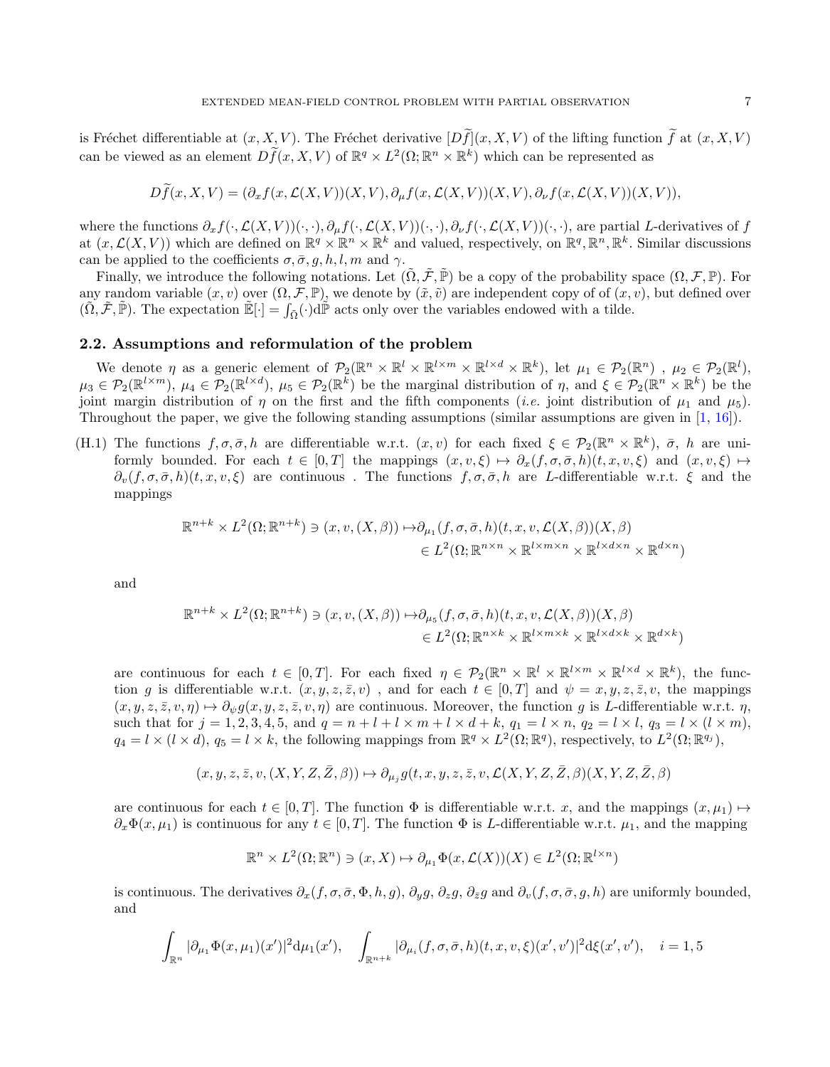is Fréchet differentiable at $(x, X, V)$. The Fréchet derivative $[D\widetilde{f}](x, X, V)$ of the lifting function $\widetilde{f}$ at $(x, X, V)$ can be viewed as an element $D\widetilde{f}(x, X, V)$ of $\mathbb{R}^q \times L^2(\Omega; \mathbb{R}^n \times \mathbb{R}^k)$ which can be represented as

$$D\widetilde{f}(x, X, V) = (\partial_x f(x, \mathcal{L}(X, V))(X, V), \partial_\mu f(x, \mathcal{L}(X, V))(X, V), \partial_\nu f(x, \mathcal{L}(X, V))(X, V)),$$

where the functions $\partial_x f(\cdot, \mathcal{L}(X, V))(\cdot, \cdot), \partial_\mu f(\cdot, \mathcal{L}(X, V))(\cdot, \cdot), \partial_\nu f(\cdot, \mathcal{L}(X, V))(\cdot, \cdot)$, are partial $L$-derivatives of $f$ at $(x, \mathcal{L}(X, V))$ which are defined on $\mathbb{R}^q \times \mathbb{R}^n \times \mathbb{R}^k$ and valued, respectively, on $\mathbb{R}^q, \mathbb{R}^n, \mathbb{R}^k$. Similar discussions can be applied to the coefficients $\sigma, \bar{\sigma}, g, h, l, m$ and $\gamma$.

Finally, we introduce the following notations. Let $(\tilde{\Omega}, \tilde{\mathcal{F}}, \tilde{\mathbb{P}})$ be a copy of the probability space $(\Omega, \mathcal{F}, \mathbb{P})$. For any random variable $(x, v)$ over $(\Omega, \mathcal{F}, \mathbb{P})$, we denote by $(\tilde{x}, \tilde{v})$ are independent copy of of $(x, v)$, but defined over $(\tilde{\Omega}, \tilde{\mathcal{F}}, \tilde{\mathbb{P}})$. The expectation $\tilde{\mathbb{E}}[\cdot] = \int_{\tilde{\Omega}} (\cdot) \mathrm{d}\tilde{\mathbb{P}}$ acts only over the variables endowed with a tilde.

## 2.2. Assumptions and reformulation of the problem

We denote $\eta$ as a generic element of $\mathcal{P}_2(\mathbb{R}^n \times \mathbb{R}^l \times \mathbb{R}^{l\times m} \times \mathbb{R}^{l\times d} \times \mathbb{R}^k)$, let $\mu_1 \in \mathcal{P}_2(\mathbb{R}^n)$ , $\mu_2 \in \mathcal{P}_2(\mathbb{R}^l)$, $\mu_3 \in \mathcal{P}_2(\mathbb{R}^{l\times m})$, $\mu_4 \in \mathcal{P}_2(\mathbb{R}^{l\times d})$, $\mu_5 \in \mathcal{P}_2(\mathbb{R}^k)$ be the marginal distribution of $\eta$, and $\xi \in \mathcal{P}_2(\mathbb{R}^n \times \mathbb{R}^k)$ be the joint margin distribution of $\eta$ on the first and the fifth components (*i.e.* joint distribution of $\mu_1$ and $\mu_5$). Throughout the paper, we give the following standing assumptions (similar assumptions are given in [1, 16]).

(H.1) The functions $f, \sigma, \bar{\sigma}, h$ are differentiable w.r.t. $(x, v)$ for each fixed $\xi \in \mathcal{P}_2(\mathbb{R}^n \times \mathbb{R}^k)$, $\bar{\sigma}$, $h$ are uniformly bounded. For each $t \in [0, T]$ the mappings $(x, v, \xi) \mapsto \partial_x(f, \sigma, \bar{\sigma}, h)(t, x, v, \xi)$ and $(x, v, \xi) \mapsto \partial_v(f, \sigma, \bar{\sigma}, h)(t, x, v, \xi)$ are continuous . The functions $f, \sigma, \bar{\sigma}, h$ are $L$-differentiable w.r.t. $\xi$ and the mappings

$$\begin{aligned}\mathbb{R}^{n+k} \times L^2(\Omega; \mathbb{R}^{n+k}) \ni (x, v, (X, \beta)) \mapsto &\partial_{\mu_1}(f, \sigma, \bar{\sigma}, h)(t, x, v, \mathcal{L}(X, \beta))(X, \beta) \\ &\in L^2(\Omega; \mathbb{R}^{n\times n} \times \mathbb{R}^{l\times m\times n} \times \mathbb{R}^{l\times d\times n} \times \mathbb{R}^{d\times n})\end{aligned}$$

and

$$\begin{aligned}\mathbb{R}^{n+k} \times L^2(\Omega; \mathbb{R}^{n+k}) \ni (x, v, (X, \beta)) \mapsto &\partial_{\mu_5}(f, \sigma, \bar{\sigma}, h)(t, x, v, \mathcal{L}(X, \beta))(X, \beta) \\ &\in L^2(\Omega; \mathbb{R}^{n\times k} \times \mathbb{R}^{l\times m\times k} \times \mathbb{R}^{l\times d\times k} \times \mathbb{R}^{d\times k})\end{aligned}$$

are continuous for each $t \in [0, T]$. For each fixed $\eta \in \mathcal{P}_2(\mathbb{R}^n \times \mathbb{R}^l \times \mathbb{R}^{l\times m} \times \mathbb{R}^{l\times d} \times \mathbb{R}^k)$, the function $g$ is differentiable w.r.t. $(x, y, z, \bar{z}, v)$ , and for each $t \in [0, T]$ and $\psi = x, y, z, \bar{z}, v$, the mappings $(x, y, z, \bar{z}, v, \eta) \mapsto \partial_\psi g(x, y, z, \bar{z}, v, \eta)$ are continuous. Moreover, the function $g$ is $L$-differentiable w.r.t. $\eta$, such that for $j = 1, 2, 3, 4, 5$, and $q = n + l + l \times m + l \times d + k$, $q_1 = l \times n$, $q_2 = l \times l$, $q_3 = l \times (l \times m)$, $q_4 = l \times (l \times d)$, $q_5 = l \times k$, the following mappings from $\mathbb{R}^q \times L^2(\Omega; \mathbb{R}^q)$, respectively, to $L^2(\Omega; \mathbb{R}^{q_j})$,

$$(x, y, z, \bar{z}, v, (X, Y, Z, \bar{Z}, \beta)) \mapsto \partial_{\mu_j} g(t, x, y, z, \bar{z}, v, \mathcal{L}(X, Y, Z, \bar{Z}, \beta)(X, Y, Z, \bar{Z}, \beta)$$

are continuous for each $t \in [0, T]$. The function $\Phi$ is differentiable w.r.t. $x$, and the mappings $(x, \mu_1) \mapsto \partial_x \Phi(x, \mu_1)$ is continuous for any $t \in [0, T]$. The function $\Phi$ is $L$-differentiable w.r.t. $\mu_1$, and the mapping

$$\mathbb{R}^n \times L^2(\Omega; \mathbb{R}^n) \ni (x, X) \mapsto \partial_{\mu_1} \Phi(x, \mathcal{L}(X))(X) \in L^2(\Omega; \mathbb{R}^{l\times n})$$

is continuous. The derivatives $\partial_x(f, \sigma, \bar{\sigma}, \Phi, h, g)$, $\partial_y g$, $\partial_z g$, $\partial_{\bar{z}} g$ and $\partial_v(f, \sigma, \bar{\sigma}, g, h)$ are uniformly bounded, and

$$\int_{\mathbb{R}^n} |\partial_{\mu_1} \Phi(x, \mu_1)(x')|^2 \mathrm{d}\mu_1(x'), \quad \int_{\mathbb{R}^{n+k}} |\partial_{\mu_i}(f, \sigma, \bar{\sigma}, h)(t, x, v, \xi)(x', v')|^2 \mathrm{d}\xi(x', v'), \quad i = 1, 5$$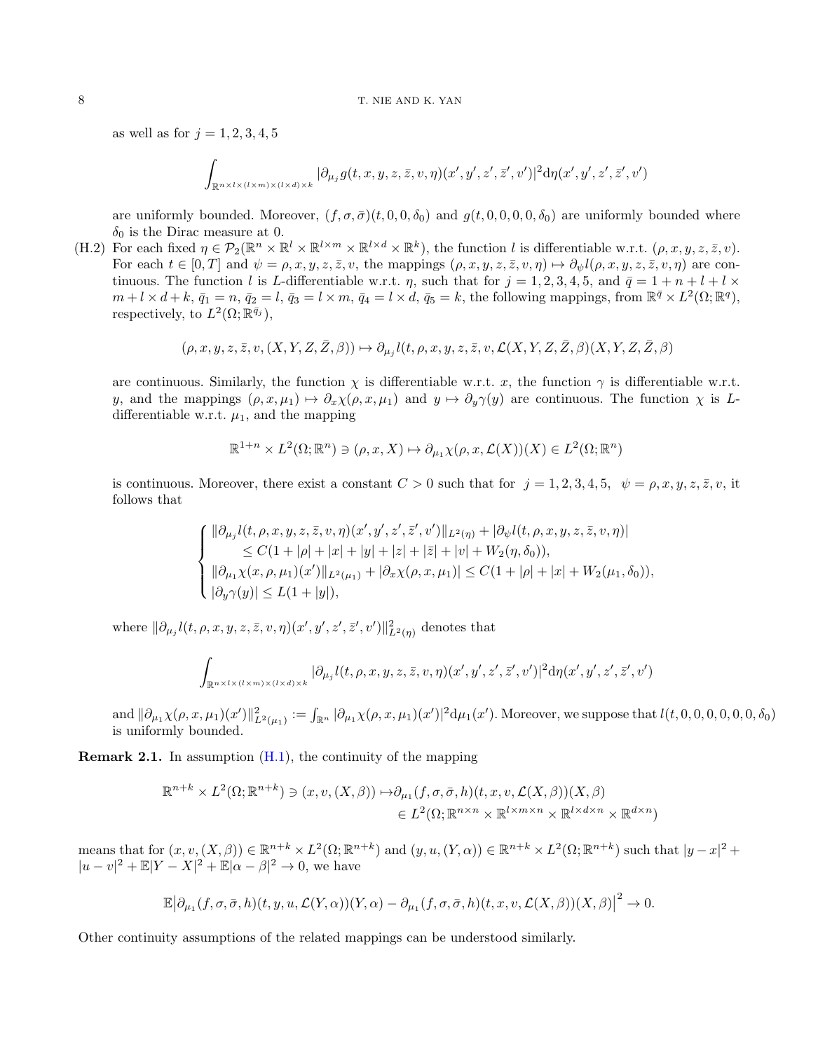as well as for $j = 1, 2, 3, 4, 5$

$$\int_{\mathbb{R}^{n\times l\times(l\times m)\times(l\times d)\times k}} |\partial_{\mu_j} g(t, x, y, z, \bar{z}, v, \eta)(x', y', z', \bar{z}', v')|^2 \mathrm{d}\eta(x', y', z', \bar{z}', v')$$

are uniformly bounded. Moreover, $(f, \sigma, \bar{\sigma})(t, 0, 0, \delta_0)$ and $g(t, 0, 0, 0, 0, \delta_0)$ are uniformly bounded where $\delta_0$ is the Dirac measure at 0.

(H.2) For each fixed $\eta \in \mathcal{P}_2(\mathbb{R}^n \times \mathbb{R}^l \times \mathbb{R}^{l\times m} \times \mathbb{R}^{l\times d} \times \mathbb{R}^k)$, the function $l$ is differentiable w.r.t. $(\rho, x, y, z, \bar{z}, v)$. For each $t \in [0, T]$ and $\psi = \rho, x, y, z, \bar{z}, v$, the mappings $(\rho, x, y, z, \bar{z}, v, \eta) \mapsto \partial_\psi l(\rho, x, y, z, \bar{z}, v, \eta)$ are continuous. The function $l$ is $L$-differentiable w.r.t. $\eta$, such that for $j = 1, 2, 3, 4, 5$, and $\bar{q} = 1 + n + l + l \times m + l \times d + k$, $\bar{q}_1 = n$, $\bar{q}_2 = l$, $\bar{q}_3 = l \times m$, $\bar{q}_4 = l \times d$, $\bar{q}_5 = k$, the following mappings, from $\mathbb{R}^{\bar{q}} \times L^2(\Omega; \mathbb{R}^q)$, respectively, to $L^2(\Omega; \mathbb{R}^{\bar{q}_j})$,

$$(\rho, x, y, z, \bar{z}, v, (X, Y, Z, \bar{Z}, \beta)) \mapsto \partial_{\mu_j} l(t, \rho, x, y, z, \bar{z}, v, \mathcal{L}(X, Y, Z, \bar{Z}, \beta)(X, Y, Z, \bar{Z}, \beta)$$

are continuous. Similarly, the function $\chi$ is differentiable w.r.t. $x$, the function $\gamma$ is differentiable w.r.t. $y$, and the mappings $(\rho, x, \mu_1) \mapsto \partial_x \chi(\rho, x, \mu_1)$ and $y \mapsto \partial_y \gamma(y)$ are continuous. The function $\chi$ is $L$-differentiable w.r.t. $\mu_1$, and the mapping

$$\mathbb{R}^{1+n} \times L^2(\Omega; \mathbb{R}^n) \ni (\rho, x, X) \mapsto \partial_{\mu_1} \chi(\rho, x, \mathcal{L}(X))(X) \in L^2(\Omega; \mathbb{R}^n)$$

is continuous. Moreover, there exist a constant $C > 0$ such that for $j = 1, 2, 3, 4, 5$, $\psi = \rho, x, y, z, \bar{z}, v$, it follows that

$$\begin{cases} \|\partial_{\mu_j} l(t, \rho, x, y, z, \bar{z}, v, \eta)(x', y', z', \bar{z}', v')\|_{L^2(\eta)} + |\partial_\psi l(t, \rho, x, y, z, \bar{z}, v, \eta)| \\ \qquad \le C(1 + |\rho| + |x| + |y| + |z| + |\bar{z}| + |v| + W_2(\eta, \delta_0)), \\ \|\partial_{\mu_1} \chi(x, \rho, \mu_1)(x')\|_{L^2(\mu_1)} + |\partial_x \chi(\rho, x, \mu_1)| \le C(1 + |\rho| + |x| + W_2(\mu_1, \delta_0)), \\ |\partial_y \gamma(y)| \le L(1 + |y|), \end{cases}$$

where $\|\partial_{\mu_j} l(t, \rho, x, y, z, \bar{z}, v, \eta)(x', y', z', \bar{z}', v')\|^2_{L^2(\eta)}$ denotes that

$$\int_{\mathbb{R}^{n\times l\times(l\times m)\times(l\times d)\times k}} |\partial_{\mu_j} l(t, \rho, x, y, z, \bar{z}, v, \eta)(x', y', z', \bar{z}', v')|^2 \mathrm{d}\eta(x', y', z', \bar{z}', v')$$

and $\|\partial_{\mu_1} \chi(\rho, x, \mu_1)(x')\|^2_{L^2(\mu_1)} := \int_{\mathbb{R}^n} |\partial_{\mu_1} \chi(\rho, x, \mu_1)(x')|^2 \mathrm{d}\mu_1(x')$. Moreover, we suppose that $l(t, 0, 0, 0, 0, 0, 0, \delta_0)$ is uniformly bounded.

**Remark 2.1.** In assumption (H.1), the continuity of the mapping

$$\begin{aligned} \mathbb{R}^{n+k} \times L^2(\Omega; \mathbb{R}^{n+k}) \ni (x, v, (X, \beta)) \mapsto & \partial_{\mu_1}(f, \sigma, \bar{\sigma}, h)(t, x, v, \mathcal{L}(X, \beta))(X, \beta) \\ & \in L^2(\Omega; \mathbb{R}^{n\times n} \times \mathbb{R}^{l\times m\times n} \times \mathbb{R}^{l\times d\times n} \times \mathbb{R}^{d\times n}) \end{aligned}$$

means that for $(x, v, (X, \beta)) \in \mathbb{R}^{n+k} \times L^2(\Omega; \mathbb{R}^{n+k})$ and $(y, u, (Y, \alpha)) \in \mathbb{R}^{n+k} \times L^2(\Omega; \mathbb{R}^{n+k})$ such that $|y - x|^2 + |u - v|^2 + \mathbb{E}|Y - X|^2 + \mathbb{E}|\alpha - \beta|^2 \to 0$, we have

$$\mathbb{E}\big|\partial_{\mu_1}(f, \sigma, \bar{\sigma}, h)(t, y, u, \mathcal{L}(Y, \alpha))(Y, \alpha) - \partial_{\mu_1}(f, \sigma, \bar{\sigma}, h)(t, x, v, \mathcal{L}(X, \beta))(X, \beta)\big|^2 \to 0.$$

Other continuity assumptions of the related mappings can be understood similarly.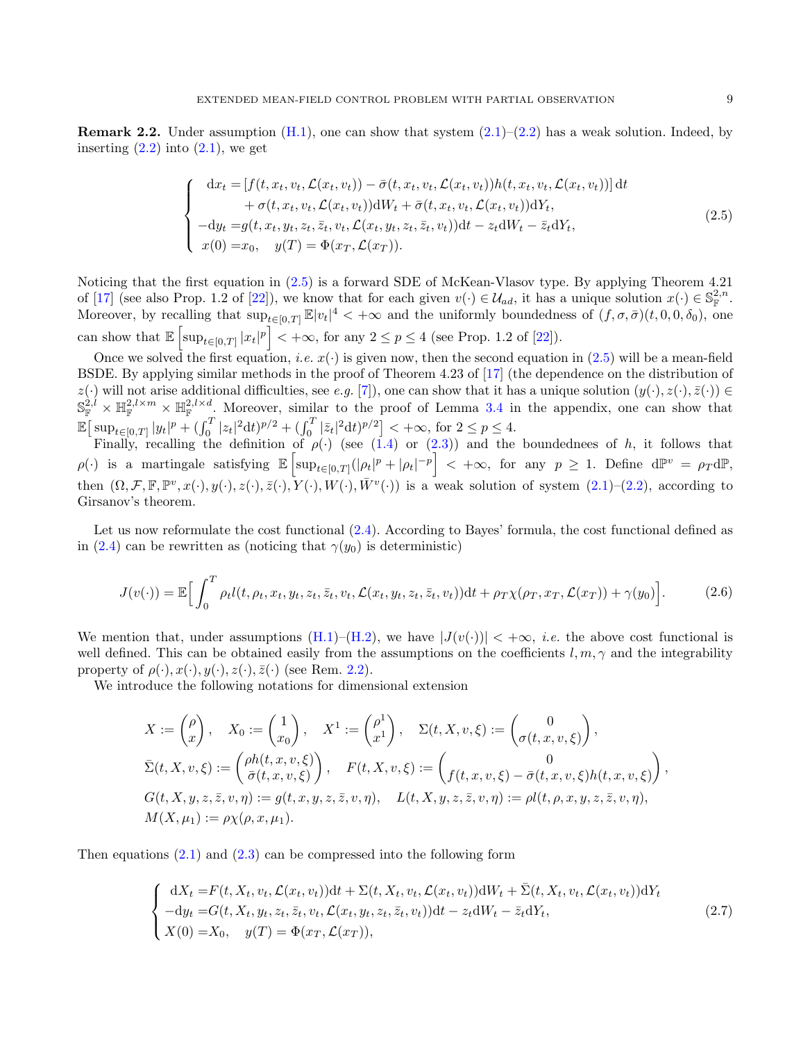**Remark 2.2.** Under assumption (H.1), one can show that system (2.1)–(2.2) has a weak solution. Indeed, by inserting (2.2) into (2.1), we get

$$
\begin{cases}
\ \mathrm{d}x_t = [f(t,x_t,v_t,\mathcal{L}(x_t,v_t)) - \bar{\sigma}(t,x_t,v_t,\mathcal{L}(x_t,v_t))h(t,x_t,v_t,\mathcal{L}(x_t,v_t))]\,\mathrm{d}t \\
\qquad\quad + \sigma(t,x_t,v_t,\mathcal{L}(x_t,v_t))\mathrm{d}W_t + \bar{\sigma}(t,x_t,v_t,\mathcal{L}(x_t,v_t))\mathrm{d}Y_t, \\
-\mathrm{d}y_t = g(t,x_t,y_t,z_t,\bar{z}_t,v_t,\mathcal{L}(x_t,y_t,z_t,\bar{z}_t,v_t))\mathrm{d}t - z_t\mathrm{d}W_t - \bar{z}_t\mathrm{d}Y_t, \\
\ x(0) = x_0, \quad y(T) = \Phi(x_T,\mathcal{L}(x_T)).
\end{cases}
\tag{2.5}
$$

Noticing that the first equation in (2.5) is a forward SDE of McKean-Vlasov type. By applying Theorem 4.21 of [17] (see also Prop. 1.2 of [22]), we know that for each given $v(\cdot)\in\mathcal{U}_{ad}$, it has a unique solution $x(\cdot)\in\mathbb{S}^{2,n}_{\mathbb{F}}$. Moreover, by recalling that $\sup_{t\in[0,T]}\mathbb{E}|v_t|^4<+\infty$ and the uniformly boundedness of $(f,\sigma,\bar{\sigma})(t,0,0,\delta_0)$, one can show that $\mathbb{E}\Big[\sup_{t\in[0,T]}|x_t|^p\Big]<+\infty$, for any $2\le p\le 4$ (see Prop. 1.2 of [22]).

Once we solved the first equation, *i.e.* $x(\cdot)$ is given now, then the second equation in (2.5) will be a mean-field BSDE. By applying similar methods in the proof of Theorem 4.23 of [17] (the dependence on the distribution of $z(\cdot)$ will not arise additional difficulties, see *e.g.* [7]), one can show that it has a unique solution $(y(\cdot),z(\cdot),\bar{z}(\cdot))\in\mathbb{S}^{2,l}_{\mathbb{F}}\times\mathbb{H}^{2,l\times m}_{\mathbb{F}}\times\mathbb{H}^{2,l\times d}_{\mathbb{F}}$. Moreover, similar to the proof of Lemma 3.4 in the appendix, one can show that $\mathbb{E}\big[\sup_{t\in[0,T]}|y_t|^p+(\int_0^T|z_t|^2\mathrm{d}t)^{p/2}+(\int_0^T|\bar{z}_t|^2\mathrm{d}t)^{p/2}\big]<+\infty$, for $2\le p\le 4$.

Finally, recalling the definition of $\rho(\cdot)$ (see (1.4) or (2.3)) and the boundednees of $h$, it follows that $\rho(\cdot)$ is a martingale satisfying $\mathbb{E}\Big[\sup_{t\in[0,T]}(|\rho_t|^p+|\rho_t|^{-p}\Big]<+\infty$, for any $p\ge 1$. Define $\mathrm{d}\mathbb{P}^v=\rho_T\mathrm{d}\mathbb{P}$, then $(\Omega,\mathcal{F},\mathbb{F},\mathbb{P}^v,x(\cdot),y(\cdot),z(\cdot),\bar{z}(\cdot),Y(\cdot),W(\cdot),\bar{W}^v(\cdot))$ is a weak solution of system (2.1)–(2.2), according to Girsanov's theorem.

Let us now reformulate the cost functional (2.4). According to Bayes' formula, the cost functional defined as in (2.4) can be rewritten as (noticing that $\gamma(y_0)$ is deterministic)

$$
J(v(\cdot))=\mathbb{E}\Big[\int_0^T\rho_t l(t,\rho_t,x_t,y_t,z_t,\bar{z}_t,v_t,\mathcal{L}(x_t,y_t,z_t,\bar{z}_t,v_t))\mathrm{d}t+\rho_T\chi(\rho_T,x_T,\mathcal{L}(x_T))+\gamma(y_0)\Big].
\tag{2.6}
$$

We mention that, under assumptions (H.1)–(H.2), we have $|J(v(\cdot))|<+\infty$, *i.e.* the above cost functional is well defined. This can be obtained easily from the assumptions on the coefficients $l,m,\gamma$ and the integrability property of $\rho(\cdot),x(\cdot),y(\cdot),z(\cdot),\bar{z}(\cdot)$ (see Rem. 2.2).

We introduce the following notations for dimensional extension

$$
\begin{aligned}
&X:=\begin{pmatrix}\rho\\ x\end{pmatrix},\quad X_0:=\begin{pmatrix}1\\ x_0\end{pmatrix},\quad X^1:=\begin{pmatrix}\rho^1\\ x^1\end{pmatrix},\quad \Sigma(t,X,v,\xi):=\begin{pmatrix}0\\ \sigma(t,x,v,\xi)\end{pmatrix},\\
&\bar{\Sigma}(t,X,v,\xi):=\begin{pmatrix}\rho h(t,x,v,\xi)\\ \bar{\sigma}(t,x,v,\xi)\end{pmatrix},\quad F(t,X,v,\xi):=\begin{pmatrix}0\\ f(t,x,v,\xi)-\bar{\sigma}(t,x,v,\xi)h(t,x,v,\xi)\end{pmatrix},\\
&G(t,X,y,z,\bar{z},v,\eta):=g(t,x,y,z,\bar{z},v,\eta),\quad L(t,X,y,z,\bar{z},v,\eta):=\rho l(t,\rho,x,y,z,\bar{z},v,\eta),\\
&M(X,\mu_1):=\rho\chi(\rho,x,\mu_1).
\end{aligned}
$$

Then equations (2.1) and (2.3) can be compressed into the following form

$$
\begin{cases}
\ \mathrm{d}X_t = F(t,X_t,v_t,\mathcal{L}(x_t,v_t))\mathrm{d}t+\Sigma(t,X_t,v_t,\mathcal{L}(x_t,v_t))\mathrm{d}W_t+\bar{\Sigma}(t,X_t,v_t,\mathcal{L}(x_t,v_t))\mathrm{d}Y_t\\
-\mathrm{d}y_t = G(t,X_t,y_t,z_t,\bar{z}_t,v_t,\mathcal{L}(x_t,y_t,z_t,\bar{z}_t,v_t))\mathrm{d}t-z_t\mathrm{d}W_t-\bar{z}_t\mathrm{d}Y_t,\\
\ X(0)=X_0,\quad y(T)=\Phi(x_T,\mathcal{L}(x_T)),
\end{cases}
\tag{2.7}
$$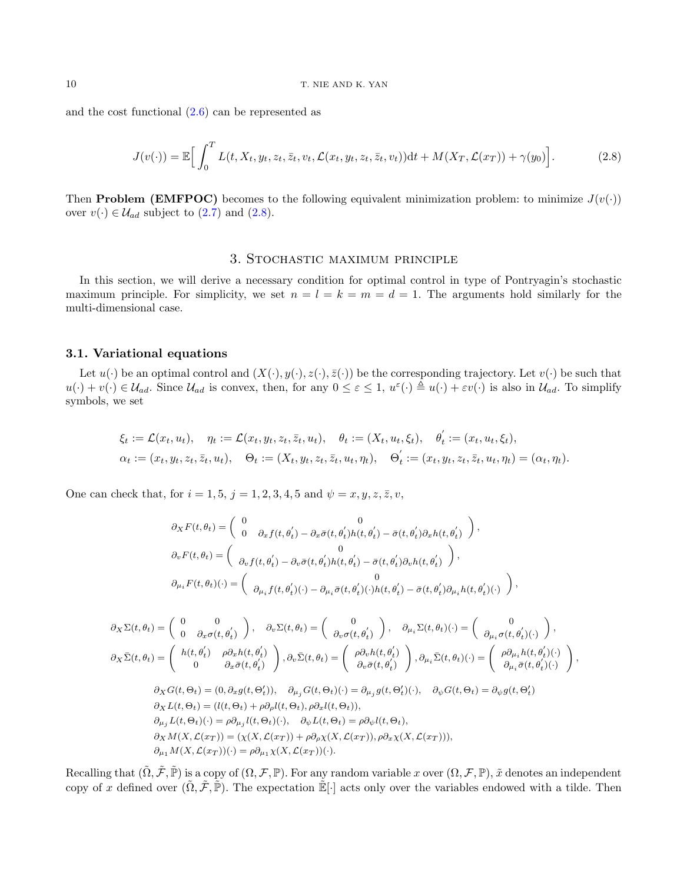and the cost functional (2.6) can be represented as

$$J(v(\cdot)) = \mathbb{E}\Big[\int_0^T L(t, X_t, y_t, z_t, \bar{z}_t, v_t, \mathcal{L}(x_t, y_t, z_t, \bar{z}_t, v_t))\mathrm{d}t + M(X_T, \mathcal{L}(x_T)) + \gamma(y_0)\Big]. \tag{2.8}$$

Then **Problem (EMFPOC)** becomes to the following equivalent minimization problem: to minimize $J(v(\cdot))$ over $v(\cdot) \in \mathcal{U}_{ad}$ subject to (2.7) and (2.8).

## 3. Stochastic maximum principle

In this section, we will derive a necessary condition for optimal control in type of Pontryagin's stochastic maximum principle. For simplicity, we set $n = l = k = m = d = 1$. The arguments hold similarly for the multi-dimensional case.

### 3.1. Variational equations

Let $u(\cdot)$ be an optimal control and $(X(\cdot), y(\cdot), z(\cdot), \bar{z}(\cdot))$ be the corresponding trajectory. Let $v(\cdot)$ be such that $u(\cdot) + v(\cdot) \in \mathcal{U}_{ad}$. Since $\mathcal{U}_{ad}$ is convex, then, for any $0 \le \varepsilon \le 1$, $u^\varepsilon(\cdot) \triangleq u(\cdot) + \varepsilon v(\cdot)$ is also in $\mathcal{U}_{ad}$. To simplify symbols, we set

$$\begin{aligned}
&\xi_t := \mathcal{L}(x_t, u_t), \quad \eta_t := \mathcal{L}(x_t, y_t, z_t, \bar{z}_t, u_t), \quad \theta_t := (X_t, u_t, \xi_t), \quad \theta_t' := (x_t, u_t, \xi_t), \\
&\alpha_t := (x_t, y_t, z_t, \bar{z}_t, u_t), \quad \Theta_t := (X_t, y_t, z_t, \bar{z}_t, u_t, \eta_t), \quad \Theta_t' := (x_t, y_t, z_t, \bar{z}_t, u_t, \eta_t) = (\alpha_t, \eta_t).
\end{aligned}$$

One can check that, for $i = 1, 5$, $j = 1, 2, 3, 4, 5$ and $\psi = x, y, z, \bar{z}, v$,

$$\begin{aligned}
&\partial_X F(t, \theta_t) = \begin{pmatrix} 0 & 0 \\ 0 & \partial_x f(t, \theta_t') - \partial_x \bar{\sigma}(t, \theta_t') h(t, \theta_t') - \bar{\sigma}(t, \theta_t') \partial_x h(t, \theta_t') \end{pmatrix}, \\
&\partial_v F(t, \theta_t) = \begin{pmatrix} 0 \\ \partial_v f(t, \theta_t') - \partial_v \bar{\sigma}(t, \theta_t') h(t, \theta_t') - \bar{\sigma}(t, \theta_t') \partial_v h(t, \theta_t') \end{pmatrix}, \\
&\partial_{\mu_i} F(t, \theta_t)(\cdot) = \begin{pmatrix} 0 \\ \partial_{\mu_i} f(t, \theta_t')(\cdot) - \partial_{\mu_i} \bar{\sigma}(t, \theta_t')(\cdot) h(t, \theta_t') - \bar{\sigma}(t, \theta_t') \partial_{\mu_i} h(t, \theta_t')(\cdot) \end{pmatrix},
\end{aligned}$$

$$\begin{aligned}
&\partial_X \Sigma(t, \theta_t) = \begin{pmatrix} 0 & 0 \\ 0 & \partial_x \sigma(t, \theta_t') \end{pmatrix}, \quad \partial_v \Sigma(t, \theta_t) = \begin{pmatrix} 0 \\ \partial_v \sigma(t, \theta_t') \end{pmatrix}, \quad \partial_{\mu_i} \Sigma(t, \theta_t)(\cdot) = \begin{pmatrix} 0 \\ \partial_{\mu_i} \sigma(t, \theta_t')(\cdot) \end{pmatrix}, \\
&\partial_X \bar{\Sigma}(t, \theta_t) = \begin{pmatrix} h(t, \theta_t') & \rho \partial_x h(t, \theta_t') \\ 0 & \partial_x \bar{\sigma}(t, \theta_t') \end{pmatrix}, \partial_v \bar{\Sigma}(t, \theta_t) = \begin{pmatrix} \rho \partial_v h(t, \theta_t') \\ \partial_v \bar{\sigma}(t, \theta_t') \end{pmatrix}, \partial_{\mu_i} \bar{\Sigma}(t, \theta_t)(\cdot) = \begin{pmatrix} \rho \partial_{\mu_i} h(t, \theta_t')(\cdot) \\ \partial_{\mu_i} \bar{\sigma}(t, \theta_t')(\cdot) \end{pmatrix},
\end{aligned}$$

$$\begin{aligned}
&\partial_X G(t, \Theta_t) = (0, \partial_x g(t, \Theta_t')), \quad \partial_{\mu_j} G(t, \Theta_t)(\cdot) = \partial_{\mu_j} g(t, \Theta_t')(\cdot), \quad \partial_\psi G(t, \Theta_t) = \partial_\psi g(t, \Theta_t') \\
&\partial_X L(t, \Theta_t) = (l(t, \Theta_t) + \rho \partial_\rho l(t, \Theta_t), \rho \partial_x l(t, \Theta_t)), \\
&\partial_{\mu_j} L(t, \Theta_t)(\cdot) = \rho \partial_{\mu_j} l(t, \Theta_t)(\cdot), \quad \partial_\psi L(t, \Theta_t) = \rho \partial_\psi l(t, \Theta_t), \\
&\partial_X M(X, \mathcal{L}(x_T)) = (\chi(X, \mathcal{L}(x_T)) + \rho \partial_\rho \chi(X, \mathcal{L}(x_T)), \rho \partial_x \chi(X, \mathcal{L}(x_T))), \\
&\partial_{\mu_1} M(X, \mathcal{L}(x_T))(\cdot) = \rho \partial_{\mu_1} \chi(X, \mathcal{L}(x_T))(\cdot).
\end{aligned}$$

Recalling that $(\tilde{\Omega}, \tilde{\mathcal{F}}, \tilde{\mathbb{P}})$ is a copy of $(\Omega, \mathcal{F}, \mathbb{P})$. For any random variable $x$ over $(\Omega, \mathcal{F}, \mathbb{P})$, $\tilde{x}$ denotes an independent copy of $x$ defined over $(\tilde{\Omega}, \tilde{\mathcal{F}}, \tilde{\mathbb{P}})$. The expectation $\tilde{\mathbb{E}}[\cdot]$ acts only over the variables endowed with a tilde. Then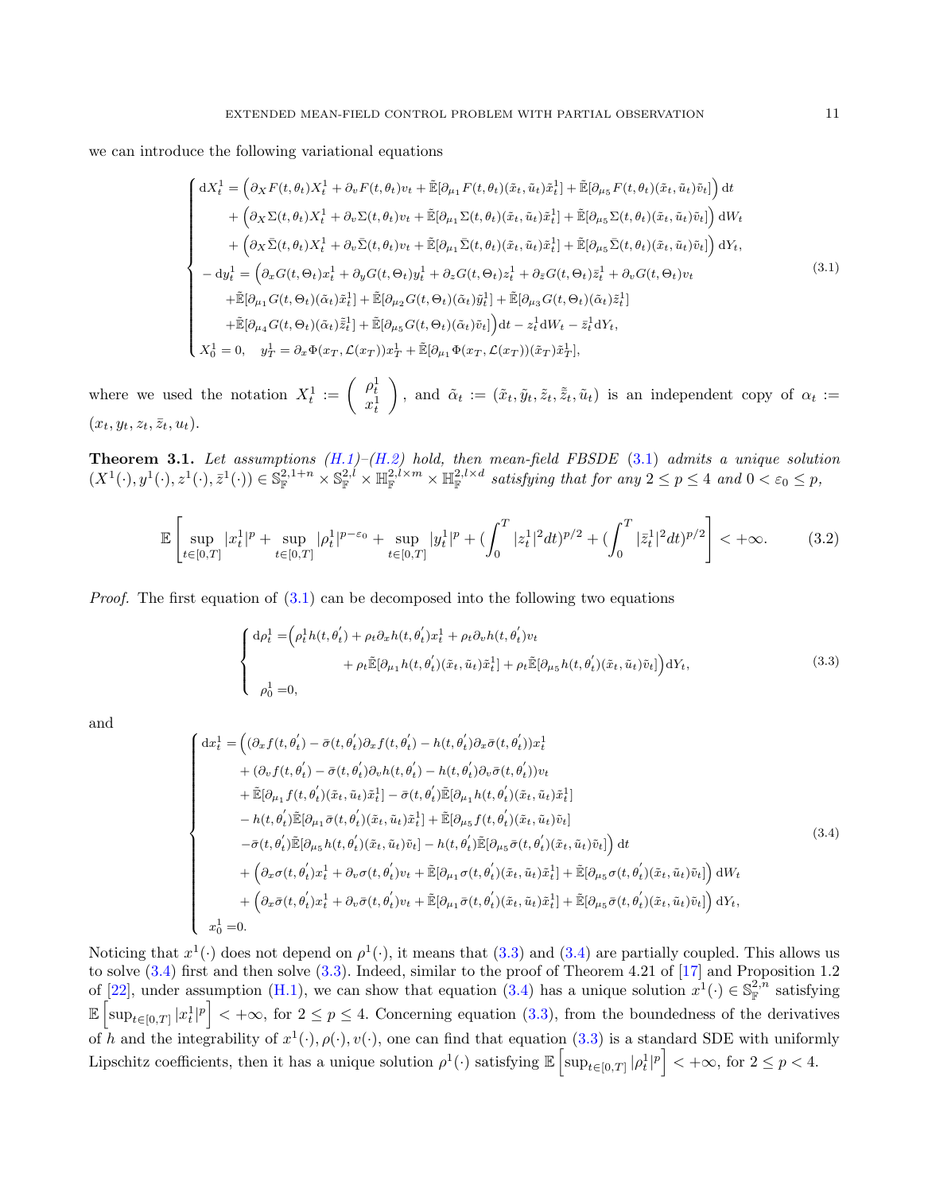we can introduce the following variational equations

$$
\begin{cases}
\mathrm{d}X_t^1 = \Big(\partial_X F(t,\theta_t)X_t^1 + \partial_v F(t,\theta_t)v_t + \tilde{\mathbb{E}}[\partial_{\mu_1} F(t,\theta_t)(\tilde{x}_t,\tilde{u}_t)\tilde{x}_t^1] + \tilde{\mathbb{E}}[\partial_{\mu_5} F(t,\theta_t)(\tilde{x}_t,\tilde{u}_t)\tilde{v}_t]\Big)\,\mathrm{d}t \\
\qquad + \Big(\partial_X \Sigma(t,\theta_t)X_t^1 + \partial_v \Sigma(t,\theta_t)v_t + \tilde{\mathbb{E}}[\partial_{\mu_1} \Sigma(t,\theta_t)(\tilde{x}_t,\tilde{u}_t)\tilde{x}_t^1] + \tilde{\mathbb{E}}[\partial_{\mu_5} \Sigma(t,\theta_t)(\tilde{x}_t,\tilde{u}_t)\tilde{v}_t]\Big)\,\mathrm{d}W_t \\
\qquad + \Big(\partial_X \bar{\Sigma}(t,\theta_t)X_t^1 + \partial_v \bar{\Sigma}(t,\theta_t)v_t + \tilde{\mathbb{E}}[\partial_{\mu_1} \bar{\Sigma}(t,\theta_t)(\tilde{x}_t,\tilde{u}_t)\tilde{x}_t^1] + \tilde{\mathbb{E}}[\partial_{\mu_5} \bar{\Sigma}(t,\theta_t)(\tilde{x}_t,\tilde{u}_t)\tilde{v}_t]\Big)\,\mathrm{d}Y_t, \\
-\,\mathrm{d}y_t^1 = \Big(\partial_x G(t,\Theta_t)x_t^1 + \partial_y G(t,\Theta_t)y_t^1 + \partial_z G(t,\Theta_t)z_t^1 + \partial_{\bar{z}} G(t,\Theta_t)\bar{z}_t^1 + \partial_v G(t,\Theta_t)v_t \\
\qquad + \tilde{\mathbb{E}}[\partial_{\mu_1} G(t,\Theta_t)(\tilde{\alpha}_t)\tilde{x}_t^1] + \tilde{\mathbb{E}}[\partial_{\mu_2} G(t,\Theta_t)(\tilde{\alpha}_t)\tilde{y}_t^1] + \tilde{\mathbb{E}}[\partial_{\mu_3} G(t,\Theta_t)(\tilde{\alpha}_t)\tilde{z}_t^1] \\
\qquad + \tilde{\mathbb{E}}[\partial_{\mu_4} G(t,\Theta_t)(\tilde{\alpha}_t)\tilde{\bar{z}}_t^1] + \tilde{\mathbb{E}}[\partial_{\mu_5} G(t,\Theta_t)(\tilde{\alpha}_t)\tilde{v}_t]\Big)\mathrm{d}t - z_t^1\,\mathrm{d}W_t - \bar{z}_t^1\,\mathrm{d}Y_t, \\
X_0^1 = 0, \quad y_T^1 = \partial_x \Phi(x_T,\mathcal{L}(x_T))x_T^1 + \tilde{\mathbb{E}}[\partial_{\mu_1}\Phi(x_T,\mathcal{L}(x_T))(\tilde{x}_T)\tilde{x}_T^1],
\end{cases}
\tag{3.1}
$$

where we used the notation $X_t^1 := \begin{pmatrix} \rho_t^1 \\ x_t^1 \end{pmatrix}$, and $\tilde{\alpha}_t := (\tilde{x}_t, \tilde{y}_t, \tilde{z}_t, \tilde{\bar{z}}_t, \tilde{u}_t)$ is an independent copy of $\alpha_t := (x_t, y_t, z_t, \bar{z}_t, u_t)$.

**Theorem 3.1.** *Let assumptions (H.1)–(H.2) hold, then mean-field FBSDE (3.1) admits a unique solution $(X^1(\cdot), y^1(\cdot), z^1(\cdot), \bar{z}^1(\cdot)) \in \mathbb{S}_{\mathbb{F}}^{2,1+n} \times \mathbb{S}_{\mathbb{F}}^{2,l} \times \mathbb{H}_{\mathbb{F}}^{2,l\times m} \times \mathbb{H}_{\mathbb{F}}^{2,l\times d}$ satisfying that for any $2 \le p \le 4$ and $0 < \varepsilon_0 \le p$,*

$$
\mathbb{E}\left[\sup_{t\in[0,T]} |x_t^1|^p + \sup_{t\in[0,T]} |\rho_t^1|^{p-\varepsilon_0} + \sup_{t\in[0,T]} |y_t^1|^p + (\int_0^T |z_t^1|^2 dt)^{p/2} + (\int_0^T |\bar{z}_t^1|^2 dt)^{p/2}\right] < +\infty. \tag{3.2}
$$

*Proof.* The first equation of (3.1) can be decomposed into the following two equations

$$
\begin{cases}
\mathrm{d}\rho_t^1 = \Big(\rho_t^1 h(t,\theta_t') + \rho_t \partial_x h(t,\theta_t')x_t^1 + \rho_t \partial_v h(t,\theta_t')v_t \\
\qquad\qquad + \rho_t \tilde{\mathbb{E}}[\partial_{\mu_1} h(t,\theta_t')(\tilde{x}_t,\tilde{u}_t)\tilde{x}_t^1] + \rho_t \tilde{\mathbb{E}}[\partial_{\mu_5} h(t,\theta_t')(\tilde{x}_t,\tilde{u}_t)\tilde{v}_t]\Big)\mathrm{d}Y_t, \\
\rho_0^1 = 0,
\end{cases}
\tag{3.3}
$$

and

$$
\begin{cases}
\mathrm{d}x_t^1 = \Big((\partial_x f(t,\theta_t') - \bar{\sigma}(t,\theta_t')\partial_x f(t,\theta_t') - h(t,\theta_t')\partial_x \bar{\sigma}(t,\theta_t'))x_t^1 \\
\qquad + (\partial_v f(t,\theta_t') - \bar{\sigma}(t,\theta_t')\partial_v h(t,\theta_t') - h(t,\theta_t')\partial_v \bar{\sigma}(t,\theta_t'))v_t \\
\qquad + \tilde{\mathbb{E}}[\partial_{\mu_1} f(t,\theta_t')(\tilde{x}_t,\tilde{u}_t)\tilde{x}_t^1] - \bar{\sigma}(t,\theta_t')\tilde{\mathbb{E}}[\partial_{\mu_1} h(t,\theta_t')(\tilde{x}_t,\tilde{u}_t)\tilde{x}_t^1] \\
\qquad - h(t,\theta_t')\tilde{\mathbb{E}}[\partial_{\mu_1} \bar{\sigma}(t,\theta_t')(\tilde{x}_t,\tilde{u}_t)\tilde{x}_t^1] + \tilde{\mathbb{E}}[\partial_{\mu_5} f(t,\theta_t')(\tilde{x}_t,\tilde{u}_t)\tilde{v}_t] \\
\qquad - \bar{\sigma}(t,\theta_t')\tilde{\mathbb{E}}[\partial_{\mu_5} h(t,\theta_t')(\tilde{x}_t,\tilde{u}_t)\tilde{v}_t] - h(t,\theta_t')\tilde{\mathbb{E}}[\partial_{\mu_5} \bar{\sigma}(t,\theta_t')(\tilde{x}_t,\tilde{u}_t)\tilde{v}_t]\Big)\,\mathrm{d}t \\
\qquad + \Big(\partial_x \sigma(t,\theta_t')x_t^1 + \partial_v \sigma(t,\theta_t')v_t + \tilde{\mathbb{E}}[\partial_{\mu_1} \sigma(t,\theta_t')(\tilde{x}_t,\tilde{u}_t)\tilde{x}_t^1] + \tilde{\mathbb{E}}[\partial_{\mu_5} \sigma(t,\theta_t')(\tilde{x}_t,\tilde{u}_t)\tilde{v}_t]\Big)\,\mathrm{d}W_t \\
\qquad + \Big(\partial_x \bar{\sigma}(t,\theta_t')x_t^1 + \partial_v \bar{\sigma}(t,\theta_t')v_t + \tilde{\mathbb{E}}[\partial_{\mu_1} \bar{\sigma}(t,\theta_t')(\tilde{x}_t,\tilde{u}_t)\tilde{x}_t^1] + \tilde{\mathbb{E}}[\partial_{\mu_5} \bar{\sigma}(t,\theta_t')(\tilde{x}_t,\tilde{u}_t)\tilde{v}_t]\Big)\,\mathrm{d}Y_t, \\
x_0^1 = 0.
\end{cases}
\tag{3.4}
$$

Noticing that $x^1(\cdot)$ does not depend on $\rho^1(\cdot)$, it means that (3.3) and (3.4) are partially coupled. This allows us to solve (3.4) first and then solve (3.3). Indeed, similar to the proof of Theorem 4.21 of [17] and Proposition 1.2 of [22], under assumption (H.1), we can show that equation (3.4) has a unique solution $x^1(\cdot) \in \mathbb{S}_{\mathbb{F}}^{2,n}$ satisfying $\mathbb{E}\left[\sup_{t\in[0,T]} |x_t^1|^p\right] < +\infty$, for $2 \le p \le 4$. Concerning equation (3.3), from the boundedness of the derivatives of $h$ and the integrability of $x^1(\cdot), \rho(\cdot), v(\cdot)$, one can find that equation (3.3) is a standard SDE with uniformly Lipschitz coefficients, then it has a unique solution $\rho^1(\cdot)$ satisfying $\mathbb{E}\left[\sup_{t\in[0,T]} |\rho_t^1|^p\right] < +\infty$, for $2 \le p < 4$.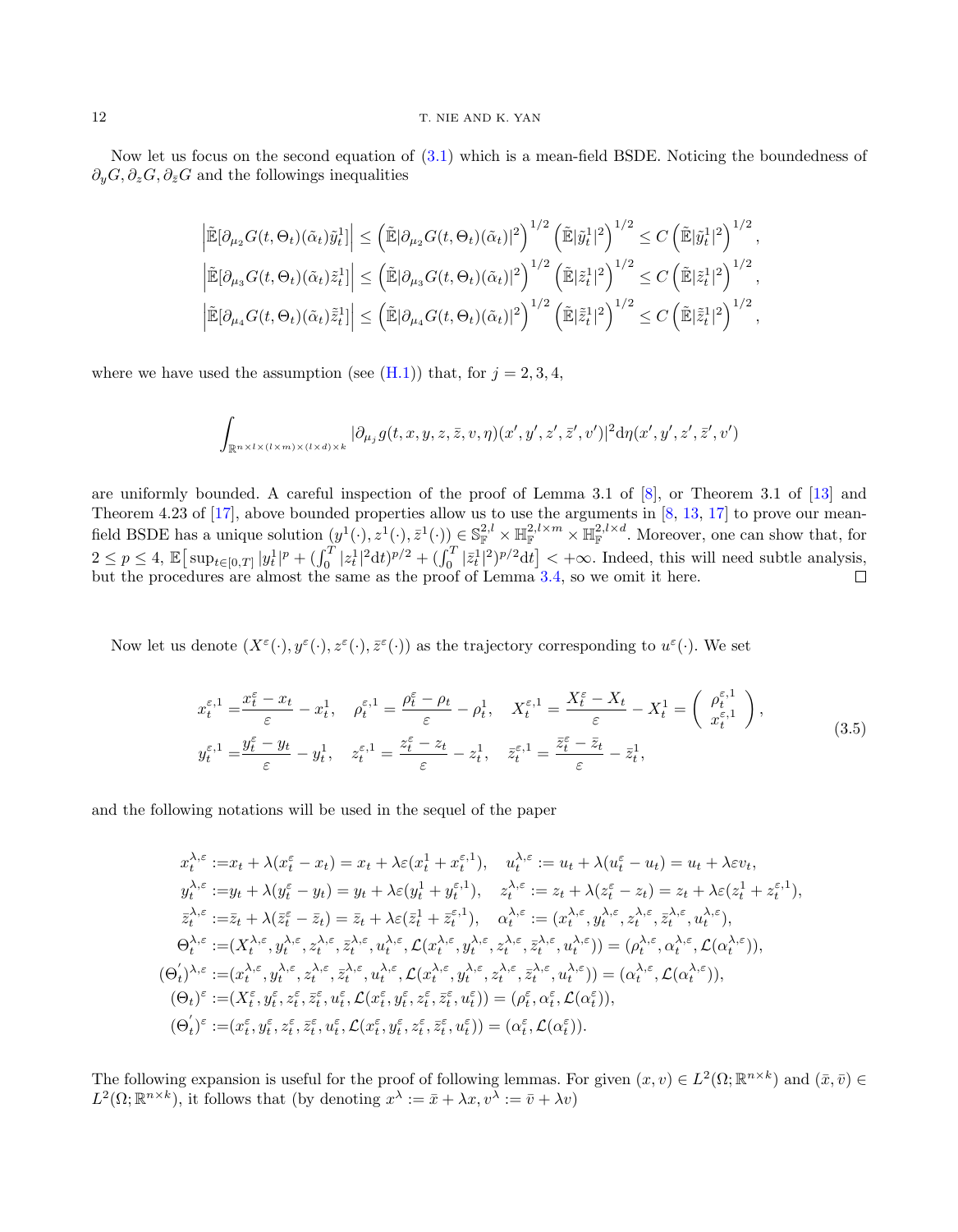Now let us focus on the second equation of (3.1) which is a mean-field BSDE. Noticing the boundedness of $\partial_y G, \partial_z G, \partial_{\bar{z}} G$ and the followings inequalities

$$
\begin{aligned}
\left|\tilde{\mathbb{E}}[\partial_{\mu_2} G(t,\Theta_t)(\tilde{\alpha}_t)\tilde{y}_t^1]\right| &\leq \left(\tilde{\mathbb{E}}|\partial_{\mu_2} G(t,\Theta_t)(\tilde{\alpha}_t)|^2\right)^{1/2}\left(\tilde{\mathbb{E}}|\tilde{y}_t^1|^2\right)^{1/2} \leq C\left(\tilde{\mathbb{E}}|\tilde{y}_t^1|^2\right)^{1/2},\\
\left|\tilde{\mathbb{E}}[\partial_{\mu_3} G(t,\Theta_t)(\tilde{\alpha}_t)\tilde{z}_t^1]\right| &\leq \left(\tilde{\mathbb{E}}|\partial_{\mu_3} G(t,\Theta_t)(\tilde{\alpha}_t)|^2\right)^{1/2}\left(\tilde{\mathbb{E}}|\tilde{z}_t^1|^2\right)^{1/2} \leq C\left(\tilde{\mathbb{E}}|\tilde{z}_t^1|^2\right)^{1/2},\\
\left|\tilde{\mathbb{E}}[\partial_{\mu_4} G(t,\Theta_t)(\tilde{\alpha}_t)\tilde{\bar{z}}_t^1]\right| &\leq \left(\tilde{\mathbb{E}}|\partial_{\mu_4} G(t,\Theta_t)(\tilde{\alpha}_t)|^2\right)^{1/2}\left(\tilde{\mathbb{E}}|\tilde{\bar{z}}_t^1|^2\right)^{1/2} \leq C\left(\tilde{\mathbb{E}}|\tilde{\bar{z}}_t^1|^2\right)^{1/2},
\end{aligned}
$$

where we have used the assumption (see (H.1)) that, for $j = 2,3,4$,

$$
\int_{\mathbb{R}^{n\times l\times(l\times m)\times(l\times d)\times k}} |\partial_{\mu_j} g(t,x,y,z,\bar{z},v,\eta)(x',y',z',\bar{z}',v')|^2 \mathrm{d}\eta(x',y',z',\bar{z}',v')
$$

are uniformly bounded. A careful inspection of the proof of Lemma 3.1 of [8], or Theorem 3.1 of [13] and Theorem 4.23 of [17], above bounded properties allow us to use the arguments in [8, 13, 17] to prove our mean-field BSDE has a unique solution $(y^1(\cdot), z^1(\cdot), \bar{z}^1(\cdot)) \in \mathbb{S}_{\mathbb{F}}^{2,l} \times \mathbb{H}_{\mathbb{F}}^{2,l\times m} \times \mathbb{H}_{\mathbb{F}}^{2,l\times d}$. Moreover, one can show that, for $2 \leq p \leq 4$, $\mathbb{E}\big[\sup_{t\in[0,T]} |y_t^1|^p + (\int_0^T |z_t^1|^2 \mathrm{d}t)^{p/2} + (\int_0^T |\bar{z}_t^1|^2)^{p/2}\mathrm{d}t\big] < +\infty$. Indeed, this will need subtle analysis, but the procedures are almost the same as the proof of Lemma 3.4, so we omit it here. $\square$

Now let us denote $(X^\varepsilon(\cdot), y^\varepsilon(\cdot), z^\varepsilon(\cdot), \bar{z}^\varepsilon(\cdot))$ as the trajectory corresponding to $u^\varepsilon(\cdot)$. We set

$$
\begin{aligned}
x_t^{\varepsilon,1} &= \frac{x_t^\varepsilon - x_t}{\varepsilon} - x_t^1, \quad \rho_t^{\varepsilon,1} = \frac{\rho_t^\varepsilon - \rho_t}{\varepsilon} - \rho_t^1, \quad X_t^{\varepsilon,1} = \frac{X_t^\varepsilon - X_t}{\varepsilon} - X_t^1 = \begin{pmatrix} \rho_t^{\varepsilon,1} \\ x_t^{\varepsilon,1} \end{pmatrix},\\
y_t^{\varepsilon,1} &= \frac{y_t^\varepsilon - y_t}{\varepsilon} - y_t^1, \quad z_t^{\varepsilon,1} = \frac{z_t^\varepsilon - z_t}{\varepsilon} - z_t^1, \quad \bar{z}_t^{\varepsilon,1} = \frac{\bar{z}_t^\varepsilon - \bar{z}_t}{\varepsilon} - \bar{z}_t^1,
\end{aligned}
\tag{3.5}
$$

and the following notations will be used in the sequel of the paper

$$
\begin{aligned}
x_t^{\lambda,\varepsilon} &:= x_t + \lambda(x_t^\varepsilon - x_t) = x_t + \lambda\varepsilon(x_t^1 + x_t^{\varepsilon,1}), \quad u_t^{\lambda,\varepsilon} := u_t + \lambda(u_t^\varepsilon - u_t) = u_t + \lambda\varepsilon v_t,\\
y_t^{\lambda,\varepsilon} &:= y_t + \lambda(y_t^\varepsilon - y_t) = y_t + \lambda\varepsilon(y_t^1 + y_t^{\varepsilon,1}), \quad z_t^{\lambda,\varepsilon} := z_t + \lambda(z_t^\varepsilon - z_t) = z_t + \lambda\varepsilon(z_t^1 + z_t^{\varepsilon,1}),\\
\bar{z}_t^{\lambda,\varepsilon} &:= \bar{z}_t + \lambda(\bar{z}_t^\varepsilon - \bar{z}_t) = \bar{z}_t + \lambda\varepsilon(\bar{z}_t^1 + \bar{z}_t^{\varepsilon,1}), \quad \alpha_t^{\lambda,\varepsilon} := (x_t^{\lambda,\varepsilon}, y_t^{\lambda,\varepsilon}, z_t^{\lambda,\varepsilon}, \bar{z}_t^{\lambda,\varepsilon}, u_t^{\lambda,\varepsilon}),\\
\Theta_t^{\lambda,\varepsilon} &:= (X_t^{\lambda,\varepsilon}, y_t^{\lambda,\varepsilon}, z_t^{\lambda,\varepsilon}, \bar{z}_t^{\lambda,\varepsilon}, u_t^{\lambda,\varepsilon}, \mathcal{L}(x_t^{\lambda,\varepsilon}, y_t^{\lambda,\varepsilon}, z_t^{\lambda,\varepsilon}, \bar{z}_t^{\lambda,\varepsilon}, u_t^{\lambda,\varepsilon})) = (\rho_t^{\lambda,\varepsilon}, \alpha_t^{\lambda,\varepsilon}, \mathcal{L}(\alpha_t^{\lambda,\varepsilon})),\\
(\Theta_t^{'})^{\lambda,\varepsilon} &:= (x_t^{\lambda,\varepsilon}, y_t^{\lambda,\varepsilon}, z_t^{\lambda,\varepsilon}, \bar{z}_t^{\lambda,\varepsilon}, u_t^{\lambda,\varepsilon}, \mathcal{L}(x_t^{\lambda,\varepsilon}, y_t^{\lambda,\varepsilon}, z_t^{\lambda,\varepsilon}, \bar{z}_t^{\lambda,\varepsilon}, u_t^{\lambda,\varepsilon})) = (\alpha_t^{\lambda,\varepsilon}, \mathcal{L}(\alpha_t^{\lambda,\varepsilon})),\\
(\Theta_t)^\varepsilon &:= (X_t^\varepsilon, y_t^\varepsilon, z_t^\varepsilon, \bar{z}_t^\varepsilon, u_t^\varepsilon, \mathcal{L}(x_t^\varepsilon, y_t^\varepsilon, z_t^\varepsilon, \bar{z}_t^\varepsilon, u_t^\varepsilon)) = (\rho_t^\varepsilon, \alpha_t^\varepsilon, \mathcal{L}(\alpha_t^\varepsilon)),\\
(\Theta_t^{'})^\varepsilon &:= (x_t^\varepsilon, y_t^\varepsilon, z_t^\varepsilon, \bar{z}_t^\varepsilon, u_t^\varepsilon, \mathcal{L}(x_t^\varepsilon, y_t^\varepsilon, z_t^\varepsilon, \bar{z}_t^\varepsilon, u_t^\varepsilon)) = (\alpha_t^\varepsilon, \mathcal{L}(\alpha_t^\varepsilon)).
\end{aligned}
$$

The following expansion is useful for the proof of following lemmas. For given $(x,v) \in L^2(\Omega;\mathbb{R}^{n\times k})$ and $(\bar{x},\bar{v}) \in L^2(\Omega;\mathbb{R}^{n\times k})$, it follows that (by denoting $x^\lambda := \bar{x} + \lambda x, v^\lambda := \bar{v} + \lambda v$)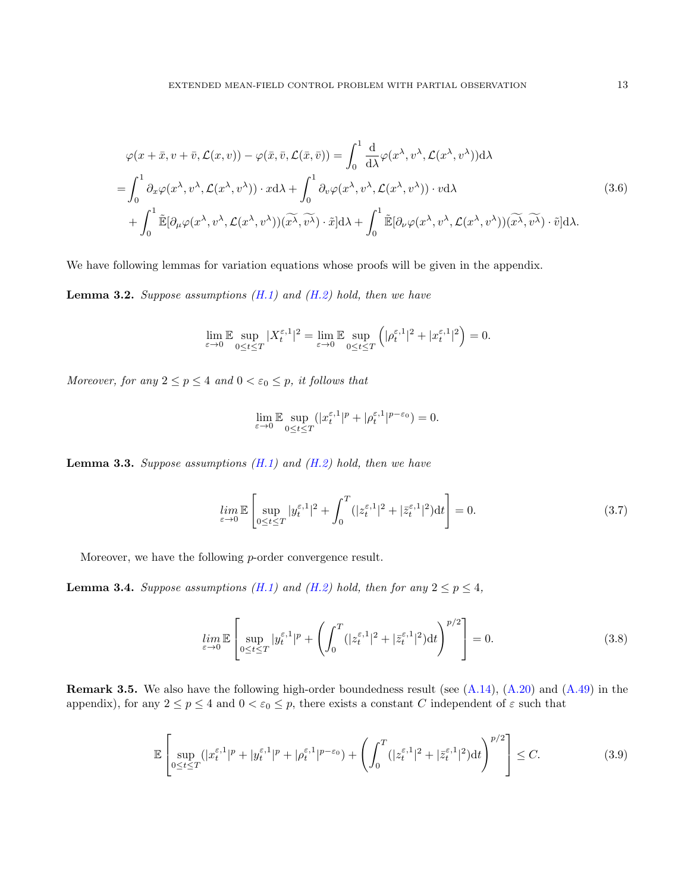$$
\begin{aligned}
&\varphi(x+\bar{x}, v+\bar{v}, \mathcal{L}(x,v)) - \varphi(\bar{x}, \bar{v}, \mathcal{L}(\bar{x}, \bar{v})) = \int_0^1 \frac{\mathrm{d}}{\mathrm{d}\lambda} \varphi(x^\lambda, v^\lambda, \mathcal{L}(x^\lambda, v^\lambda))\mathrm{d}\lambda \\
=& \int_0^1 \partial_x \varphi(x^\lambda, v^\lambda, \mathcal{L}(x^\lambda, v^\lambda)) \cdot x \mathrm{d}\lambda + \int_0^1 \partial_v \varphi(x^\lambda, v^\lambda, \mathcal{L}(x^\lambda, v^\lambda)) \cdot v \mathrm{d}\lambda \\
&+ \int_0^1 \tilde{\mathbb{E}}[\partial_\mu \varphi(x^\lambda, v^\lambda, \mathcal{L}(x^\lambda, v^\lambda))(\widetilde{x^\lambda}, \widetilde{v^\lambda}) \cdot \tilde{x}]\mathrm{d}\lambda + \int_0^1 \tilde{\mathbb{E}}[\partial_\nu \varphi(x^\lambda, v^\lambda, \mathcal{L}(x^\lambda, v^\lambda))(\widetilde{x^\lambda}, \widetilde{v^\lambda}) \cdot \tilde{v}]\mathrm{d}\lambda.
\end{aligned}
\tag{3.6}
$$

We have following lemmas for variation equations whose proofs will be given in the appendix.

**Lemma 3.2.** *Suppose assumptions (H.1) and (H.2) hold, then we have*

$$
\lim_{\varepsilon \to 0} \mathbb{E} \sup_{0 \le t \le T} |X_t^{\varepsilon,1}|^2 = \lim_{\varepsilon \to 0} \mathbb{E} \sup_{0 \le t \le T} \left( |\rho_t^{\varepsilon,1}|^2 + |x_t^{\varepsilon,1}|^2 \right) = 0.
$$

*Moreover, for any $2 \le p \le 4$ and $0 < \varepsilon_0 \le p$, it follows that*

$$
\lim_{\varepsilon \to 0} \mathbb{E} \sup_{0 \le t \le T} (|x_t^{\varepsilon,1}|^p + |\rho_t^{\varepsilon,1}|^{p-\varepsilon_0}) = 0.
$$

**Lemma 3.3.** *Suppose assumptions (H.1) and (H.2) hold, then we have*

$$
\lim_{\varepsilon \to 0} \mathbb{E} \left[ \sup_{0 \le t \le T} |y_t^{\varepsilon,1}|^2 + \int_0^T (|z_t^{\varepsilon,1}|^2 + |\bar{z}_t^{\varepsilon,1}|^2) \mathrm{d}t \right] = 0.
\tag{3.7}
$$

Moreover, we have the following $p$-order convergence result.

**Lemma 3.4.** *Suppose assumptions (H.1) and (H.2) hold, then for any $2 \le p \le 4$,*

$$
\lim_{\varepsilon \to 0} \mathbb{E} \left[ \sup_{0 \le t \le T} |y_t^{\varepsilon,1}|^p + \left( \int_0^T (|z_t^{\varepsilon,1}|^2 + |\bar{z}_t^{\varepsilon,1}|^2) \mathrm{d}t \right)^{p/2} \right] = 0.
\tag{3.8}
$$

**Remark 3.5.** We also have the following high-order boundedness result (see (A.14), (A.20) and (A.49) in the appendix), for any $2 \le p \le 4$ and $0 < \varepsilon_0 \le p$, there exists a constant $C$ independent of $\varepsilon$ such that

$$
\mathbb{E} \left[ \sup_{0 \le t \le T} (|x_t^{\varepsilon,1}|^p + |y_t^{\varepsilon,1}|^p + |\rho_t^{\varepsilon,1}|^{p-\varepsilon_0}) + \left( \int_0^T (|z_t^{\varepsilon,1}|^2 + |\bar{z}_t^{\varepsilon,1}|^2) \mathrm{d}t \right)^{p/2} \right] \le C.
\tag{3.9}
$$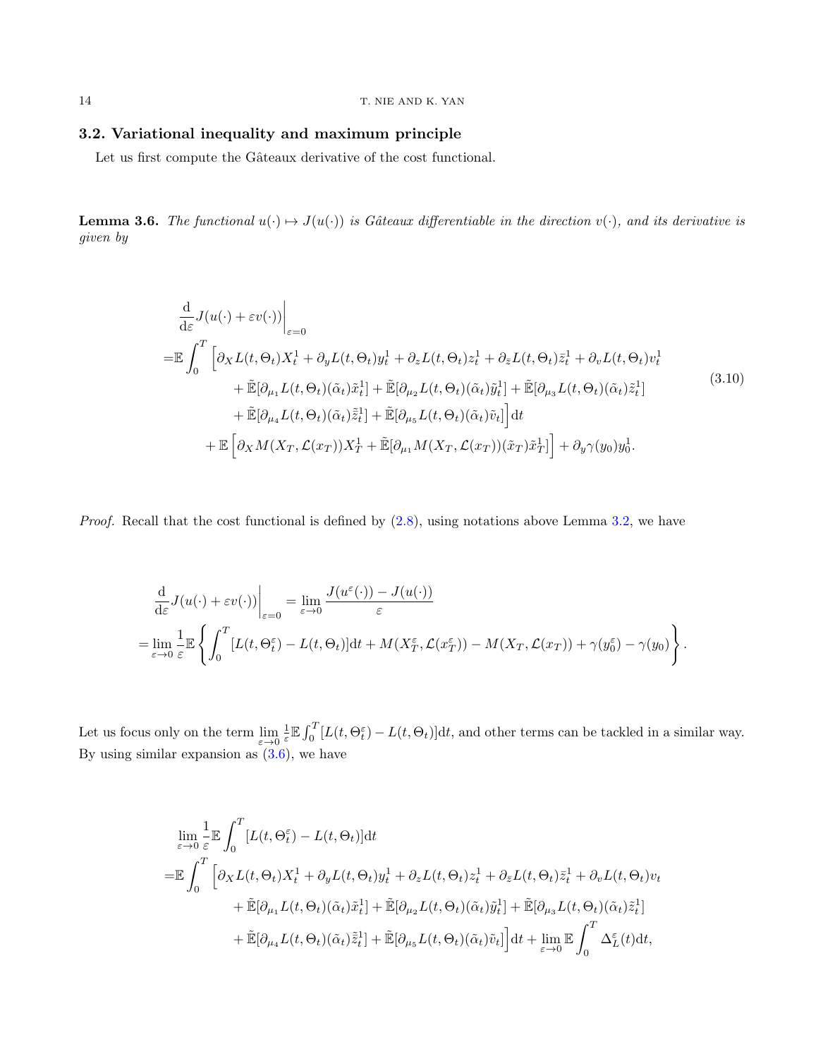### 3.2. Variational inequality and maximum principle

Let us first compute the Gâteaux derivative of the cost functional.

**Lemma 3.6.** *The functional $u(\cdot) \mapsto J(u(\cdot))$ is Gâteaux differentiable in the direction $v(\cdot)$, and its derivative is given by*

$$
\begin{aligned}
&\frac{\mathrm{d}}{\mathrm{d}\varepsilon} J(u(\cdot)+\varepsilon v(\cdot))\bigg|_{\varepsilon=0} \\
=&\mathbb{E}\int_0^T \Big[\partial_X L(t,\Theta_t)X_t^1 + \partial_y L(t,\Theta_t)y_t^1 + \partial_z L(t,\Theta_t)z_t^1 + \partial_{\bar{z}} L(t,\Theta_t)\bar{z}_t^1 + \partial_v L(t,\Theta_t)v_t^1 \\
&\qquad + \tilde{\mathbb{E}}[\partial_{\mu_1} L(t,\Theta_t)(\tilde{\alpha}_t)\tilde{x}_t^1] + \tilde{\mathbb{E}}[\partial_{\mu_2} L(t,\Theta_t)(\tilde{\alpha}_t)\tilde{y}_t^1] + \tilde{\mathbb{E}}[\partial_{\mu_3} L(t,\Theta_t)(\tilde{\alpha}_t)\tilde{z}_t^1] \\
&\qquad + \tilde{\mathbb{E}}[\partial_{\mu_4} L(t,\Theta_t)(\tilde{\alpha}_t)\tilde{\bar{z}}_t^1] + \tilde{\mathbb{E}}[\partial_{\mu_5} L(t,\Theta_t)(\tilde{\alpha}_t)\tilde{v}_t]\Big]\mathrm{d}t \\
&+\mathbb{E}\left[\partial_X M(X_T,\mathcal{L}(x_T))X_T^1 + \tilde{\mathbb{E}}[\partial_{\mu_1} M(X_T,\mathcal{L}(x_T))(\tilde{x}_T)\tilde{x}_T^1]\right] + \partial_y \gamma(y_0)y_0^1.
\end{aligned}
\tag{3.10}
$$

*Proof.* Recall that the cost functional is defined by (2.8), using notations above Lemma 3.2, we have

$$
\begin{aligned}
&\frac{\mathrm{d}}{\mathrm{d}\varepsilon} J(u(\cdot)+\varepsilon v(\cdot))\bigg|_{\varepsilon=0} = \lim_{\varepsilon\to 0}\frac{J(u^\varepsilon(\cdot)) - J(u(\cdot))}{\varepsilon} \\
=&\lim_{\varepsilon\to 0}\frac{1}{\varepsilon}\mathbb{E}\left\{\int_0^T [L(t,\Theta_t^\varepsilon) - L(t,\Theta_t)]\mathrm{d}t + M(X_T^\varepsilon,\mathcal{L}(x_T^\varepsilon)) - M(X_T,\mathcal{L}(x_T)) + \gamma(y_0^\varepsilon) - \gamma(y_0)\right\}.
\end{aligned}
$$

Let us focus only on the term $\lim_{\varepsilon\to 0}\frac{1}{\varepsilon}\mathbb{E}\int_0^T[L(t,\Theta_t^\varepsilon) - L(t,\Theta_t)]\mathrm{d}t$, and other terms can be tackled in a similar way. By using similar expansion as (3.6), we have

$$
\begin{aligned}
&\lim_{\varepsilon\to 0}\frac{1}{\varepsilon}\mathbb{E}\int_0^T [L(t,\Theta_t^\varepsilon) - L(t,\Theta_t)]\mathrm{d}t \\
=&\mathbb{E}\int_0^T \Big[\partial_X L(t,\Theta_t)X_t^1 + \partial_y L(t,\Theta_t)y_t^1 + \partial_z L(t,\Theta_t)z_t^1 + \partial_{\bar{z}} L(t,\Theta_t)\bar{z}_t^1 + \partial_v L(t,\Theta_t)v_t \\
&\qquad + \tilde{\mathbb{E}}[\partial_{\mu_1} L(t,\Theta_t)(\tilde{\alpha}_t)\tilde{x}_t^1] + \tilde{\mathbb{E}}[\partial_{\mu_2} L(t,\Theta_t)(\tilde{\alpha}_t)\tilde{y}_t^1] + \tilde{\mathbb{E}}[\partial_{\mu_3} L(t,\Theta_t)(\tilde{\alpha}_t)\tilde{z}_t^1] \\
&\qquad + \tilde{\mathbb{E}}[\partial_{\mu_4} L(t,\Theta_t)(\tilde{\alpha}_t)\tilde{\bar{z}}_t^1] + \tilde{\mathbb{E}}[\partial_{\mu_5} L(t,\Theta_t)(\tilde{\alpha}_t)\tilde{v}_t]\Big]\mathrm{d}t + \lim_{\varepsilon\to 0}\mathbb{E}\int_0^T \Delta_L^\varepsilon(t)\mathrm{d}t,
\end{aligned}
$$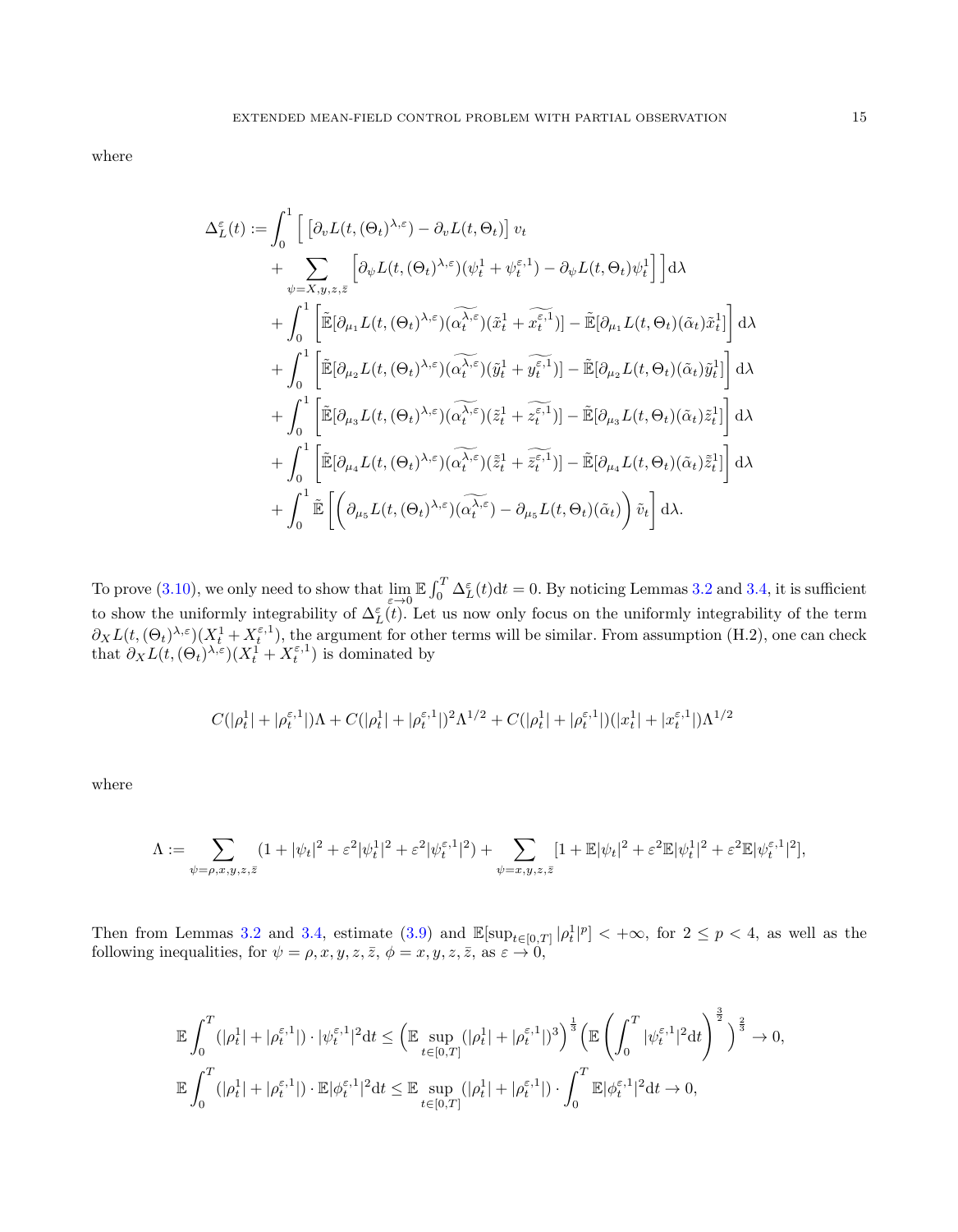where

$$
\begin{aligned}
\Delta_L^\varepsilon(t) := \int_0^1 \Big[ & \left[\partial_v L(t,(\Theta_t)^{\lambda,\varepsilon}) - \partial_v L(t,\Theta_t)\right] v_t \\
&+ \sum_{\psi = X,y,z,\bar{z}} \left[\partial_\psi L(t,(\Theta_t)^{\lambda,\varepsilon})(\psi_t^1 + \psi_t^{\varepsilon,1}) - \partial_\psi L(t,\Theta_t)\psi_t^1\right] \Big] \mathrm{d}\lambda \\
&+ \int_0^1 \left[\tilde{\mathbb{E}}[\partial_{\mu_1} L(t,(\Theta_t)^{\lambda,\varepsilon})(\widetilde{\alpha_t^{\lambda,\varepsilon}})(\tilde{x}_t^1 + \widetilde{x_t^{\varepsilon,1}})] - \tilde{\mathbb{E}}[\partial_{\mu_1} L(t,\Theta_t)(\tilde{\alpha}_t)\tilde{x}_t^1]\right] \mathrm{d}\lambda \\
&+ \int_0^1 \left[\tilde{\mathbb{E}}[\partial_{\mu_2} L(t,(\Theta_t)^{\lambda,\varepsilon})(\widetilde{\alpha_t^{\lambda,\varepsilon}})(\tilde{y}_t^1 + \widetilde{y_t^{\varepsilon,1}})] - \tilde{\mathbb{E}}[\partial_{\mu_2} L(t,\Theta_t)(\tilde{\alpha}_t)\tilde{y}_t^1]\right] \mathrm{d}\lambda \\
&+ \int_0^1 \left[\tilde{\mathbb{E}}[\partial_{\mu_3} L(t,(\Theta_t)^{\lambda,\varepsilon})(\widetilde{\alpha_t^{\lambda,\varepsilon}})(\tilde{z}_t^1 + \widetilde{z_t^{\varepsilon,1}})] - \tilde{\mathbb{E}}[\partial_{\mu_3} L(t,\Theta_t)(\tilde{\alpha}_t)\tilde{z}_t^1]\right] \mathrm{d}\lambda \\
&+ \int_0^1 \left[\tilde{\mathbb{E}}[\partial_{\mu_4} L(t,(\Theta_t)^{\lambda,\varepsilon})(\widetilde{\alpha_t^{\lambda,\varepsilon}})(\tilde{\bar{z}}_t^1 + \widetilde{\bar{z}_t^{\varepsilon,1}})] - \tilde{\mathbb{E}}[\partial_{\mu_4} L(t,\Theta_t)(\tilde{\alpha}_t)\tilde{\bar{z}}_t^1]\right] \mathrm{d}\lambda \\
&+ \int_0^1 \tilde{\mathbb{E}}\left[\left(\partial_{\mu_5} L(t,(\Theta_t)^{\lambda,\varepsilon})(\widetilde{\alpha_t^{\lambda,\varepsilon}}) - \partial_{\mu_5} L(t,\Theta_t)(\tilde{\alpha}_t)\right)\tilde{v}_t\right] \mathrm{d}\lambda.
\end{aligned}
$$

To prove (3.10), we only need to show that $\lim_{\varepsilon\to 0} \mathbb{E}\int_0^T \Delta_L^\varepsilon(t)\mathrm{d}t = 0$. By noticing Lemmas 3.2 and 3.4, it is sufficient to show the uniformly integrability of $\Delta_L^\varepsilon(t)$. Let us now only focus on the uniformly integrability of the term $\partial_X L(t,(\Theta_t)^{\lambda,\varepsilon})(X_t^1 + X_t^{\varepsilon,1})$, the argument for other terms will be similar. From assumption (H.2), one can check that $\partial_X L(t,(\Theta_t)^{\lambda,\varepsilon})(X_t^1 + X_t^{\varepsilon,1})$ is dominated by

$$
C(|\rho_t^1| + |\rho_t^{\varepsilon,1}|)\Lambda + C(|\rho_t^1| + |\rho_t^{\varepsilon,1}|)^2\Lambda^{1/2} + C(|\rho_t^1| + |\rho_t^{\varepsilon,1}|)(|x_t^1| + |x_t^{\varepsilon,1}|)\Lambda^{1/2}
$$

where

$$
\Lambda := \sum_{\psi=\rho,x,y,z,\bar{z}} (1 + |\psi_t|^2 + \varepsilon^2|\psi_t^1|^2 + \varepsilon^2|\psi_t^{\varepsilon,1}|^2) + \sum_{\psi=x,y,z,\bar{z}} [1 + \mathbb{E}|\psi_t|^2 + \varepsilon^2\mathbb{E}|\psi_t^1|^2 + \varepsilon^2\mathbb{E}|\psi_t^{\varepsilon,1}|^2],
$$

Then from Lemmas 3.2 and 3.4, estimate (3.9) and $\mathbb{E}[\sup_{t\in[0,T]} |\rho_t^1|^p] < +\infty$, for $2 \le p < 4$, as well as the following inequalities, for $\psi = \rho, x, y, z, \bar{z}$, $\phi = x, y, z, \bar{z}$, as $\varepsilon \to 0$,

$$
\begin{aligned}
&\mathbb{E}\int_0^T (|\rho_t^1| + |\rho_t^{\varepsilon,1}|)\cdot|\psi_t^{\varepsilon,1}|^2\mathrm{d}t \le \Big(\mathbb{E}\sup_{t\in[0,T]}(|\rho_t^1| + |\rho_t^{\varepsilon,1}|)^3\Big)^{\frac{1}{3}}\Big(\mathbb{E}\left(\int_0^T |\psi_t^{\varepsilon,1}|^2\mathrm{d}t\right)^{\frac{3}{2}}\Big)^{\frac{2}{3}} \to 0, \\
&\mathbb{E}\int_0^T (|\rho_t^1| + |\rho_t^{\varepsilon,1}|)\cdot\mathbb{E}|\phi_t^{\varepsilon,1}|^2\mathrm{d}t \le \mathbb{E}\sup_{t\in[0,T]}(|\rho_t^1| + |\rho_t^{\varepsilon,1}|)\cdot\int_0^T \mathbb{E}|\phi_t^{\varepsilon,1}|^2\mathrm{d}t \to 0,
\end{aligned}
$$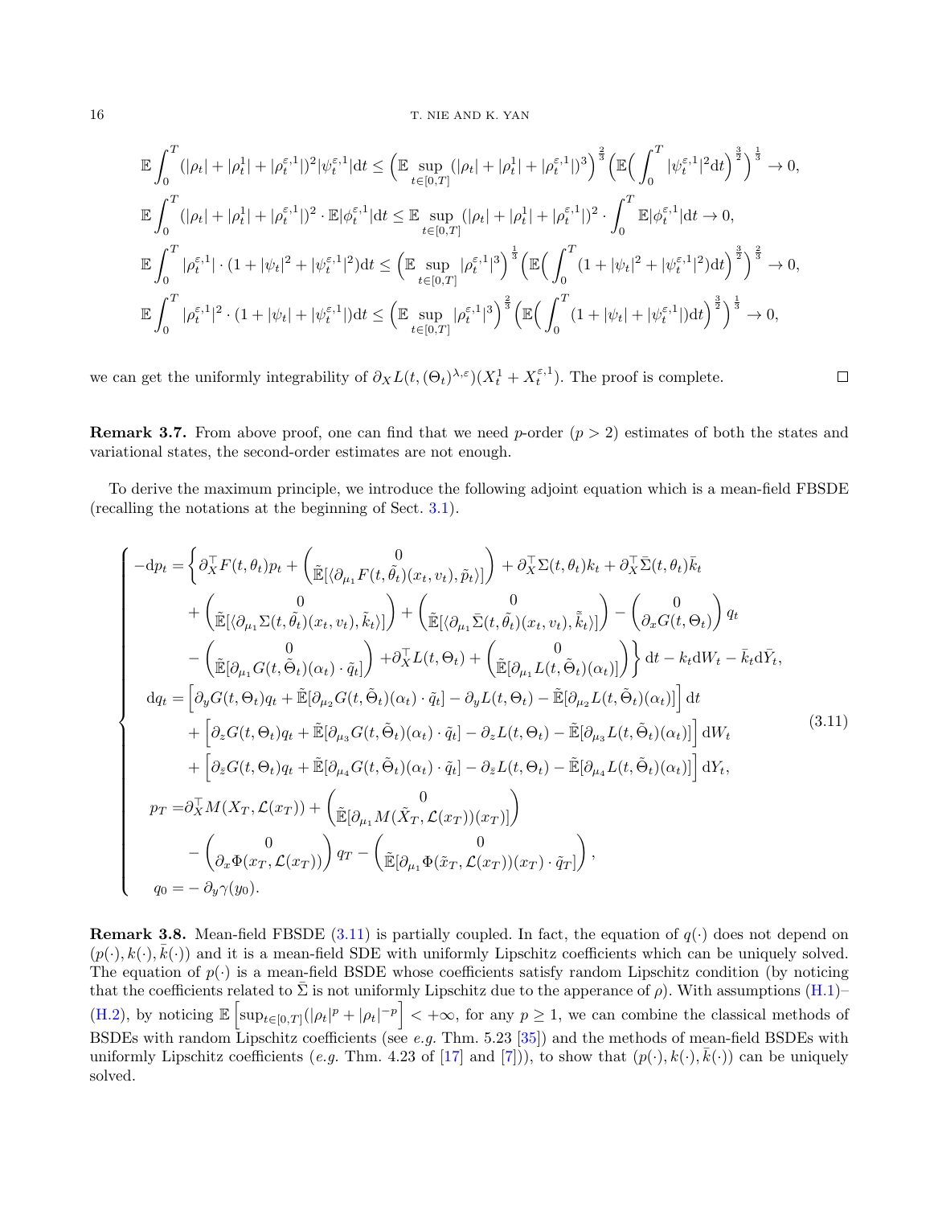$$
\mathbb{E}\int_0^T (|\rho_t|+|\rho_t^1|+|\rho_t^{\varepsilon,1}|)^2|\psi_t^{\varepsilon,1}|\mathrm{d}t \le \Big(\mathbb{E}\sup_{t\in[0,T]}(|\rho_t|+|\rho_t^1|+|\rho_t^{\varepsilon,1}|)^3\Big)^{\frac{2}{3}}\Big(\mathbb{E}\Big(\int_0^T|\psi_t^{\varepsilon,1}|^2\mathrm{d}t\Big)^{\frac{3}{2}}\Big)^{\frac{1}{3}} \to 0,
$$

$$
\mathbb{E}\int_0^T (|\rho_t|+|\rho_t^1|+|\rho_t^{\varepsilon,1}|)^2\cdot\mathbb{E}|\phi_t^{\varepsilon,1}|\mathrm{d}t \le \mathbb{E}\sup_{t\in[0,T]}(|\rho_t|+|\rho_t^1|+|\rho_t^{\varepsilon,1}|)^2\cdot\int_0^T\mathbb{E}|\phi_t^{\varepsilon,1}|\mathrm{d}t \to 0,
$$

$$
\mathbb{E}\int_0^T |\rho_t^{\varepsilon,1}|\cdot(1+|\psi_t|^2+|\psi_t^{\varepsilon,1}|^2)\mathrm{d}t \le \Big(\mathbb{E}\sup_{t\in[0,T]}|\rho_t^{\varepsilon,1}|^3\Big)^{\frac{1}{3}}\Big(\mathbb{E}\Big(\int_0^T(1+|\psi_t|^2+|\psi_t^{\varepsilon,1}|^2)\mathrm{d}t\Big)^{\frac{3}{2}}\Big)^{\frac{2}{3}} \to 0,
$$

$$
\mathbb{E}\int_0^T |\rho_t^{\varepsilon,1}|^2\cdot(1+|\psi_t|+|\psi_t^{\varepsilon,1}|)\mathrm{d}t \le \Big(\mathbb{E}\sup_{t\in[0,T]}|\rho_t^{\varepsilon,1}|^3\Big)^{\frac{2}{3}}\Big(\mathbb{E}\Big(\int_0^T(1+|\psi_t|+|\psi_t^{\varepsilon,1}|)\mathrm{d}t\Big)^{\frac{3}{2}}\Big)^{\frac{1}{3}} \to 0,
$$

we can get the uniformly integrability of $\partial_X L(t,(\Theta_t)^{\lambda,\varepsilon})(X_t^1+X_t^{\varepsilon,1})$. The proof is complete. $\square$

**Remark 3.7.** From above proof, one can find that we need $p$-order ($p>2$) estimates of both the states and variational states, the second-order estimates are not enough.

To derive the maximum principle, we introduce the following adjoint equation which is a mean-field FBSDE (recalling the notations at the beginning of Sect. 3.1).

$$
\begin{cases}
-\mathrm{d}p_t = \Bigg\{\partial_X^\top F(t,\theta_t)p_t + \begin{pmatrix}0\\ \tilde{\mathbb{E}}[\langle\partial_{\mu_1}F(t,\tilde{\theta}_t)(x_t,v_t),\tilde{p}_t\rangle]\end{pmatrix} + \partial_X^\top\Sigma(t,\theta_t)k_t + \partial_X^\top\bar{\Sigma}(t,\theta_t)\bar{k}_t \\
\qquad + \begin{pmatrix}0\\ \tilde{\mathbb{E}}[\langle\partial_{\mu_1}\Sigma(t,\tilde{\theta}_t)(x_t,v_t),\tilde{k}_t\rangle]\end{pmatrix} + \begin{pmatrix}0\\ \tilde{\mathbb{E}}[\langle\partial_{\mu_1}\bar{\Sigma}(t,\tilde{\theta}_t)(x_t,v_t),\tilde{\bar{k}}_t\rangle]\end{pmatrix} - \begin{pmatrix}0\\ \partial_x G(t,\Theta_t)\end{pmatrix}q_t \\
\qquad - \begin{pmatrix}0\\ \tilde{\mathbb{E}}[\partial_{\mu_1}G(t,\tilde{\Theta}_t)(\alpha_t)\cdot\tilde{q}_t]\end{pmatrix} + \partial_X^\top L(t,\Theta_t) + \begin{pmatrix}0\\ \tilde{\mathbb{E}}[\partial_{\mu_1}L(t,\tilde{\Theta}_t)(\alpha_t)]\end{pmatrix}\Bigg\}\mathrm{d}t - k_t\mathrm{d}W_t - \bar{k}_t\mathrm{d}\bar{Y}_t, \\
\mathrm{d}q_t = \Big[\partial_y G(t,\Theta_t)q_t + \tilde{\mathbb{E}}[\partial_{\mu_2}G(t,\tilde{\Theta}_t)(\alpha_t)\cdot\tilde{q}_t] - \partial_y L(t,\Theta_t) - \tilde{\mathbb{E}}[\partial_{\mu_2}L(t,\tilde{\Theta}_t)(\alpha_t)]\Big]\mathrm{d}t \\
\qquad + \Big[\partial_z G(t,\Theta_t)q_t + \tilde{\mathbb{E}}[\partial_{\mu_3}G(t,\tilde{\Theta}_t)(\alpha_t)\cdot\tilde{q}_t] - \partial_z L(t,\Theta_t) - \tilde{\mathbb{E}}[\partial_{\mu_3}L(t,\tilde{\Theta}_t)(\alpha_t)]\Big]\mathrm{d}W_t \\
\qquad + \Big[\partial_{\bar{z}} G(t,\Theta_t)q_t + \tilde{\mathbb{E}}[\partial_{\mu_4}G(t,\tilde{\Theta}_t)(\alpha_t)\cdot\tilde{q}_t] - \partial_{\bar{z}} L(t,\Theta_t) - \tilde{\mathbb{E}}[\partial_{\mu_4}L(t,\tilde{\Theta}_t)(\alpha_t)]\Big]\mathrm{d}Y_t, \\
p_T = \partial_X^\top M(X_T,\mathcal{L}(x_T)) + \begin{pmatrix}0\\ \tilde{\mathbb{E}}[\partial_{\mu_1}M(\tilde{X}_T,\mathcal{L}(x_T))(x_T)]\end{pmatrix} \\
\qquad - \begin{pmatrix}0\\ \partial_x\Phi(x_T,\mathcal{L}(x_T))\end{pmatrix}q_T - \begin{pmatrix}0\\ \tilde{\mathbb{E}}[\partial_{\mu_1}\Phi(\tilde{x}_T,\mathcal{L}(x_T))(x_T)\cdot\tilde{q}_T]\end{pmatrix}, \\
q_0 = -\partial_y\gamma(y_0).
\end{cases}
\tag{3.11}
$$

**Remark 3.8.** Mean-field FBSDE (3.11) is partially coupled. In fact, the equation of $q(\cdot)$ does not depend on $(p(\cdot),k(\cdot),\bar{k}(\cdot))$ and it is a mean-field SDE with uniformly Lipschitz coefficients which can be uniquely solved. The equation of $p(\cdot)$ is a mean-field BSDE whose coefficients satisfy random Lipschitz condition (by noticing that the coefficients related to $\bar{\Sigma}$ is not uniformly Lipschitz due to the apperance of $\rho$). With assumptions (H.1)–(H.2), by noticing $\mathbb{E}\left[\sup_{t\in[0,T]}(|\rho_t|^p+|\rho_t|^{-p}\right]<+\infty$, for any $p\ge 1$, we can combine the classical methods of BSDEs with random Lipschitz coefficients (see *e.g.* Thm. 5.23 [35]) and the methods of mean-field BSDEs with uniformly Lipschitz coefficients (*e.g.* Thm. 4.23 of [17] and [7])), to show that $(p(\cdot),k(\cdot),\bar{k}(\cdot))$ can be uniquely solved.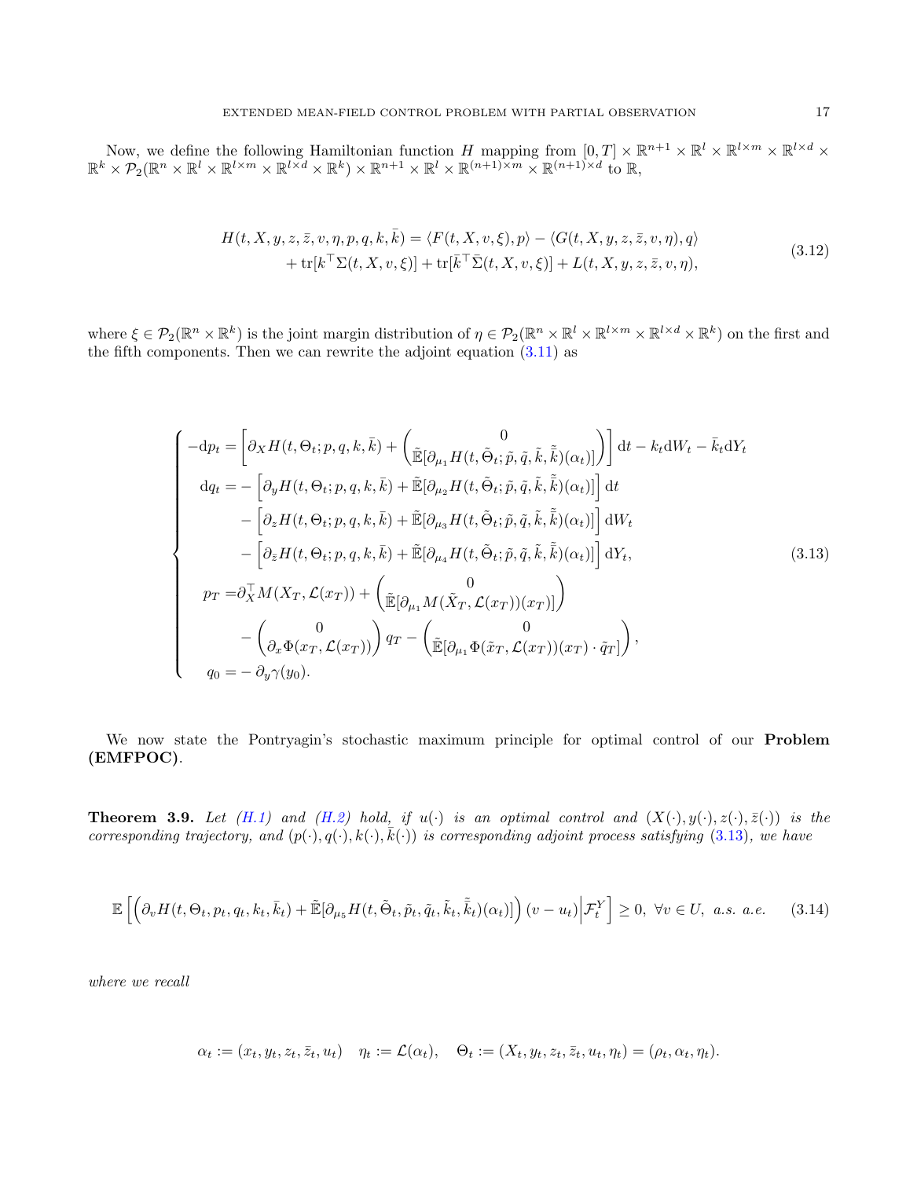Now, we define the following Hamiltonian function $H$ mapping from $[0,T] \times \mathbb{R}^{n+1} \times \mathbb{R}^{l} \times \mathbb{R}^{l\times m} \times \mathbb{R}^{l\times d} \times \mathbb{R}^{k} \times \mathcal{P}_2(\mathbb{R}^n \times \mathbb{R}^l \times \mathbb{R}^{l\times m} \times \mathbb{R}^{l\times d} \times \mathbb{R}^k) \times \mathbb{R}^{n+1} \times \mathbb{R}^l \times \mathbb{R}^{(n+1)\times m} \times \mathbb{R}^{(n+1)\times d}$ to $\mathbb{R}$,

$$
\begin{aligned}
H(t, X, y, z, \bar{z}, v, \eta, p, q, k, \bar{k}) = &\langle F(t, X, v, \xi), p\rangle - \langle G(t, X, y, z, \bar{z}, v, \eta), q\rangle \\
&+ \mathrm{tr}[k^\top \Sigma(t, X, v, \xi)] + \mathrm{tr}[\bar{k}^\top \bar{\Sigma}(t, X, v, \xi)] + L(t, X, y, z, \bar{z}, v, \eta),
\end{aligned}
\tag{3.12}
$$

where $\xi \in \mathcal{P}_2(\mathbb{R}^n \times \mathbb{R}^k)$ is the joint margin distribution of $\eta \in \mathcal{P}_2(\mathbb{R}^n \times \mathbb{R}^l \times \mathbb{R}^{l\times m} \times \mathbb{R}^{l\times d} \times \mathbb{R}^k)$ on the first and the fifth components. Then we can rewrite the adjoint equation (3.11) as

$$
\begin{cases}
-\mathrm{d}p_t = \left[\partial_X H(t, \Theta_t; p, q, k, \bar{k}) + \begin{pmatrix} 0 \\ \tilde{\mathbb{E}}[\partial_{\mu_1} H(t, \tilde{\Theta}_t; \tilde{p}, \tilde{q}, \tilde{k}, \tilde{\bar{k}})(\alpha_t)] \end{pmatrix}\right] \mathrm{d}t - k_t \mathrm{d}W_t - \bar{k}_t \mathrm{d}Y_t \\
\quad \mathrm{d}q_t = -\left[\partial_y H(t, \Theta_t; p, q, k, \bar{k}) + \tilde{\mathbb{E}}[\partial_{\mu_2} H(t, \tilde{\Theta}_t; \tilde{p}, \tilde{q}, \tilde{k}, \tilde{\bar{k}})(\alpha_t)]\right] \mathrm{d}t \\
\qquad\quad - \left[\partial_z H(t, \Theta_t; p, q, k, \bar{k}) + \tilde{\mathbb{E}}[\partial_{\mu_3} H(t, \tilde{\Theta}_t; \tilde{p}, \tilde{q}, \tilde{k}, \tilde{\bar{k}})(\alpha_t)]\right] \mathrm{d}W_t \\
\qquad\quad - \left[\partial_{\bar{z}} H(t, \Theta_t; p, q, k, \bar{k}) + \tilde{\mathbb{E}}[\partial_{\mu_4} H(t, \tilde{\Theta}_t; \tilde{p}, \tilde{q}, \tilde{k}, \tilde{\bar{k}})(\alpha_t)]\right] \mathrm{d}Y_t, \\
\quad p_T = \partial_X^\top M(X_T, \mathcal{L}(x_T)) + \begin{pmatrix} 0 \\ \tilde{\mathbb{E}}[\partial_{\mu_1} M(\tilde{X}_T, \mathcal{L}(x_T))(x_T)] \end{pmatrix} \\
\qquad\quad - \begin{pmatrix} 0 \\ \partial_x \Phi(x_T, \mathcal{L}(x_T)) \end{pmatrix} q_T - \begin{pmatrix} 0 \\ \tilde{\mathbb{E}}[\partial_{\mu_1} \Phi(\tilde{x}_T, \mathcal{L}(x_T))(x_T) \cdot \tilde{q}_T] \end{pmatrix}, \\
\quad q_0 = -\partial_y \gamma(y_0).
\end{cases}
\tag{3.13}
$$

We now state the Pontryagin's stochastic maximum principle for optimal control of our **Problem (EMFPOC)**.

**Theorem 3.9.** *Let (H.1) and (H.2) hold, if $u(\cdot)$ is an optimal control and $(X(\cdot), y(\cdot), z(\cdot), \bar{z}(\cdot))$ is the corresponding trajectory, and $(p(\cdot), q(\cdot), k(\cdot), \bar{k}(\cdot))$ is corresponding adjoint process satisfying (3.13), we have*

$$
\mathbb{E}\left[\left(\partial_v H(t, \Theta_t, p_t, q_t, k_t, \bar{k}_t) + \tilde{\mathbb{E}}[\partial_{\mu_5} H(t, \tilde{\Theta}_t, \tilde{p}_t, \tilde{q}_t, \tilde{k}_t, \tilde{\bar{k}}_t)(\alpha_t)]\right)(v - u_t) \Big| \mathcal{F}_t^Y\right] \geq 0, \ \forall v \in U, \ \ a.s. \ a.e. \tag{3.14}
$$

*where we recall*

$$
\alpha_t := (x_t, y_t, z_t, \bar{z}_t, u_t) \quad \eta_t := \mathcal{L}(\alpha_t), \quad \Theta_t := (X_t, y_t, z_t, \bar{z}_t, u_t, \eta_t) = (\rho_t, \alpha_t, \eta_t).
$$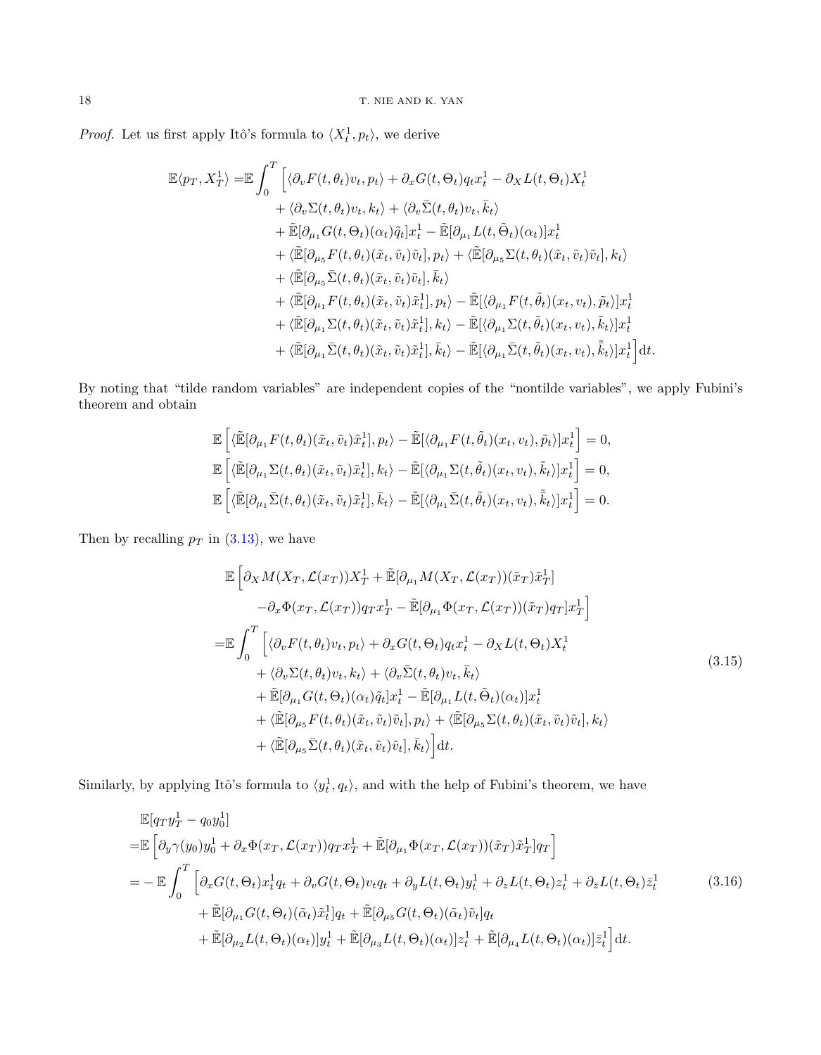*Proof.* Let us first apply Itô's formula to $\langle X_t^1, p_t\rangle$, we derive

$$
\begin{aligned}
\mathbb{E}\langle p_T, X_T^1\rangle =& \mathbb{E}\int_0^T \Big[\langle \partial_v F(t,\theta_t)v_t, p_t\rangle + \partial_x G(t,\Theta_t)q_t x_t^1 - \partial_X L(t,\Theta_t)X_t^1 \\
&+ \langle \partial_v \Sigma(t,\theta_t)v_t, k_t\rangle + \langle \partial_v \bar{\Sigma}(t,\theta_t)v_t, \bar{k}_t\rangle \\
&+ \tilde{\mathbb{E}}[\partial_{\mu_1} G(t,\Theta_t)(\alpha_t)\tilde{q}_t]x_t^1 - \tilde{\mathbb{E}}[\partial_{\mu_1} L(t,\tilde{\Theta}_t)(\alpha_t)]x_t^1 \\
&+ \langle \tilde{\mathbb{E}}[\partial_{\mu_5} F(t,\theta_t)(\tilde{x}_t,\tilde{v}_t)\tilde{v}_t], p_t\rangle + \langle \tilde{\mathbb{E}}[\partial_{\mu_5} \Sigma(t,\theta_t)(\tilde{x}_t,\tilde{v}_t)\tilde{v}_t], k_t\rangle \\
&+ \langle \tilde{\mathbb{E}}[\partial_{\mu_5} \bar{\Sigma}(t,\theta_t)(\tilde{x}_t,\tilde{v}_t)\tilde{v}_t], \bar{k}_t\rangle \\
&+ \langle \tilde{\mathbb{E}}[\partial_{\mu_1} F(t,\theta_t)(\tilde{x}_t,\tilde{v}_t)\tilde{x}_t^1], p_t\rangle - \tilde{\mathbb{E}}[\langle \partial_{\mu_1} F(t,\tilde{\theta}_t)(x_t,v_t), \tilde{p}_t\rangle]x_t^1 \\
&+ \langle \tilde{\mathbb{E}}[\partial_{\mu_1} \Sigma(t,\theta_t)(\tilde{x}_t,\tilde{v}_t)\tilde{x}_t^1], k_t\rangle - \tilde{\mathbb{E}}[\langle \partial_{\mu_1} \Sigma(t,\tilde{\theta}_t)(x_t,v_t), \tilde{k}_t\rangle]x_t^1 \\
&+ \langle \tilde{\mathbb{E}}[\partial_{\mu_1} \bar{\Sigma}(t,\theta_t)(\tilde{x}_t,\tilde{v}_t)\tilde{x}_t^1], \bar{k}_t\rangle - \tilde{\mathbb{E}}[\langle \partial_{\mu_1} \bar{\Sigma}(t,\tilde{\theta}_t)(x_t,v_t), \tilde{\bar{k}}_t\rangle]x_t^1\Big]\mathrm{d}t.
\end{aligned}
$$

By noting that "tilde random variables" are independent copies of the "nontilde variables", we apply Fubini's theorem and obtain

$$
\begin{aligned}
&\mathbb{E}\Big[\langle \tilde{\mathbb{E}}[\partial_{\mu_1} F(t,\theta_t)(\tilde{x}_t,\tilde{v}_t)\tilde{x}_t^1], p_t\rangle - \tilde{\mathbb{E}}[\langle \partial_{\mu_1} F(t,\tilde{\theta}_t)(x_t,v_t), \tilde{p}_t\rangle]x_t^1\Big] = 0, \\
&\mathbb{E}\Big[\langle \tilde{\mathbb{E}}[\partial_{\mu_1} \Sigma(t,\theta_t)(\tilde{x}_t,\tilde{v}_t)\tilde{x}_t^1], k_t\rangle - \tilde{\mathbb{E}}[\langle \partial_{\mu_1} \Sigma(t,\tilde{\theta}_t)(x_t,v_t), \tilde{k}_t\rangle]x_t^1\Big] = 0, \\
&\mathbb{E}\Big[\langle \tilde{\mathbb{E}}[\partial_{\mu_1} \bar{\Sigma}(t,\theta_t)(\tilde{x}_t,\tilde{v}_t)\tilde{x}_t^1], \bar{k}_t\rangle - \tilde{\mathbb{E}}[\langle \partial_{\mu_1} \bar{\Sigma}(t,\tilde{\theta}_t)(x_t,v_t), \tilde{\bar{k}}_t\rangle]x_t^1\Big] = 0.
\end{aligned}
$$

Then by recalling $p_T$ in (3.13), we have

$$
\begin{aligned}
&\mathbb{E}\Big[\partial_X M(X_T,\mathcal{L}(x_T))X_T^1 + \tilde{\mathbb{E}}[\partial_{\mu_1} M(X_T,\mathcal{L}(x_T))(\tilde{x}_T)\tilde{x}_T^1] \\
&\qquad -\partial_x \Phi(x_T,\mathcal{L}(x_T))q_T x_T^1 - \tilde{\mathbb{E}}[\partial_{\mu_1} \Phi(x_T,\mathcal{L}(x_T))(\tilde{x}_T)q_T]x_T^1\Big] \\
=&\mathbb{E}\int_0^T \Big[\langle \partial_v F(t,\theta_t)v_t, p_t\rangle + \partial_x G(t,\Theta_t)q_t x_t^1 - \partial_X L(t,\Theta_t)X_t^1 \\
&+ \langle \partial_v \Sigma(t,\theta_t)v_t, k_t\rangle + \langle \partial_v \bar{\Sigma}(t,\theta_t)v_t, \bar{k}_t\rangle \\
&+ \tilde{\mathbb{E}}[\partial_{\mu_1} G(t,\Theta_t)(\alpha_t)\tilde{q}_t]x_t^1 - \tilde{\mathbb{E}}[\partial_{\mu_1} L(t,\tilde{\Theta}_t)(\alpha_t)]x_t^1 \\
&+ \langle \tilde{\mathbb{E}}[\partial_{\mu_5} F(t,\theta_t)(\tilde{x}_t,\tilde{v}_t)\tilde{v}_t], p_t\rangle + \langle \tilde{\mathbb{E}}[\partial_{\mu_5} \Sigma(t,\theta_t)(\tilde{x}_t,\tilde{v}_t)\tilde{v}_t], k_t\rangle \\
&+ \langle \tilde{\mathbb{E}}[\partial_{\mu_5} \bar{\Sigma}(t,\theta_t)(\tilde{x}_t,\tilde{v}_t)\tilde{v}_t], \bar{k}_t\rangle\Big]\mathrm{d}t.
\end{aligned}
\tag{3.15}
$$

Similarly, by applying Itô's formula to $\langle y_t^1, q_t\rangle$, and with the help of Fubini's theorem, we have

$$
\begin{aligned}
&\mathbb{E}[q_T y_T^1 - q_0 y_0^1] \\
=&\mathbb{E}\Big[\partial_y \gamma(y_0)y_0^1 + \partial_x \Phi(x_T,\mathcal{L}(x_T))q_T x_T^1 + \tilde{\mathbb{E}}[\partial_{\mu_1} \Phi(x_T,\mathcal{L}(x_T))(\tilde{x}_T)\tilde{x}_T^1]q_T\Big] \\
=&-\mathbb{E}\int_0^T \Big[\partial_x G(t,\Theta_t)x_t^1 q_t + \partial_v G(t,\Theta_t)v_t q_t + \partial_y L(t,\Theta_t)y_t^1 + \partial_z L(t,\Theta_t)z_t^1 + \partial_{\bar{z}} L(t,\Theta_t)\bar{z}_t^1 \\
&+ \tilde{\mathbb{E}}[\partial_{\mu_1} G(t,\Theta_t)(\tilde{\alpha}_t)\tilde{x}_t^1]q_t + \tilde{\mathbb{E}}[\partial_{\mu_5} G(t,\Theta_t)(\tilde{\alpha}_t)\tilde{v}_t]q_t \\
&+ \tilde{\mathbb{E}}[\partial_{\mu_2} L(t,\Theta_t)(\alpha_t)]y_t^1 + \tilde{\mathbb{E}}[\partial_{\mu_3} L(t,\Theta_t)(\alpha_t)]z_t^1 + \tilde{\mathbb{E}}[\partial_{\mu_4} L(t,\Theta_t)(\alpha_t)]\bar{z}_t^1\Big]\mathrm{d}t.
\end{aligned}
\tag{3.16}
$$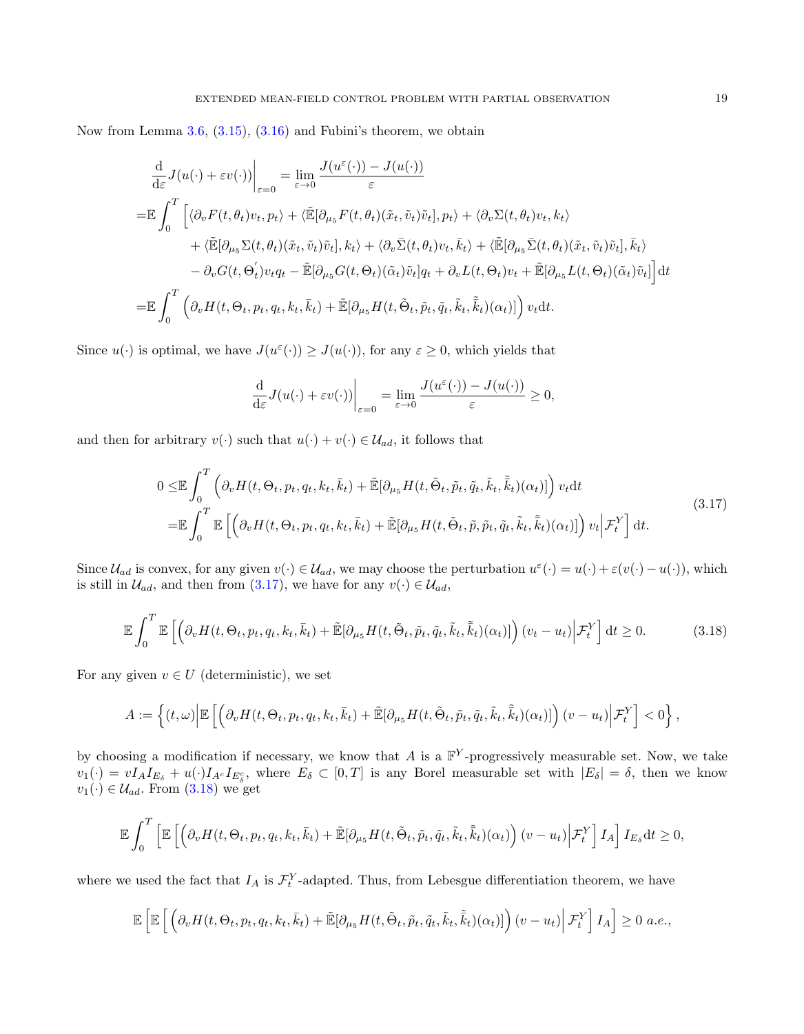Now from Lemma 3.6, (3.15), (3.16) and Fubini's theorem, we obtain

$$
\begin{aligned}
&\frac{\mathrm{d}}{\mathrm{d}\varepsilon}J(u(\cdot)+\varepsilon v(\cdot))\Big|_{\varepsilon=0} = \lim_{\varepsilon\to 0}\frac{J(u^\varepsilon(\cdot))-J(u(\cdot))}{\varepsilon} \\
=&\mathbb{E}\int_0^T \Big[\langle \partial_v F(t,\theta_t)v_t, p_t\rangle + \langle \tilde{\mathbb{E}}[\partial_{\mu_5}F(t,\theta_t)(\tilde{x}_t,\tilde{v}_t)\tilde{v}_t], p_t\rangle + \langle \partial_v \Sigma(t,\theta_t)v_t, k_t\rangle \\
&+ \langle \tilde{\mathbb{E}}[\partial_{\mu_5}\Sigma(t,\theta_t)(\tilde{x}_t,\tilde{v}_t)\tilde{v}_t], k_t\rangle + \langle \partial_v \bar{\Sigma}(t,\theta_t)v_t, \bar{k}_t\rangle + \langle \tilde{\mathbb{E}}[\partial_{\mu_5}\bar{\Sigma}(t,\theta_t)(\tilde{x}_t,\tilde{v}_t)\tilde{v}_t], \bar{k}_t\rangle \\
&- \partial_v G(t,\Theta_t^{'})v_t q_t - \tilde{\mathbb{E}}[\partial_{\mu_5}G(t,\Theta_t)(\tilde{\alpha}_t)\tilde{v}_t]q_t + \partial_v L(t,\Theta_t)v_t + \tilde{\mathbb{E}}[\partial_{\mu_5}L(t,\Theta_t)(\tilde{\alpha}_t)\tilde{v}_t]\Big]\mathrm{d}t \\
=&\mathbb{E}\int_0^T \Big(\partial_v H(t,\Theta_t,p_t,q_t,k_t,\bar{k}_t) + \tilde{\mathbb{E}}[\partial_{\mu_5}H(t,\tilde{\Theta}_t,\tilde{p}_t,\tilde{q}_t,\tilde{k}_t,\tilde{\bar{k}}_t)(\alpha_t)]\Big)v_t\mathrm{d}t.
\end{aligned}
$$

Since $u(\cdot)$ is optimal, we have $J(u^\varepsilon(\cdot)) \geq J(u(\cdot))$, for any $\varepsilon \geq 0$, which yields that

$$
\frac{\mathrm{d}}{\mathrm{d}\varepsilon}J(u(\cdot)+\varepsilon v(\cdot))\Big|_{\varepsilon=0} = \lim_{\varepsilon\to 0}\frac{J(u^\varepsilon(\cdot))-J(u(\cdot))}{\varepsilon} \geq 0,
$$

and then for arbitrary $v(\cdot)$ such that $u(\cdot)+v(\cdot)\in\mathcal{U}_{ad}$, it follows that

$$
\begin{aligned}
0 \leq&\mathbb{E}\int_0^T \Big(\partial_v H(t,\Theta_t,p_t,q_t,k_t,\bar{k}_t) + \tilde{\mathbb{E}}[\partial_{\mu_5}H(t,\tilde{\Theta}_t,\tilde{p}_t,\tilde{q}_t,\tilde{k}_t,\tilde{\bar{k}}_t)(\alpha_t)]\Big)v_t\mathrm{d}t \\
=&\mathbb{E}\int_0^T \mathbb{E}\Big[\Big(\partial_v H(t,\Theta_t,p_t,q_t,k_t,\bar{k}_t) + \tilde{\mathbb{E}}[\partial_{\mu_5}H(t,\tilde{\Theta}_t,\tilde{p},\tilde{p}_t,\tilde{q}_t,\tilde{k}_t,\tilde{\bar{k}}_t)(\alpha_t)]\Big)v_t\Big|\mathcal{F}_t^Y\Big]\mathrm{d}t.
\end{aligned}
\tag{3.17}
$$

Since $\mathcal{U}_{ad}$ is convex, for any given $v(\cdot)\in\mathcal{U}_{ad}$, we may choose the perturbation $u^\varepsilon(\cdot) = u(\cdot)+\varepsilon(v(\cdot)-u(\cdot))$, which is still in $\mathcal{U}_{ad}$, and then from (3.17), we have for any $v(\cdot)\in\mathcal{U}_{ad}$,

$$
\mathbb{E}\int_0^T \mathbb{E}\Big[\Big(\partial_v H(t,\Theta_t,p_t,q_t,k_t,\bar{k}_t) + \tilde{\mathbb{E}}[\partial_{\mu_5}H(t,\tilde{\Theta}_t,\tilde{p}_t,\tilde{q}_t,\tilde{k}_t,\tilde{\bar{k}}_t)(\alpha_t)]\Big)(v_t-u_t)\Big|\mathcal{F}_t^Y\Big]\mathrm{d}t \geq 0.
\tag{3.18}
$$

For any given $v\in U$ (deterministic), we set

$$
A := \Big\{(t,\omega)\Big|\mathbb{E}\Big[\Big(\partial_v H(t,\Theta_t,p_t,q_t,k_t,\bar{k}_t) + \tilde{\mathbb{E}}[\partial_{\mu_5}H(t,\tilde{\Theta}_t,\tilde{p}_t,\tilde{q}_t,\tilde{k}_t,\tilde{\bar{k}}_t)(\alpha_t)]\Big)(v-u_t)\Big|\mathcal{F}_t^Y\Big] < 0\Big\},
$$

by choosing a modification if necessary, we know that $A$ is a $\mathbb{F}^Y$-progressively measurable set. Now, we take $v_1(\cdot) = vI_AI_{E_\delta} + u(\cdot)I_{A^c}I_{E_\delta^c}$, where $E_\delta\subset[0,T]$ is any Borel measurable set with $|E_\delta| = \delta$, then we know $v_1(\cdot)\in\mathcal{U}_{ad}$. From (3.18) we get

$$
\mathbb{E}\int_0^T \Big[\mathbb{E}\Big[\Big(\partial_v H(t,\Theta_t,p_t,q_t,k_t,\bar{k}_t) + \tilde{\mathbb{E}}[\partial_{\mu_5}H(t,\tilde{\Theta}_t,\tilde{p}_t,\tilde{q}_t,\tilde{k}_t,\tilde{\bar{k}}_t)(\alpha_t)\Big)(v-u_t)\Big|\mathcal{F}_t^Y\Big]I_A\Big]I_{E_\delta}\mathrm{d}t \geq 0,
$$

where we used the fact that $I_A$ is $\mathcal{F}_t^Y$-adapted. Thus, from Lebesgue differentiation theorem, we have

$$
\mathbb{E}\Big[\mathbb{E}\Big[\Big(\partial_v H(t,\Theta_t,p_t,q_t,k_t,\bar{k}_t) + \tilde{\mathbb{E}}[\partial_{\mu_5}H(t,\tilde{\Theta}_t,\tilde{p}_t,\tilde{q}_t,\tilde{k}_t,\tilde{\bar{k}}_t)(\alpha_t)]\Big)(v-u_t)\Big|\mathcal{F}_t^Y\Big]I_A\Big] \geq 0 \ a.e.,
$$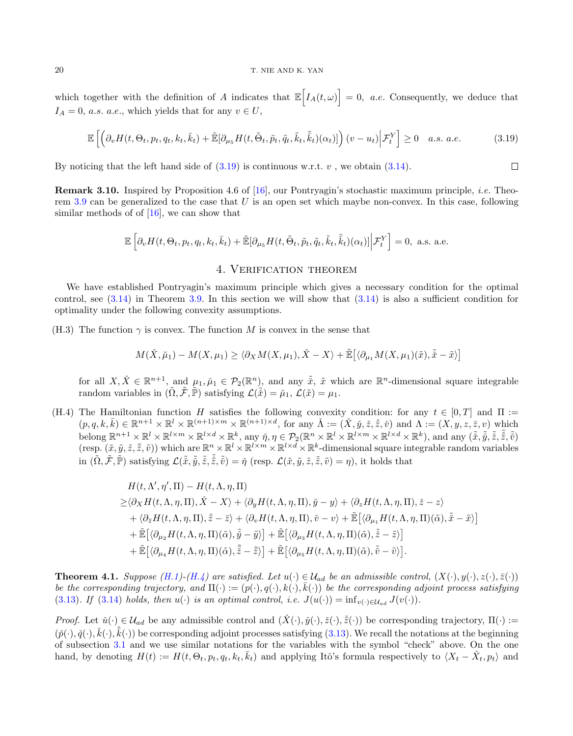which together with the definition of $A$ indicates that $\mathbb{E}\Big[I_A(t,\omega)\Big] = 0,\ a.e.$ Consequently, we deduce that $I_A = 0$, $a.s.\ a.e.$, which yields that for any $v \in U$,

$$\mathbb{E}\left[\Big(\partial_v H(t,\Theta_t,p_t,q_t,k_t,\bar{k}_t) + \tilde{\mathbb{E}}[\partial_{\mu_5} H(t,\tilde{\Theta}_t,\tilde{p}_t,\tilde{q}_t,\tilde{k}_t,\tilde{\bar{k}}_t)(\alpha_t)]\Big)(v-u_t)\Big|\mathcal{F}_t^Y\right] \geq 0 \quad a.s.\ a.e. \tag{3.19}$$

By noticing that the left hand side of (3.19) is continuous w.r.t. $v$ , we obtain (3.14). $\square$

**Remark 3.10.** Inspired by Proposition 4.6 of [16], our Pontryagin's stochastic maximum principle, *i.e.* Theorem 3.9 can be generalized to the case that $U$ is an open set which maybe non-convex. In this case, following similar methods of of [16], we can show that

$$\mathbb{E}\left[\partial_v H(t,\Theta_t,p_t,q_t,k_t,\bar{k}_t) + \tilde{\mathbb{E}}[\partial_{\mu_5} H(t,\tilde{\Theta}_t,\tilde{p}_t,\tilde{q}_t,\tilde{k}_t,\tilde{\bar{k}}_t)(\alpha_t)]\Big|\mathcal{F}_t^Y\right] = 0, \text{ a.s. a.e.}$$

## 4. Verification theorem

We have established Pontryagin's maximum principle which gives a necessary condition for the optimal control, see (3.14) in Theorem 3.9. In this section we will show that (3.14) is also a sufficient condition for optimality under the following convexity assumptions.

(H.3) The function $\gamma$ is convex. The function $M$ is convex in the sense that

$$M(\check{X},\check{\mu}_1) - M(X,\mu_1) \geq \langle \partial_X M(X,\mu_1), \check{X} - X\rangle + \tilde{\mathbb{E}}\big[\langle \partial_{\mu_1} M(X,\mu_1)(\tilde{x}), \tilde{\check{x}} - \tilde{x}\rangle\big]$$

for all $X, \check{X} \in \mathbb{R}^{n+1}$, and $\mu_1, \check{\mu}_1 \in \mathcal{P}_2(\mathbb{R}^n)$, and any $\tilde{\check{x}}$, $\tilde{x}$ which are $\mathbb{R}^n$-dimensional square integrable random variables in $(\tilde{\Omega},\tilde{\mathcal{F}},\tilde{\mathbb{P}})$ satisfying $\mathcal{L}(\tilde{\check{x}}) = \check{\mu}_1$, $\mathcal{L}(\tilde{x}) = \mu_1$.

(H.4) The Hamiltonian function $H$ satisfies the following convexity condition: for any $t \in [0,T]$ and $\Pi := (p,q,k,\bar{k}) \in \mathbb{R}^{n+1} \times \mathbb{R}^l \times \mathbb{R}^{(n+1)\times m} \times \mathbb{R}^{(n+1)\times d}$, for any $\check{\Lambda} := (\check{X},\check{y},\check{z},\check{\bar{z}},\check{v})$ and $\Lambda := (X,y,z,\bar{z},v)$ which belong $\mathbb{R}^{n+1} \times \mathbb{R}^l \times \mathbb{R}^{l\times m} \times \mathbb{R}^{l\times d} \times \mathbb{R}^k$, any $\check{\eta},\eta \in \mathcal{P}_2(\mathbb{R}^n \times \mathbb{R}^l \times \mathbb{R}^{l\times m} \times \mathbb{R}^{l\times d} \times \mathbb{R}^k)$, and any $(\tilde{\check{x}},\tilde{\check{y}},\tilde{\check{z}},\tilde{\check{\bar{z}}},\tilde{\check{v}})$ (resp. $(\tilde{x},\tilde{y},\tilde{z},\tilde{\bar{z}},\tilde{v})$) which are $\mathbb{R}^n \times \mathbb{R}^l \times \mathbb{R}^{l\times m} \times \mathbb{R}^{l\times d} \times \mathbb{R}^k$-dimensional square integrable random variables in $(\tilde{\Omega},\tilde{\mathcal{F}},\tilde{\mathbb{P}})$ satisfying $\mathcal{L}(\tilde{\check{x}},\tilde{\check{y}},\tilde{\check{z}},\tilde{\check{\bar{z}}},\tilde{\check{v}}) = \check{\eta}$ (resp. $\mathcal{L}(\tilde{x},\tilde{y},\tilde{z},\tilde{\bar{z}},\tilde{v}) = \eta$), it holds that

$$\begin{aligned}
&H(t,\Lambda',\eta',\Pi) - H(t,\Lambda,\eta,\Pi)\\
\geq& \langle \partial_X H(t,\Lambda,\eta,\Pi), \check{X} - X\rangle + \langle \partial_y H(t,\Lambda,\eta,\Pi), \check{y} - y\rangle + \langle \partial_z H(t,\Lambda,\eta,\Pi), \check{z} - z\rangle\\
&+ \langle \partial_{\bar{z}} H(t,\Lambda,\eta,\Pi), \check{\bar{z}} - \bar{z}\rangle + \langle \partial_v H(t,\Lambda,\eta,\Pi), \check{v} - v\rangle + \tilde{\mathbb{E}}\big[\langle \partial_{\mu_1} H(t,\Lambda,\eta,\Pi)(\tilde{\alpha}), \tilde{\check{x}} - \tilde{x}\rangle\big]\\
&+ \tilde{\mathbb{E}}\big[\langle \partial_{\mu_2} H(t,\Lambda,\eta,\Pi)(\tilde{\alpha}), \tilde{\check{y}} - \tilde{y}\rangle\big] + \tilde{\mathbb{E}}\big[\langle \partial_{\mu_3} H(t,\Lambda,\eta,\Pi)(\tilde{\alpha}), \tilde{\check{z}} - \tilde{z}\rangle\big]\\
&+ \tilde{\mathbb{E}}\big[\langle \partial_{\mu_4} H(t,\Lambda,\eta,\Pi)(\tilde{\alpha}), \tilde{\check{\bar{z}}} - \tilde{\bar{z}}\rangle\big] + \tilde{\mathbb{E}}\big[\langle \partial_{\mu_5} H(t,\Lambda,\eta,\Pi)(\tilde{\alpha}), \tilde{\check{v}} - \tilde{v}\rangle\big].
\end{aligned}$$

**Theorem 4.1.** *Suppose (H.1)-(H.4) are satisfied. Let $u(\cdot) \in \mathcal{U}_{ad}$ be an admissible control, $(X(\cdot),y(\cdot),z(\cdot),\bar{z}(\cdot))$ be the corresponding trajectory, and $\Pi(\cdot) := (p(\cdot),q(\cdot),k(\cdot),\bar{k}(\cdot))$ be the corresponding adjoint process satisfying (3.13). If (3.14) holds, then $u(\cdot)$ is an optimal control, i.e. $J(u(\cdot)) = \inf_{v(\cdot)\in\mathcal{U}_{ad}} J(v(\cdot))$.*

*Proof.* Let $\check{u}(\cdot) \in \mathcal{U}_{ad}$ be any admissible control and $(\check{X}(\cdot),\check{y}(\cdot),\check{z}(\cdot),\check{\bar{z}}(\cdot))$ be corresponding trajectory, $\Pi(\cdot) := (\check{p}(\cdot),\check{q}(\cdot),\check{k}(\cdot),\check{\bar{k}}(\cdot))$ be corresponding adjoint processes satisfying (3.13). We recall the notations at the beginning of subsection 3.1 and we use similar notations for the variables with the symbol "check" above. On the one hand, by denoting $H(t) := H(t,\Theta_t,p_t,q_t,k_t,\bar{k}_t)$ and applying Itô's formula respectively to $\langle X_t - \check{X}_t, p_t\rangle$ and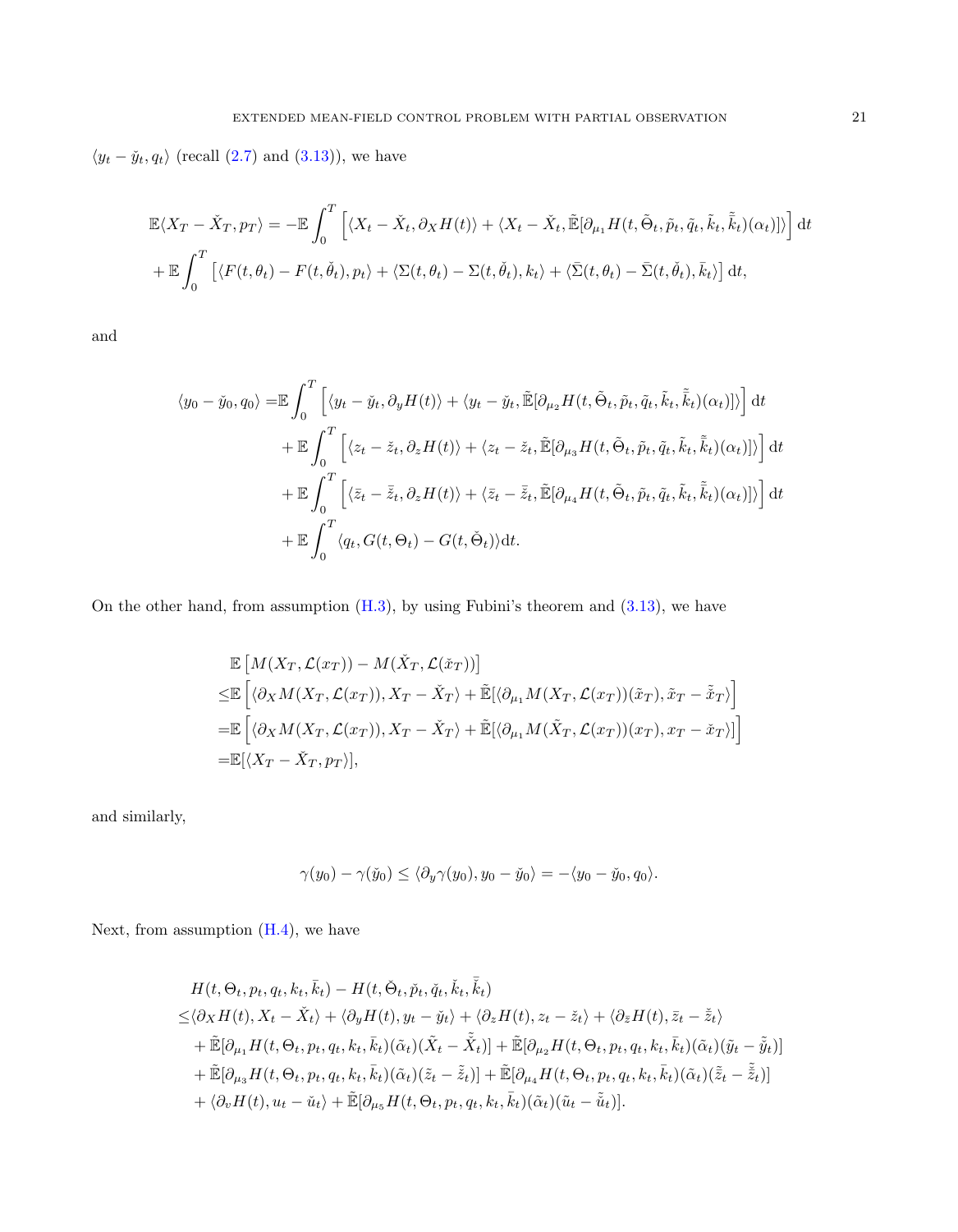$\langle y_t - \check{y}_t, q_t \rangle$ (recall (2.7) and (3.13)), we have

$$
\begin{aligned}
&\mathbb{E}\langle X_T - \check{X}_T, p_T \rangle = -\mathbb{E}\int_0^T \left[ \langle X_t - \check{X}_t, \partial_X H(t) \rangle + \langle X_t - \check{X}_t, \tilde{\mathbb{E}}[\partial_{\mu_1} H(t, \tilde{\Theta}_t, \tilde{p}_t, \tilde{q}_t, \tilde{k}_t, \tilde{\bar{k}}_t)(\alpha_t)] \rangle \right] \mathrm{d}t \\
&+ \mathbb{E}\int_0^T \left[ \langle F(t,\theta_t) - F(t,\check{\theta}_t), p_t \rangle + \langle \Sigma(t,\theta_t) - \Sigma(t,\check{\theta}_t), k_t \rangle + \langle \bar{\Sigma}(t,\theta_t) - \bar{\Sigma}(t,\check{\theta}_t), \bar{k}_t \rangle \right] \mathrm{d}t,
\end{aligned}
$$

and

$$
\begin{aligned}
\langle y_0 - \check{y}_0, q_0 \rangle =& \mathbb{E}\int_0^T \left[ \langle y_t - \check{y}_t, \partial_y H(t) \rangle + \langle y_t - \check{y}_t, \tilde{\mathbb{E}}[\partial_{\mu_2} H(t, \tilde{\Theta}_t, \tilde{p}_t, \tilde{q}_t, \tilde{k}_t, \tilde{\bar{k}}_t)(\alpha_t)] \rangle \right] \mathrm{d}t \\
&+ \mathbb{E}\int_0^T \left[ \langle z_t - \check{z}_t, \partial_z H(t) \rangle + \langle z_t - \check{z}_t, \tilde{\mathbb{E}}[\partial_{\mu_3} H(t, \tilde{\Theta}_t, \tilde{p}_t, \tilde{q}_t, \tilde{k}_t, \tilde{\bar{k}}_t)(\alpha_t)] \rangle \right] \mathrm{d}t \\
&+ \mathbb{E}\int_0^T \left[ \langle \bar{z}_t - \check{\bar{z}}_t, \partial_{\bar{z}} H(t) \rangle + \langle \bar{z}_t - \check{\bar{z}}_t, \tilde{\mathbb{E}}[\partial_{\mu_4} H(t, \tilde{\Theta}_t, \tilde{p}_t, \tilde{q}_t, \tilde{k}_t, \tilde{\bar{k}}_t)(\alpha_t)] \rangle \right] \mathrm{d}t \\
&+ \mathbb{E}\int_0^T \langle q_t, G(t,\Theta_t) - G(t,\check{\Theta}_t) \rangle \mathrm{d}t.
\end{aligned}
$$

On the other hand, from assumption (H.3), by using Fubini's theorem and (3.13), we have

$$
\begin{aligned}
&\mathbb{E}\left[ M(X_T, \mathcal{L}(x_T)) - M(\check{X}_T, \mathcal{L}(\check{x}_T)) \right] \\
\leq& \mathbb{E}\left[ \langle \partial_X M(X_T, \mathcal{L}(x_T)), X_T - \check{X}_T \rangle + \tilde{\mathbb{E}}[\langle \partial_{\mu_1} M(X_T, \mathcal{L}(x_T))(\tilde{x}_T), \tilde{x}_T - \tilde{\check{x}}_T \rangle \right] \\
=& \mathbb{E}\left[ \langle \partial_X M(X_T, \mathcal{L}(x_T)), X_T - \check{X}_T \rangle + \tilde{\mathbb{E}}[\langle \partial_{\mu_1} M(\tilde{X}_T, \mathcal{L}(x_T))(x_T), x_T - \check{x}_T \rangle] \right] \\
=& \mathbb{E}[\langle X_T - \check{X}_T, p_T \rangle],
\end{aligned}
$$

and similarly,

$$
\gamma(y_0) - \gamma(\check{y}_0) \leq \langle \partial_y \gamma(y_0), y_0 - \check{y}_0 \rangle = -\langle y_0 - \check{y}_0, q_0 \rangle.
$$

Next, from assumption (H.4), we have

$$
\begin{aligned}
&H(t, \Theta_t, p_t, q_t, k_t, \bar{k}_t) - H(t, \check{\Theta}_t, \check{p}_t, \check{q}_t, \check{k}_t, \check{\bar{k}}_t) \\
\leq& \langle \partial_X H(t), X_t - \check{X}_t \rangle + \langle \partial_y H(t), y_t - \check{y}_t \rangle + \langle \partial_z H(t), z_t - \check{z}_t \rangle + \langle \partial_{\bar{z}} H(t), \bar{z}_t - \check{\bar{z}}_t \rangle \\
&+ \tilde{\mathbb{E}}[\partial_{\mu_1} H(t, \Theta_t, p_t, q_t, k_t, \bar{k}_t)(\tilde{\alpha}_t)(\tilde{X}_t - \tilde{\check{X}}_t)] + \tilde{\mathbb{E}}[\partial_{\mu_2} H(t, \Theta_t, p_t, q_t, k_t, \bar{k}_t)(\tilde{\alpha}_t)(\tilde{y}_t - \tilde{\check{y}}_t)] \\
&+ \tilde{\mathbb{E}}[\partial_{\mu_3} H(t, \Theta_t, p_t, q_t, k_t, \bar{k}_t)(\tilde{\alpha}_t)(\tilde{z}_t - \tilde{\check{z}}_t)] + \tilde{\mathbb{E}}[\partial_{\mu_4} H(t, \Theta_t, p_t, q_t, k_t, \bar{k}_t)(\tilde{\alpha}_t)(\tilde{\bar{z}}_t - \tilde{\check{\bar{z}}}_t)] \\
&+ \langle \partial_v H(t), u_t - \check{u}_t \rangle + \tilde{\mathbb{E}}[\partial_{\mu_5} H(t, \Theta_t, p_t, q_t, k_t, \bar{k}_t)(\tilde{\alpha}_t)(\tilde{u}_t - \tilde{\check{u}}_t)].
\end{aligned}
$$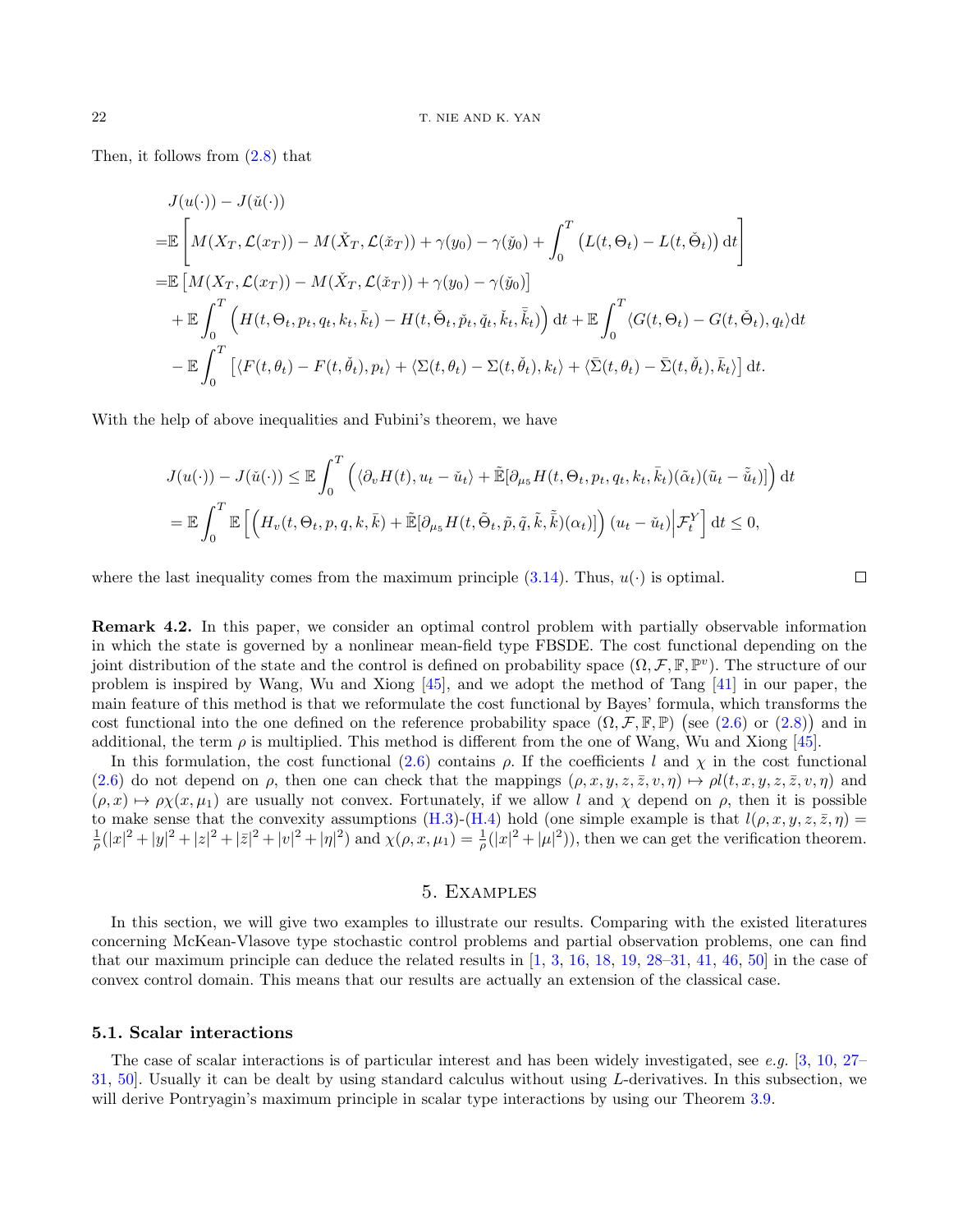Then, it follows from (2.8) that

$$
\begin{aligned}
&J(u(\cdot)) - J(\check{u}(\cdot)) \\
=&\mathbb{E}\left[M(X_T, \mathcal{L}(x_T)) - M(\check{X}_T, \mathcal{L}(\check{x}_T)) + \gamma(y_0) - \gamma(\check{y}_0) + \int_0^T \left(L(t, \Theta_t) - L(t, \check{\Theta}_t)\right) \mathrm{d}t\right] \\
=&\mathbb{E}\left[M(X_T, \mathcal{L}(x_T)) - M(\check{X}_T, \mathcal{L}(\check{x}_T)) + \gamma(y_0) - \gamma(\check{y}_0)\right] \\
&+ \mathbb{E}\int_0^T \left(H(t, \Theta_t, p_t, q_t, k_t, \bar{k}_t) - H(t, \check{\Theta}_t, \check{p}_t, \check{q}_t, \check{k}_t, \bar{\check{k}}_t)\right) \mathrm{d}t + \mathbb{E}\int_0^T \langle G(t, \Theta_t) - G(t, \check{\Theta}_t), q_t \rangle \mathrm{d}t \\
&- \mathbb{E}\int_0^T \left[\langle F(t, \theta_t) - F(t, \check{\theta}_t), p_t \rangle + \langle \Sigma(t, \theta_t) - \Sigma(t, \check{\theta}_t), k_t \rangle + \langle \bar{\Sigma}(t, \theta_t) - \bar{\Sigma}(t, \check{\theta}_t), \bar{k}_t \rangle\right] \mathrm{d}t.
\end{aligned}
$$

With the help of above inequalities and Fubini's theorem, we have

$$
\begin{aligned}
J(u(\cdot)) - J(\check{u}(\cdot)) &\leq \mathbb{E}\int_0^T \left(\langle \partial_v H(t), u_t - \check{u}_t \rangle + \tilde{\mathbb{E}}[\partial_{\mu_5} H(t, \Theta_t, p_t, q_t, k_t, \bar{k}_t)(\tilde{\alpha}_t)(\tilde{u}_t - \tilde{\check{u}}_t)]\right) \mathrm{d}t \\
&= \mathbb{E}\int_0^T \mathbb{E}\left[\left(H_v(t, \Theta_t, p, q, k, \bar{k}) + \tilde{\mathbb{E}}[\partial_{\mu_5} H(t, \tilde{\Theta}_t, \tilde{p}, \tilde{q}, \tilde{k}, \tilde{\bar{k}})(\alpha_t)]\right)(u_t - \check{u}_t) \Big| \mathcal{F}_t^Y\right] \mathrm{d}t \leq 0,
\end{aligned}
$$

where the last inequality comes from the maximum principle (3.14). Thus, $u(\cdot)$ is optimal. $\square$

**Remark 4.2.** In this paper, we consider an optimal control problem with partially observable information in which the state is governed by a nonlinear mean-field type FBSDE. The cost functional depending on the joint distribution of the state and the control is defined on probability space $(\Omega, \mathcal{F}, \mathbb{F}, \mathbb{P}^v)$. The structure of our problem is inspired by Wang, Wu and Xiong [45], and we adopt the method of Tang [41] in our paper, the main feature of this method is that we reformulate the cost functional by Bayes' formula, which transforms the cost functional into the one defined on the reference probability space $(\Omega, \mathcal{F}, \mathbb{F}, \mathbb{P})$ (see (2.6) or (2.8)) and in additional, the term $\rho$ is multiplied. This method is different from the one of Wang, Wu and Xiong [45].

In this formulation, the cost functional (2.6) contains $\rho$. If the coefficients $l$ and $\chi$ in the cost functional (2.6) do not depend on $\rho$, then one can check that the mappings $(\rho, x, y, z, \bar{z}, v, \eta) \mapsto \rho l(t, x, y, z, \bar{z}, v, \eta)$ and $(\rho, x) \mapsto \rho\chi(x, \mu_1)$ are usually not convex. Fortunately, if we allow $l$ and $\chi$ depend on $\rho$, then it is possible to make sense that the convexity assumptions (H.3)-(H.4) hold (one simple example is that $l(\rho, x, y, z, \bar{z}, \eta) = \frac{1}{\rho}(|x|^2 + |y|^2 + |z|^2 + |\bar{z}|^2 + |v|^2 + |\eta|^2)$ and $\chi(\rho, x, \mu_1) = \frac{1}{\rho}(|x|^2 + |\mu|^2)$), then we can get the verification theorem.

## 5. Examples

In this section, we will give two examples to illustrate our results. Comparing with the existed literatures concerning McKean-Vlasove type stochastic control problems and partial observation problems, one can find that our maximum principle can deduce the related results in [1, 3, 16, 18, 19, 28–31, 41, 46, 50] in the case of convex control domain. This means that our results are actually an extension of the classical case.

### 5.1. Scalar interactions

The case of scalar interactions is of particular interest and has been widely investigated, see *e.g.* [3, 10, 27–31, 50]. Usually it can be dealt by using standard calculus without using $L$-derivatives. In this subsection, we will derive Pontryagin's maximum principle in scalar type interactions by using our Theorem 3.9.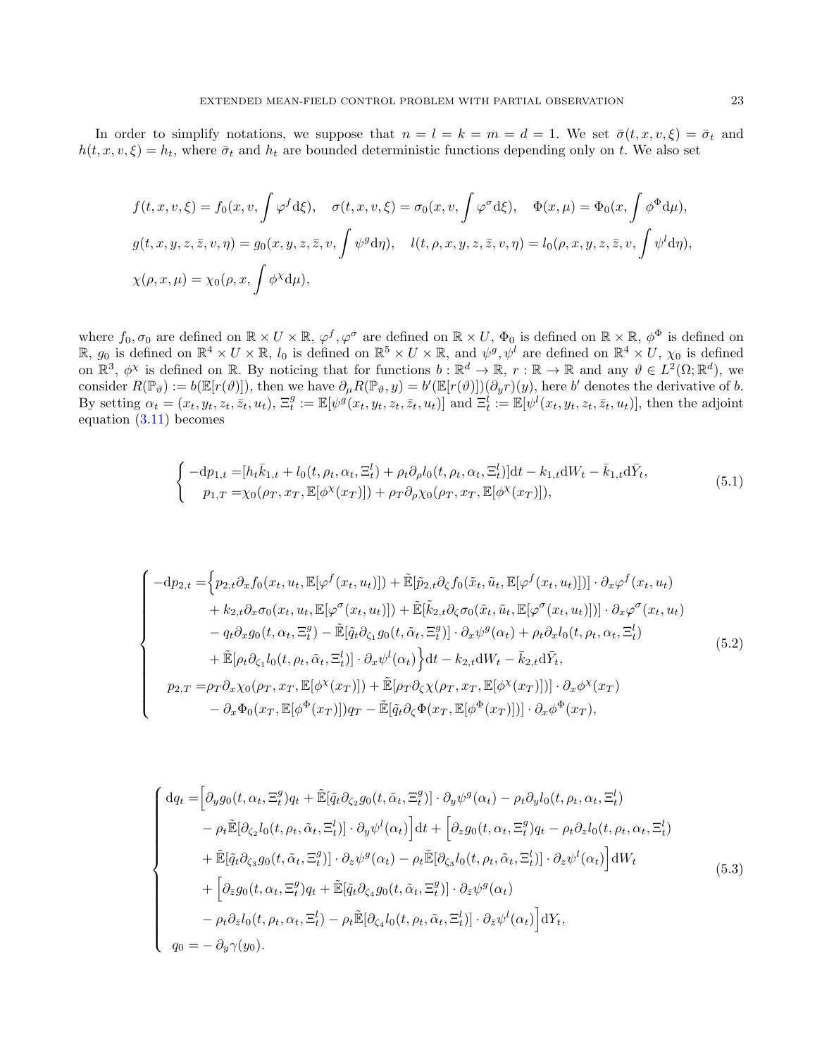In order to simplify notations, we suppose that $n = l = k = m = d = 1$. We set $\bar{\sigma}(t, x, v, \xi) = \bar{\sigma}_t$ and $h(t, x, v, \xi) = h_t$, where $\bar{\sigma}_t$ and $h_t$ are bounded deterministic functions depending only on $t$. We also set

$$
\begin{aligned}
& f(t,x,v,\xi) = f_0(x,v,\int \varphi^f \mathrm{d}\xi), \quad \sigma(t,x,v,\xi) = \sigma_0(x,v,\int \varphi^\sigma \mathrm{d}\xi), \quad \Phi(x,\mu) = \Phi_0(x,\int \phi^\Phi \mathrm{d}\mu), \\
& g(t,x,y,z,\bar{z},v,\eta) = g_0(x,y,z,\bar{z},v,\int \psi^g \mathrm{d}\eta), \quad l(t,\rho,x,y,z,\bar{z},v,\eta) = l_0(\rho,x,y,z,\bar{z},v,\int \psi^l \mathrm{d}\eta), \\
& \chi(\rho,x,\mu) = \chi_0(\rho,x,\int \phi^\chi \mathrm{d}\mu),
\end{aligned}
$$

where $f_0, \sigma_0$ are defined on $\mathbb{R} \times U \times \mathbb{R}$, $\varphi^f, \varphi^\sigma$ are defined on $\mathbb{R} \times U$, $\Phi_0$ is defined on $\mathbb{R} \times \mathbb{R}$, $\phi^\Phi$ is defined on $\mathbb{R}$, $g_0$ is defined on $\mathbb{R}^4 \times U \times \mathbb{R}$, $l_0$ is defined on $\mathbb{R}^5 \times U \times \mathbb{R}$, and $\psi^g, \psi^l$ are defined on $\mathbb{R}^4 \times U$, $\chi_0$ is defined on $\mathbb{R}^3$, $\phi^\chi$ is defined on $\mathbb{R}$. By noticing that for functions $b : \mathbb{R}^d \to \mathbb{R}$, $r : \mathbb{R} \to \mathbb{R}$ and any $\vartheta \in L^2(\Omega; \mathbb{R}^d)$, we consider $R(\mathbb{P}_\vartheta) := b(\mathbb{E}[r(\vartheta)])$, then we have $\partial_\mu R(\mathbb{P}_\vartheta, y) = b'(\mathbb{E}[r(\vartheta)])(\partial_y r)(y)$, here $b'$ denotes the derivative of $b$. By setting $\alpha_t = (x_t, y_t, z_t, \bar{z}_t, u_t)$, $\Xi^g_t := \mathbb{E}[\psi^g(x_t, y_t, z_t, \bar{z}_t, u_t)]$ and $\Xi^l_t := \mathbb{E}[\psi^l(x_t, y_t, z_t, \bar{z}_t, u_t)]$, then the adjoint equation (3.11) becomes

$$
\begin{cases}
-\mathrm{d}p_{1,t} = [h_t \bar{k}_{1,t} + l_0(t,\rho_t,\alpha_t,\Xi^l_t) + \rho_t \partial_\rho l_0(t,\rho_t,\alpha_t,\Xi^l_t)]\mathrm{d}t - k_{1,t}\mathrm{d}W_t - \bar{k}_{1,t}\mathrm{d}\bar{Y}_t, \\
\quad p_{1,T} = \chi_0(\rho_T, x_T, \mathbb{E}[\phi^\chi(x_T)]) + \rho_T \partial_\rho \chi_0(\rho_T, x_T, \mathbb{E}[\phi^\chi(x_T)]),
\end{cases}
\tag{5.1}
$$

$$
\begin{cases}
-\mathrm{d}p_{2,t} = \Big\{ p_{2,t}\partial_x f_0(x_t,u_t,\mathbb{E}[\varphi^f(x_t,u_t)]) + \tilde{\mathbb{E}}[\tilde{p}_{2,t}\partial_\zeta f_0(\tilde{x}_t,\tilde{u}_t,\mathbb{E}[\varphi^f(x_t,u_t)])] \cdot \partial_x \varphi^f(x_t,u_t) \\
\qquad + k_{2,t}\partial_x \sigma_0(x_t,u_t,\mathbb{E}[\varphi^\sigma(x_t,u_t)]) + \tilde{\mathbb{E}}[\tilde{k}_{2,t}\partial_\zeta \sigma_0(\tilde{x}_t,\tilde{u}_t,\mathbb{E}[\varphi^\sigma(x_t,u_t)])] \cdot \partial_x \varphi^\sigma(x_t,u_t) \\
\qquad - q_t \partial_x g_0(t,\alpha_t,\Xi^g_t) - \tilde{\mathbb{E}}[\tilde{q}_t \partial_{\zeta_1} g_0(t,\tilde{\alpha}_t,\Xi^g_t)] \cdot \partial_x \psi^g(\alpha_t) + \rho_t \partial_x l_0(t,\rho_t,\alpha_t,\Xi^l_t) \\
\qquad + \tilde{\mathbb{E}}[\rho_t \partial_{\zeta_1} l_0(t,\rho_t,\tilde{\alpha}_t,\Xi^l_t)] \cdot \partial_x \psi^l(\alpha_t) \Big\}\mathrm{d}t - k_{2,t}\mathrm{d}W_t - \bar{k}_{2,t}\mathrm{d}\bar{Y}_t, \\
p_{2,T} = \rho_T \partial_x \chi_0(\rho_T, x_T, \mathbb{E}[\phi^\chi(x_T)]) + \tilde{\mathbb{E}}[\rho_T \partial_\zeta \chi(\rho_T, x_T, \mathbb{E}[\phi^\chi(x_T)])] \cdot \partial_x \phi^\chi(x_T) \\
\qquad - \partial_x \Phi_0(x_T, \mathbb{E}[\phi^\Phi(x_T)]) q_T - \tilde{\mathbb{E}}[\tilde{q}_t \partial_\zeta \Phi(x_T, \mathbb{E}[\phi^\Phi(x_T)])] \cdot \partial_x \phi^\Phi(x_T),
\end{cases}
\tag{5.2}
$$

$$
\begin{cases}
\mathrm{d}q_t = \Big[ \partial_y g_0(t,\alpha_t,\Xi^g_t) q_t + \tilde{\mathbb{E}}[\tilde{q}_t \partial_{\zeta_2} g_0(t,\tilde{\alpha}_t,\Xi^g_t)] \cdot \partial_y \psi^g(\alpha_t) - \rho_t \partial_y l_0(t,\rho_t,\alpha_t,\Xi^l_t) \\
\qquad - \rho_t \tilde{\mathbb{E}}[\partial_{\zeta_2} l_0(t,\rho_t,\tilde{\alpha}_t,\Xi^l_t)] \cdot \partial_y \psi^l(\alpha_t) \Big]\mathrm{d}t + \Big[ \partial_z g_0(t,\alpha_t,\Xi^g_t) q_t - \rho_t \partial_z l_0(t,\rho_t,\alpha_t,\Xi^l_t) \\
\qquad + \tilde{\mathbb{E}}[\tilde{q}_t \partial_{\zeta_3} g_0(t,\tilde{\alpha}_t,\Xi^g_t)] \cdot \partial_z \psi^g(\alpha_t) - \rho_t \tilde{\mathbb{E}}[\partial_{\zeta_3} l_0(t,\rho_t,\tilde{\alpha}_t,\Xi^l_t)] \cdot \partial_z \psi^l(\alpha_t) \Big]\mathrm{d}W_t \\
\qquad + \Big[ \partial_{\bar{z}} g_0(t,\alpha_t,\Xi^g_t) q_t + \tilde{\mathbb{E}}[\tilde{q}_t \partial_{\zeta_4} g_0(t,\tilde{\alpha}_t,\Xi^g_t)] \cdot \partial_{\bar{z}} \psi^g(\alpha_t) \\
\qquad - \rho_t \partial_{\bar{z}} l_0(t,\rho_t,\alpha_t,\Xi^l_t) - \rho_t \tilde{\mathbb{E}}[\partial_{\zeta_4} l_0(t,\rho_t,\tilde{\alpha}_t,\Xi^l_t)] \cdot \partial_{\bar{z}} \psi^l(\alpha_t) \Big]\mathrm{d}Y_t, \\
q_0 = -\partial_y \gamma(y_0).
\end{cases}
\tag{5.3}
$$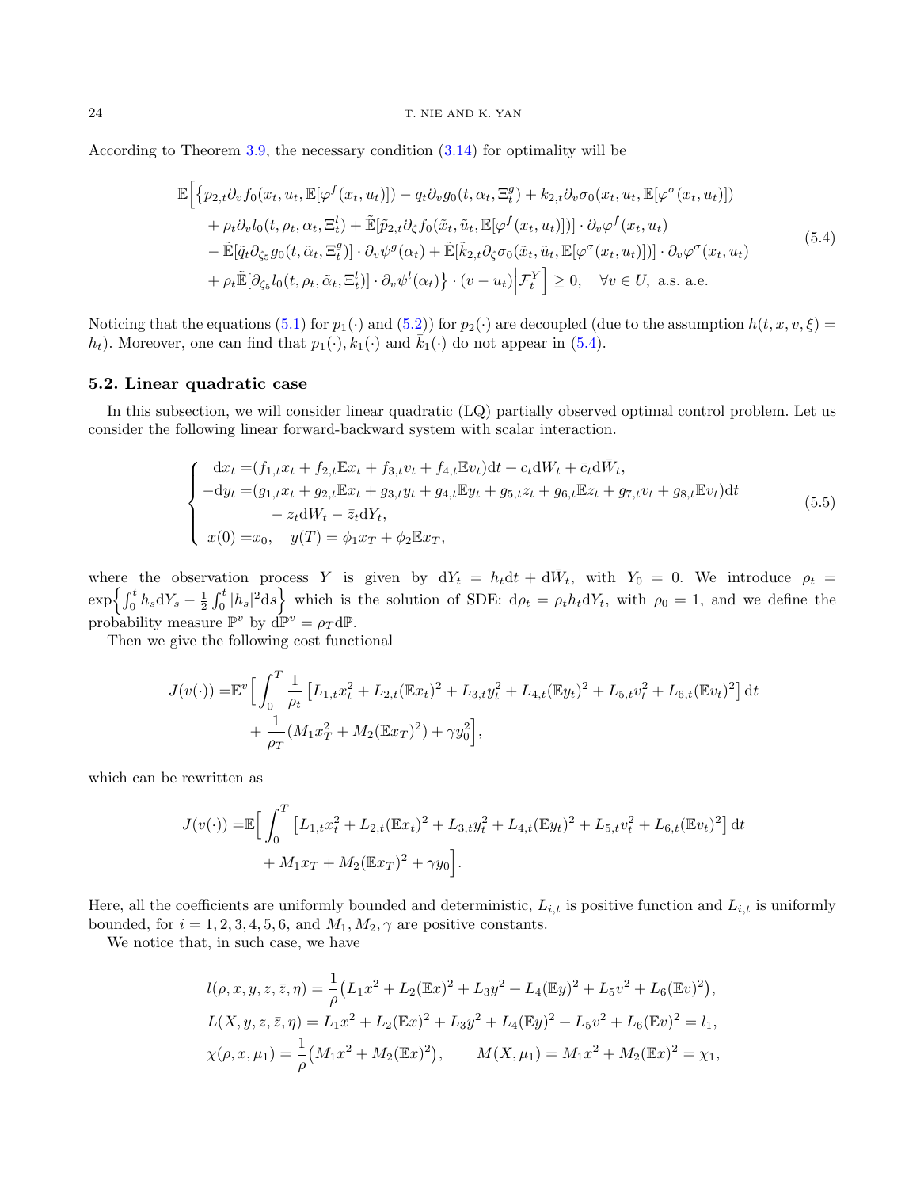According to Theorem 3.9, the necessary condition (3.14) for optimality will be

$$
\begin{aligned}
\mathbb{E}\Big[ & \big\{ p_{2,t}\partial_v f_0(x_t,u_t,\mathbb{E}[\varphi^f(x_t,u_t)]) - q_t\partial_v g_0(t,\alpha_t,\Xi^g_t) + k_{2,t}\partial_v\sigma_0(x_t,u_t,\mathbb{E}[\varphi^\sigma(x_t,u_t)]) \\
& + \rho_t\partial_v l_0(t,\rho_t,\alpha_t,\Xi^l_t) + \tilde{\mathbb{E}}[\tilde{p}_{2,t}\partial_\zeta f_0(\tilde{x}_t,\tilde{u}_t,\mathbb{E}[\varphi^f(x_t,u_t)])]\cdot\partial_v\varphi^f(x_t,u_t) \\
& - \tilde{\mathbb{E}}[\tilde{q}_t\partial_{\zeta_5} g_0(t,\tilde{\alpha}_t,\Xi^g_t)]\cdot\partial_v\psi^g(\alpha_t) + \tilde{\mathbb{E}}[\tilde{k}_{2,t}\partial_\zeta\sigma_0(\tilde{x}_t,\tilde{u}_t,\mathbb{E}[\varphi^\sigma(x_t,u_t)])]\cdot\partial_v\varphi^\sigma(x_t,u_t) \\
& + \rho_t\tilde{\mathbb{E}}[\partial_{\zeta_5} l_0(t,\rho_t,\tilde{\alpha}_t,\Xi^l_t)]\cdot\partial_v\psi^l(\alpha_t)\big\}\cdot(v-u_t)\Big|\mathcal{F}^Y_t\Big] \geq 0, \quad \forall v\in U, \text{ a.s. a.e.}
\end{aligned}
\tag{5.4}
$$

Noticing that the equations (5.1) for $p_1(\cdot)$ and (5.2)) for $p_2(\cdot)$ are decoupled (due to the assumption $h(t,x,v,\xi) = h_t$). Moreover, one can find that $p_1(\cdot), k_1(\cdot)$ and $\bar{k}_1(\cdot)$ do not appear in (5.4).

### 5.2. Linear quadratic case

In this subsection, we will consider linear quadratic (LQ) partially observed optimal control problem. Let us consider the following linear forward-backward system with scalar interaction.

$$
\begin{cases}
\mathrm{d}x_t = (f_{1,t}x_t + f_{2,t}\mathbb{E}x_t + f_{3,t}v_t + f_{4,t}\mathbb{E}v_t)\mathrm{d}t + c_t\mathrm{d}W_t + \bar{c}_t\mathrm{d}\bar{W}_t, \\
-\mathrm{d}y_t = (g_{1,t}x_t + g_{2,t}\mathbb{E}x_t + g_{3,t}y_t + g_{4,t}\mathbb{E}y_t + g_{5,t}z_t + g_{6,t}\mathbb{E}z_t + g_{7,t}v_t + g_{8,t}\mathbb{E}v_t)\mathrm{d}t \\
\qquad\qquad - z_t\mathrm{d}W_t - \bar{z}_t\mathrm{d}Y_t, \\
x(0) = x_0, \quad y(T) = \phi_1 x_T + \phi_2\mathbb{E}x_T,
\end{cases}
\tag{5.5}
$$

where the observation process $Y$ is given by $\mathrm{d}Y_t = h_t\mathrm{d}t + \mathrm{d}\bar{W}_t$, with $Y_0 = 0$. We introduce $\rho_t = \exp\Big\{\int_0^t h_s\mathrm{d}Y_s - \frac{1}{2}\int_0^t |h_s|^2\mathrm{d}s\Big\}$ which is the solution of SDE: $\mathrm{d}\rho_t = \rho_t h_t\mathrm{d}Y_t$, with $\rho_0 = 1$, and we define the probability measure $\mathbb{P}^v$ by $\mathrm{d}\mathbb{P}^v = \rho_T\mathrm{d}\mathbb{P}$.

Then we give the following cost functional

$$
\begin{aligned}
J(v(\cdot)) = & \mathbb{E}^v\Big[\int_0^T \frac{1}{\rho_t}\left[L_{1,t}x_t^2 + L_{2,t}(\mathbb{E}x_t)^2 + L_{3,t}y_t^2 + L_{4,t}(\mathbb{E}y_t)^2 + L_{5,t}v_t^2 + L_{6,t}(\mathbb{E}v_t)^2\right]\mathrm{d}t \\
& + \frac{1}{\rho_T}(M_1x_T^2 + M_2(\mathbb{E}x_T)^2) + \gamma y_0^2\Big],
\end{aligned}
$$

which can be rewritten as

$$
\begin{aligned}
J(v(\cdot)) = & \mathbb{E}\Big[\int_0^T \left[L_{1,t}x_t^2 + L_{2,t}(\mathbb{E}x_t)^2 + L_{3,t}y_t^2 + L_{4,t}(\mathbb{E}y_t)^2 + L_{5,t}v_t^2 + L_{6,t}(\mathbb{E}v_t)^2\right]\mathrm{d}t \\
& + M_1x_T + M_2(\mathbb{E}x_T)^2 + \gamma y_0\Big].
\end{aligned}
$$

Here, all the coefficients are uniformly bounded and deterministic, $L_{i,t}$ is positive function and $L_{i,t}$ is uniformly bounded, for $i = 1,2,3,4,5,6$, and $M_1, M_2, \gamma$ are positive constants.

We notice that, in such case, we have

$$
\begin{aligned}
& l(\rho,x,y,z,\bar{z},\eta) = \frac{1}{\rho}\big(L_1x^2 + L_2(\mathbb{E}x)^2 + L_3y^2 + L_4(\mathbb{E}y)^2 + L_5v^2 + L_6(\mathbb{E}v)^2\big), \\
& L(X,y,z,\bar{z},\eta) = L_1x^2 + L_2(\mathbb{E}x)^2 + L_3y^2 + L_4(\mathbb{E}y)^2 + L_5v^2 + L_6(\mathbb{E}v)^2 = l_1, \\
& \chi(\rho,x,\mu_1) = \frac{1}{\rho}\big(M_1x^2 + M_2(\mathbb{E}x)^2\big), \qquad M(X,\mu_1) = M_1x^2 + M_2(\mathbb{E}x)^2 = \chi_1,
\end{aligned}
$$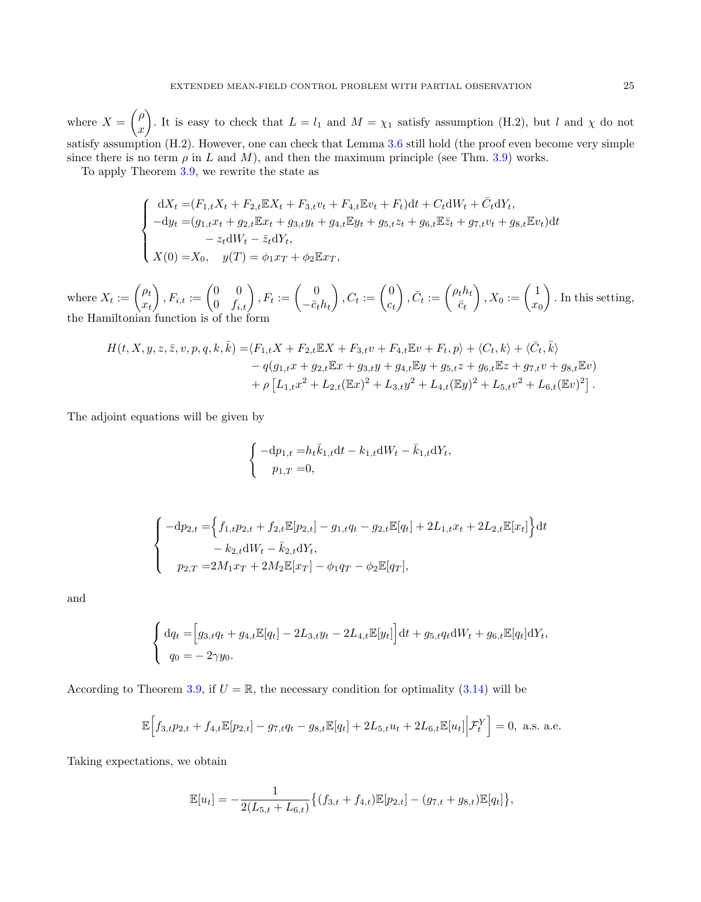where $X = \begin{pmatrix} \rho \\ x \end{pmatrix}$. It is easy to check that $L = l_1$ and $M = \chi_1$ satisfy assumption (H.2), but $l$ and $\chi$ do not satisfy assumption (H.2). However, one can check that Lemma 3.6 still hold (the proof even become very simple since there is no term $\rho$ in $L$ and $M$), and then the maximum principle (see Thm. 3.9) works.

To apply Theorem 3.9, we rewrite the state as

$$
\begin{cases}
\mathrm{d}X_t = (F_{1,t}X_t + F_{2,t}\mathbb{E}X_t + F_{3,t}v_t + F_{4,t}\mathbb{E}v_t + F_t)\mathrm{d}t + C_t\mathrm{d}W_t + \bar{C}_t\mathrm{d}Y_t, \\
-\mathrm{d}y_t = (g_{1,t}x_t + g_{2,t}\mathbb{E}x_t + g_{3,t}y_t + g_{4,t}\mathbb{E}y_t + g_{5,t}z_t + g_{6,t}\mathbb{E}\bar{z}_t + g_{7,t}v_t + g_{8,t}\mathbb{E}v_t)\mathrm{d}t \\
\qquad\qquad - z_t\mathrm{d}W_t - \bar{z}_t\mathrm{d}Y_t, \\
X(0) = X_0, \quad y(T) = \phi_1 x_T + \phi_2 \mathbb{E}x_T,
\end{cases}
$$

where $X_t := \begin{pmatrix} \rho_t \\ x_t \end{pmatrix}, F_{i,t} := \begin{pmatrix} 0 & 0 \\ 0 & f_{i,t} \end{pmatrix}, F_t := \begin{pmatrix} 0 \\ -\bar{c}_t h_t \end{pmatrix}, C_t := \begin{pmatrix} 0 \\ c_t \end{pmatrix}, \bar{C}_t := \begin{pmatrix} \rho_t h_t \\ \bar{c}_t \end{pmatrix}, X_0 := \begin{pmatrix} 1 \\ x_0 \end{pmatrix}$. In this setting, the Hamiltonian function is of the form

$$
\begin{aligned}
H(t, X, y, z, \bar{z}, v, p, q, k, \bar{k}) = &\langle F_{1,t}X + F_{2,t}\mathbb{E}X + F_{3,t}v + F_{4,t}\mathbb{E}v + F_t, p\rangle + \langle C_t, k\rangle + \langle \bar{C}_t, \bar{k}\rangle \\
&- q(g_{1,t}x + g_{2,t}\mathbb{E}x + g_{3,t}y + g_{4,t}\mathbb{E}y + g_{5,t}z + g_{6,t}\mathbb{E}z + g_{7,t}v + g_{8,t}\mathbb{E}v) \\
&+ \rho\left[L_{1,t}x^2 + L_{2,t}(\mathbb{E}x)^2 + L_{3,t}y^2 + L_{4,t}(\mathbb{E}y)^2 + L_{5,t}v^2 + L_{6,t}(\mathbb{E}v)^2\right].
\end{aligned}
$$

The adjoint equations will be given by

$$
\begin{cases}
-\mathrm{d}p_{1,t} = h_t\bar{k}_{1,t}\mathrm{d}t - k_{1,t}\mathrm{d}W_t - \bar{k}_{1,t}\mathrm{d}Y_t, \\
\quad p_{1,T} = 0,
\end{cases}
$$

$$
\begin{cases}
-\mathrm{d}p_{2,t} = \Big\{f_{1,t}p_{2,t} + f_{2,t}\mathbb{E}[p_{2,t}] - g_{1,t}q_t - g_{2,t}\mathbb{E}[q_t] + 2L_{1,t}x_t + 2L_{2,t}\mathbb{E}[x_t]\Big\}\mathrm{d}t \\
\qquad\qquad - k_{2,t}\mathrm{d}W_t - \bar{k}_{2,t}\mathrm{d}Y_t, \\
\quad p_{2,T} = 2M_1 x_T + 2M_2\mathbb{E}[x_T] - \phi_1 q_T - \phi_2\mathbb{E}[q_T],
\end{cases}
$$

and

$$
\begin{cases}
\mathrm{d}q_t = \Big[g_{3,t}q_t + g_{4,t}\mathbb{E}[q_t] - 2L_{3,t}y_t - 2L_{4,t}\mathbb{E}[y_t]\Big]\mathrm{d}t + g_{5,t}q_t\mathrm{d}W_t + g_{6,t}\mathbb{E}[q_t]\mathrm{d}Y_t, \\
\quad q_0 = -2\gamma y_0.
\end{cases}
$$

According to Theorem 3.9, if $U = \mathbb{R}$, the necessary condition for optimality (3.14) will be

$$
\mathbb{E}\Big[f_{3,t}p_{2,t} + f_{4,t}\mathbb{E}[p_{2,t}] - g_{7,t}q_t - g_{8,t}\mathbb{E}[q_t] + 2L_{5,t}u_t + 2L_{6,t}\mathbb{E}[u_t]\Big|\mathcal{F}_t^Y\Big] = 0, \text{ a.s. a.e.}
$$

Taking expectations, we obtain

$$
\mathbb{E}[u_t] = -\frac{1}{2(L_{5,t} + L_{6,t})}\big\{(f_{3,t} + f_{4,t})\mathbb{E}[p_{2,t}] - (g_{7,t} + g_{8,t})\mathbb{E}[q_t]\big\},
$$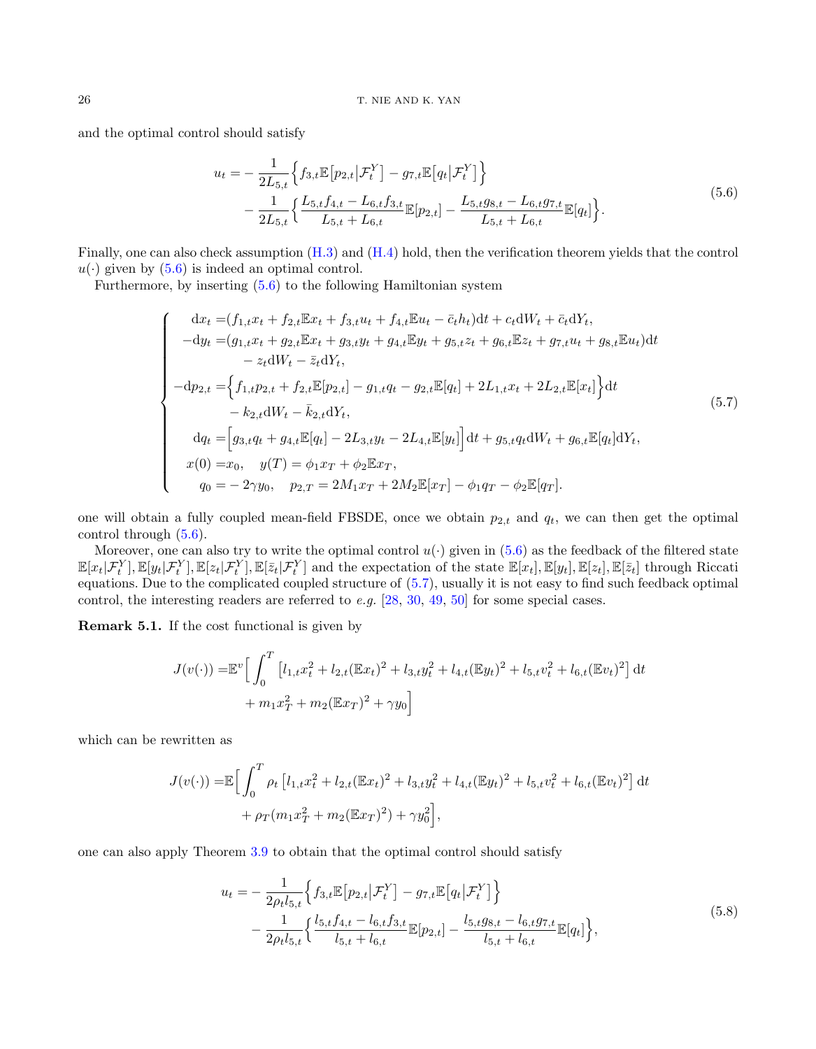and the optimal control should satisfy

$$
\begin{aligned}
u_t =& -\frac{1}{2L_{5,t}}\Big\{f_{3,t}\mathbb{E}\big[p_{2,t}\big|\mathcal{F}_t^Y\big] - g_{7,t}\mathbb{E}\big[q_t\big|\mathcal{F}_t^Y\big]\Big\} \\
& - \frac{1}{2L_{5,t}}\Big\{\frac{L_{5,t}f_{4,t} - L_{6,t}f_{3,t}}{L_{5,t}+L_{6,t}}\mathbb{E}[p_{2,t}] - \frac{L_{5,t}g_{8,t} - L_{6,t}g_{7,t}}{L_{5,t}+L_{6,t}}\mathbb{E}[q_t]\Big\}.
\end{aligned}
\tag{5.6}
$$

Finally, one can also check assumption (H.3) and (H.4) hold, then the verification theorem yields that the control $u(\cdot)$ given by (5.6) is indeed an optimal control.

Furthermore, by inserting (5.6) to the following Hamiltonian system

$$
\begin{cases}
\mathrm{d}x_t =(f_{1,t}x_t + f_{2,t}\mathbb{E}x_t + f_{3,t}u_t + f_{4,t}\mathbb{E}u_t - \bar{c}_t h_t)\mathrm{d}t + c_t\mathrm{d}W_t + \bar{c}_t\mathrm{d}Y_t, \\
-\mathrm{d}y_t =(g_{1,t}x_t + g_{2,t}\mathbb{E}x_t + g_{3,t}y_t + g_{4,t}\mathbb{E}y_t + g_{5,t}z_t + g_{6,t}\mathbb{E}z_t + g_{7,t}u_t + g_{8,t}\mathbb{E}u_t)\mathrm{d}t \\
\qquad\quad - z_t\mathrm{d}W_t - \bar{z}_t\mathrm{d}Y_t, \\
-\mathrm{d}p_{2,t} =\Big\{f_{1,t}p_{2,t} + f_{2,t}\mathbb{E}[p_{2,t}] - g_{1,t}q_t - g_{2,t}\mathbb{E}[q_t] + 2L_{1,t}x_t + 2L_{2,t}\mathbb{E}[x_t]\Big\}\mathrm{d}t \\
\qquad\quad - k_{2,t}\mathrm{d}W_t - \bar{k}_{2,t}\mathrm{d}Y_t, \\
\mathrm{d}q_t =\Big[g_{3,t}q_t + g_{4,t}\mathbb{E}[q_t] - 2L_{3,t}y_t - 2L_{4,t}\mathbb{E}[y_t]\Big]\mathrm{d}t + g_{5,t}q_t\mathrm{d}W_t + g_{6,t}\mathbb{E}[q_t]\mathrm{d}Y_t, \\
x(0) =x_0, \quad y(T) = \phi_1 x_T + \phi_2\mathbb{E}x_T, \\
q_0 = -2\gamma y_0, \quad p_{2,T} = 2M_1x_T + 2M_2\mathbb{E}[x_T] - \phi_1 q_T - \phi_2\mathbb{E}[q_T].
\end{cases}
\tag{5.7}
$$

one will obtain a fully coupled mean-field FBSDE, once we obtain $p_{2,t}$ and $q_t$, we can then get the optimal control through (5.6).

Moreover, one can also try to write the optimal control $u(\cdot)$ given in (5.6) as the feedback of the filtered state $\mathbb{E}[x_t|\mathcal{F}_t^Y], \mathbb{E}[y_t|\mathcal{F}_t^Y], \mathbb{E}[z_t|\mathcal{F}_t^Y], \mathbb{E}[\bar{z}_t|\mathcal{F}_t^Y]$ and the expectation of the state $\mathbb{E}[x_t], \mathbb{E}[y_t], \mathbb{E}[z_t], \mathbb{E}[\bar{z}_t]$ through Riccati equations. Due to the complicated coupled structure of (5.7), usually it is not easy to find such feedback optimal control, the interesting readers are referred to *e.g.* [28, 30, 49, 50] for some special cases.

**Remark 5.1.** If the cost functional is given by

$$
\begin{aligned}
J(v(\cdot)) =&\mathbb{E}^v\Big[\int_0^T \big[l_{1,t}x_t^2 + l_{2,t}(\mathbb{E}x_t)^2 + l_{3,t}y_t^2 + l_{4,t}(\mathbb{E}y_t)^2 + l_{5,t}v_t^2 + l_{6,t}(\mathbb{E}v_t)^2\big]\,\mathrm{d}t \\
& + m_1x_T^2 + m_2(\mathbb{E}x_T)^2 + \gamma y_0\Big]
\end{aligned}
$$

which can be rewritten as

$$
\begin{aligned}
J(v(\cdot)) =&\mathbb{E}\Big[\int_0^T \rho_t\big[l_{1,t}x_t^2 + l_{2,t}(\mathbb{E}x_t)^2 + l_{3,t}y_t^2 + l_{4,t}(\mathbb{E}y_t)^2 + l_{5,t}v_t^2 + l_{6,t}(\mathbb{E}v_t)^2\big]\,\mathrm{d}t \\
& + \rho_T(m_1x_T^2 + m_2(\mathbb{E}x_T)^2) + \gamma y_0^2\Big],
\end{aligned}
$$

one can also apply Theorem 3.9 to obtain that the optimal control should satisfy

$$
\begin{aligned}
u_t =& -\frac{1}{2\rho_t l_{5,t}}\Big\{f_{3,t}\mathbb{E}\big[p_{2,t}\big|\mathcal{F}_t^Y\big] - g_{7,t}\mathbb{E}\big[q_t\big|\mathcal{F}_t^Y\big]\Big\} \\
& - \frac{1}{2\rho_t l_{5,t}}\Big\{\frac{l_{5,t}f_{4,t} - l_{6,t}f_{3,t}}{l_{5,t}+l_{6,t}}\mathbb{E}[p_{2,t}] - \frac{l_{5,t}g_{8,t} - l_{6,t}g_{7,t}}{l_{5,t}+l_{6,t}}\mathbb{E}[q_t]\Big\},
\end{aligned}
\tag{5.8}
$$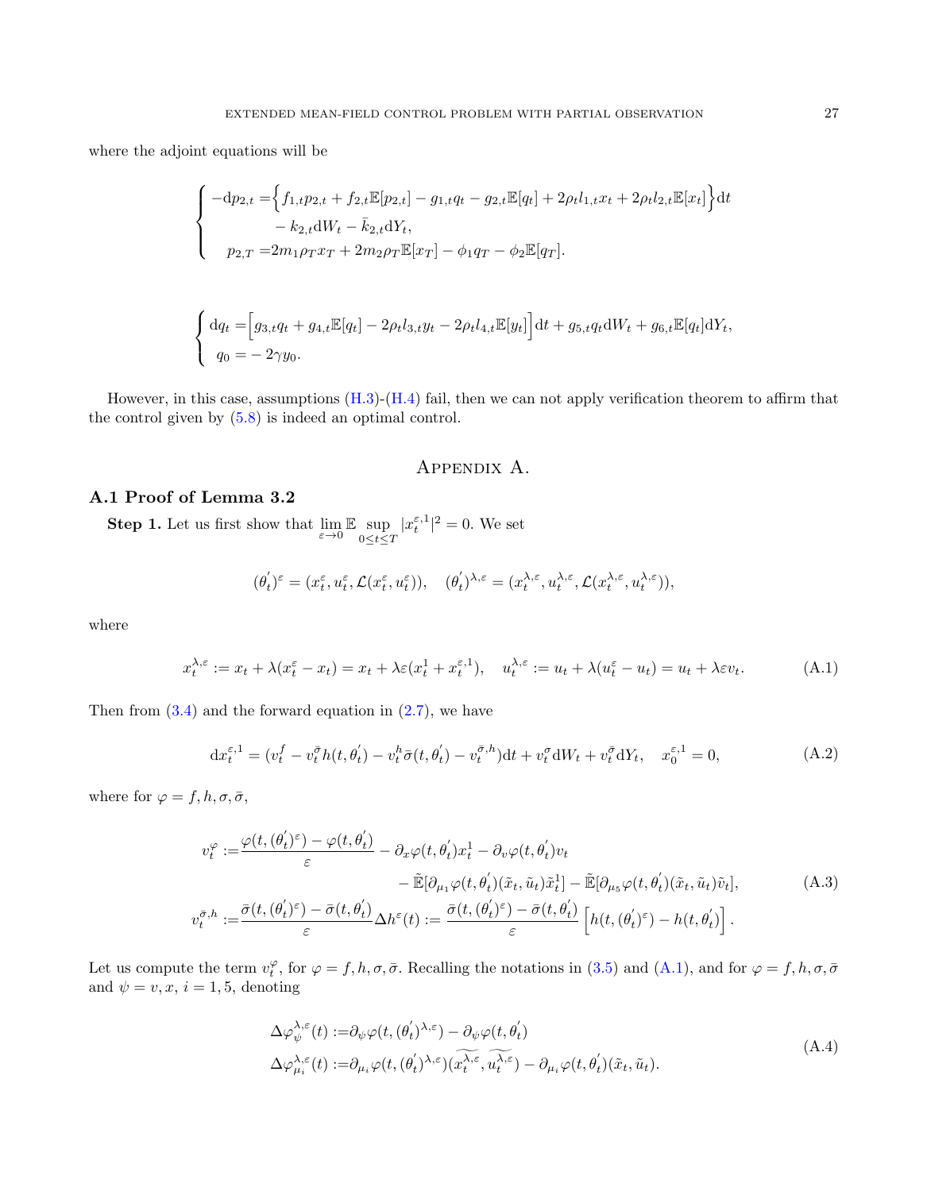where the adjoint equations will be

$$
\begin{cases}
-\mathrm{d}p_{2,t} = \Big\{ f_{1,t}p_{2,t} + f_{2,t}\mathbb{E}[p_{2,t}] - g_{1,t}q_t - g_{2,t}\mathbb{E}[q_t] + 2\rho_t l_{1,t}x_t + 2\rho_t l_{2,t}\mathbb{E}[x_t] \Big\}\mathrm{d}t \\
\qquad\qquad - k_{2,t}\mathrm{d}W_t - \bar{k}_{2,t}\mathrm{d}Y_t, \\
\quad p_{2,T} = 2m_1\rho_T x_T + 2m_2\rho_T\mathbb{E}[x_T] - \phi_1 q_T - \phi_2\mathbb{E}[q_T].
\end{cases}
$$

$$
\begin{cases}
\mathrm{d}q_t = \Big[ g_{3,t}q_t + g_{4,t}\mathbb{E}[q_t] - 2\rho_t l_{3,t}y_t - 2\rho_t l_{4,t}\mathbb{E}[y_t] \Big]\mathrm{d}t + g_{5,t}q_t\mathrm{d}W_t + g_{6,t}\mathbb{E}[q_t]\mathrm{d}Y_t, \\
\quad q_0 = -2\gamma y_0.
\end{cases}
$$

However, in this case, assumptions (H.3)-(H.4) fail, then we can not apply verification theorem to affirm that the control given by (5.8) is indeed an optimal control.

# Appendix A.

## A.1 Proof of Lemma 3.2

**Step 1.** Let us first show that $\lim_{\varepsilon\to 0}\mathbb{E}\sup_{0\le t\le T}|x_t^{\varepsilon,1}|^2 = 0$. We set

$$
(\theta_t^{'})^{\varepsilon} = (x_t^{\varepsilon}, u_t^{\varepsilon}, \mathcal{L}(x_t^{\varepsilon}, u_t^{\varepsilon})), \quad (\theta_t^{'})^{\lambda,\varepsilon} = (x_t^{\lambda,\varepsilon}, u_t^{\lambda,\varepsilon}, \mathcal{L}(x_t^{\lambda,\varepsilon}, u_t^{\lambda,\varepsilon})),
$$

where

$$
x_t^{\lambda,\varepsilon} := x_t + \lambda(x_t^{\varepsilon} - x_t) = x_t + \lambda\varepsilon(x_t^1 + x_t^{\varepsilon,1}), \quad u_t^{\lambda,\varepsilon} := u_t + \lambda(u_t^{\varepsilon} - u_t) = u_t + \lambda\varepsilon v_t. \tag{A.1}
$$

Then from (3.4) and the forward equation in (2.7), we have

$$
\mathrm{d}x_t^{\varepsilon,1} = (v_t^f - v_t^{\bar{\sigma}}h(t,\theta_t^{'}) - v_t^h\bar{\sigma}(t,\theta_t^{'}) - v_t^{\bar{\sigma},h})\mathrm{d}t + v_t^{\sigma}\mathrm{d}W_t + v_t^{\bar{\sigma}}\mathrm{d}Y_t, \quad x_0^{\varepsilon,1} = 0, \tag{A.2}
$$

where for $\varphi = f, h, \sigma, \bar{\sigma}$,

$$
\begin{aligned}
v_t^{\varphi} :=& \frac{\varphi(t,(\theta_t^{'})^{\varepsilon}) - \varphi(t,\theta_t^{'})}{\varepsilon} - \partial_x\varphi(t,\theta_t^{'})x_t^1 - \partial_v\varphi(t,\theta_t^{'})v_t \\
& \qquad\qquad - \tilde{\mathbb{E}}[\partial_{\mu_1}\varphi(t,\theta_t^{'})(\tilde{x}_t,\tilde{u}_t)\tilde{x}_t^1] - \tilde{\mathbb{E}}[\partial_{\mu_5}\varphi(t,\theta_t^{'})(\tilde{x}_t,\tilde{u}_t)\tilde{v}_t], \\
v_t^{\bar{\sigma},h} :=& \frac{\bar{\sigma}(t,(\theta_t^{'})^{\varepsilon}) - \bar{\sigma}(t,\theta_t^{'})}{\varepsilon}\Delta h^{\varepsilon}(t) := \frac{\bar{\sigma}(t,(\theta_t^{'})^{\varepsilon}) - \bar{\sigma}(t,\theta_t^{'})}{\varepsilon}\Big[h(t,(\theta_t^{'})^{\varepsilon}) - h(t,\theta_t^{'})\Big].
\end{aligned} \tag{A.3}
$$

Let us compute the term $v_t^{\varphi}$, for $\varphi = f, h, \sigma, \bar{\sigma}$. Recalling the notations in (3.5) and (A.1), and for $\varphi = f, h, \sigma, \bar{\sigma}$ and $\psi = v, x$, $i = 1, 5$, denoting

$$
\begin{aligned}
\Delta\varphi_{\psi}^{\lambda,\varepsilon}(t) :=& \partial_{\psi}\varphi(t,(\theta_t^{'})^{\lambda,\varepsilon}) - \partial_{\psi}\varphi(t,\theta_t^{'}) \\
\Delta\varphi_{\mu_i}^{\lambda,\varepsilon}(t) :=& \partial_{\mu_i}\varphi(t,(\theta_t^{'})^{\lambda,\varepsilon})(\widetilde{x_t^{\lambda,\varepsilon}}, \widetilde{u_t^{\lambda,\varepsilon}}) - \partial_{\mu_i}\varphi(t,\theta_t^{'})(\tilde{x}_t,\tilde{u}_t).
\end{aligned} \tag{A.4}
$$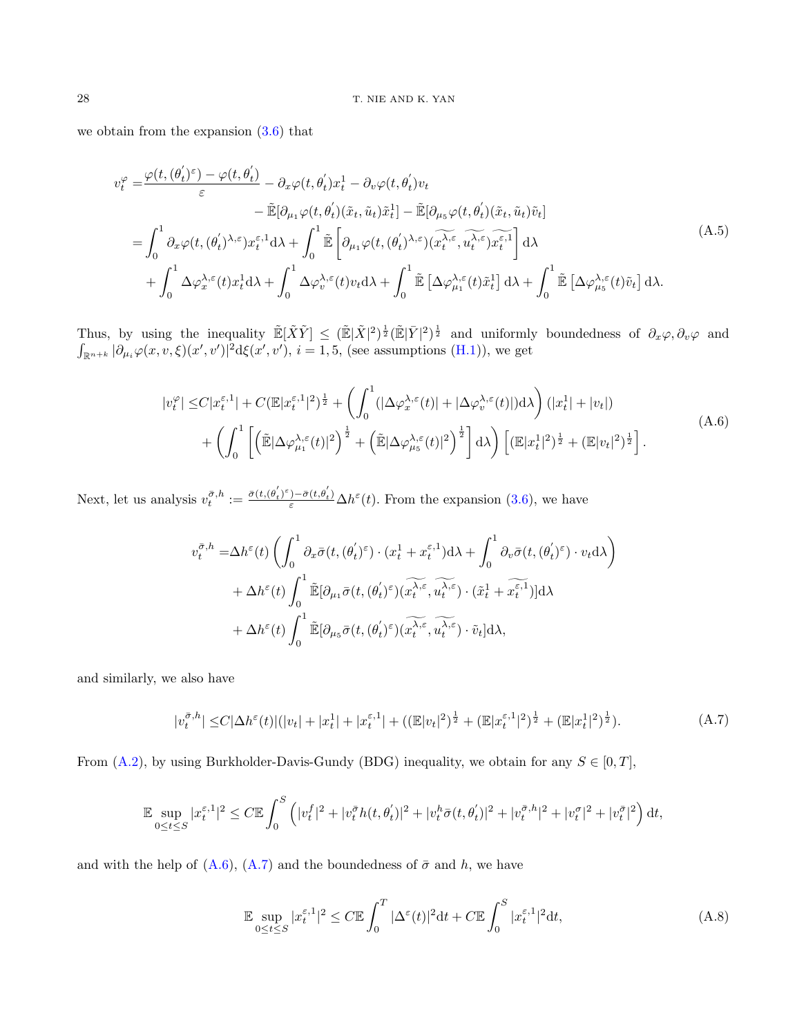we obtain from the expansion (3.6) that

$$
\begin{aligned}
v_t^{\varphi} =& \frac{\varphi(t,(\theta_t^{'})^{\varepsilon}) - \varphi(t,\theta_t^{'})}{\varepsilon} - \partial_x\varphi(t,\theta_t^{'})x_t^1 - \partial_v\varphi(t,\theta_t^{'})v_t \\
&\qquad - \tilde{\mathbb{E}}[\partial_{\mu_1}\varphi(t,\theta_t^{'})(\tilde{x}_t,\tilde{u}_t)\tilde{x}_t^1] - \tilde{\mathbb{E}}[\partial_{\mu_5}\varphi(t,\theta_t^{'})(\tilde{x}_t,\tilde{u}_t)\tilde{v}_t] \\
=& \int_0^1 \partial_x\varphi(t,(\theta_t^{'})^{\lambda,\varepsilon})x_t^{\varepsilon,1}\mathrm{d}\lambda + \int_0^1 \tilde{\mathbb{E}}\left[\partial_{\mu_1}\varphi(t,(\theta_t^{'})^{\lambda,\varepsilon})(\widetilde{x_t^{\lambda,\varepsilon}},\widetilde{u_t^{\lambda,\varepsilon}})\widetilde{x_t^{\varepsilon,1}}\right]\mathrm{d}\lambda \\
&+ \int_0^1 \Delta\varphi_x^{\lambda,\varepsilon}(t)x_t^1\mathrm{d}\lambda + \int_0^1 \Delta\varphi_v^{\lambda,\varepsilon}(t)v_t\mathrm{d}\lambda + \int_0^1 \tilde{\mathbb{E}}\left[\Delta\varphi_{\mu_1}^{\lambda,\varepsilon}(t)\tilde{x}_t^1\right]\mathrm{d}\lambda + \int_0^1 \tilde{\mathbb{E}}\left[\Delta\varphi_{\mu_5}^{\lambda,\varepsilon}(t)\tilde{v}_t\right]\mathrm{d}\lambda.
\end{aligned}
\tag{A.5}
$$

Thus, by using the inequality $\tilde{\mathbb{E}}[\tilde{X}\tilde{Y}] \leq (\tilde{\mathbb{E}}|\tilde{X}|^2)^{\frac{1}{2}}(\tilde{\mathbb{E}}|\bar{Y}|^2)^{\frac{1}{2}}$ and uniformly boundedness of $\partial_x\varphi, \partial_v\varphi$ and $\int_{\mathbb{R}^{n+k}} |\partial_{\mu_i}\varphi(x,v,\xi)(x',v')|^2\mathrm{d}\xi(x',v')$, $i=1,5$, (see assumptions (H.1)), we get

$$
\begin{aligned}
|v_t^{\varphi}| \leq& C|x_t^{\varepsilon,1}| + C(\mathbb{E}|x_t^{\varepsilon,1}|^2)^{\frac{1}{2}} + \left(\int_0^1 (|\Delta\varphi_x^{\lambda,\varepsilon}(t)| + |\Delta\varphi_v^{\lambda,\varepsilon}(t)|)\mathrm{d}\lambda\right)(|x_t^1| + |v_t|) \\
&+ \left(\int_0^1 \left[\left(\tilde{\mathbb{E}}|\Delta\varphi_{\mu_1}^{\lambda,\varepsilon}(t)|^2\right)^{\frac{1}{2}} + \left(\tilde{\mathbb{E}}|\Delta\varphi_{\mu_5}^{\lambda,\varepsilon}(t)|^2\right)^{\frac{1}{2}}\right]\mathrm{d}\lambda\right)\left[(\mathbb{E}|x_t^1|^2)^{\frac{1}{2}} + (\mathbb{E}|v_t|^2)^{\frac{1}{2}}\right].
\end{aligned}
\tag{A.6}
$$

Next, let us analysis $v_t^{\bar{\sigma},h} := \frac{\bar{\sigma}(t,(\theta_t^{'})^{\varepsilon}) - \bar{\sigma}(t,\theta_t^{'})}{\varepsilon}\Delta h^{\varepsilon}(t)$. From the expansion (3.6), we have

$$
\begin{aligned}
v_t^{\bar{\sigma},h} =& \Delta h^{\varepsilon}(t)\left(\int_0^1 \partial_x\bar{\sigma}(t,(\theta_t^{'})^{\varepsilon})\cdot(x_t^1 + x_t^{\varepsilon,1})\mathrm{d}\lambda + \int_0^1 \partial_v\bar{\sigma}(t,(\theta_t^{'})^{\varepsilon})\cdot v_t\mathrm{d}\lambda\right) \\
&+ \Delta h^{\varepsilon}(t)\int_0^1 \tilde{\mathbb{E}}[\partial_{\mu_1}\bar{\sigma}(t,(\theta_t^{'})^{\varepsilon})(\widetilde{x_t^{\lambda,\varepsilon}},\widetilde{u_t^{\lambda,\varepsilon}})\cdot(\tilde{x}_t^1 + \widetilde{x_t^{\varepsilon,1}})]\mathrm{d}\lambda \\
&+ \Delta h^{\varepsilon}(t)\int_0^1 \tilde{\mathbb{E}}[\partial_{\mu_5}\bar{\sigma}(t,(\theta_t^{'})^{\varepsilon})(\widetilde{x_t^{\lambda,\varepsilon}},\widetilde{u_t^{\lambda,\varepsilon}})\cdot\tilde{v}_t]\mathrm{d}\lambda,
\end{aligned}
$$

and similarly, we also have

$$
|v_t^{\bar{\sigma},h}| \leq C|\Delta h^{\varepsilon}(t)|(|v_t| + |x_t^1| + |x_t^{\varepsilon,1}| + ((\mathbb{E}|v_t|^2)^{\frac{1}{2}} + (\mathbb{E}|x_t^{\varepsilon,1}|^2)^{\frac{1}{2}} + (\mathbb{E}|x_t^1|^2)^{\frac{1}{2}}).
\tag{A.7}
$$

From (A.2), by using Burkholder-Davis-Gundy (BDG) inequality, we obtain for any $S \in [0,T]$,

$$
\mathbb{E}\sup_{0\leq t\leq S}|x_t^{\varepsilon,1}|^2 \leq C\mathbb{E}\int_0^S \left(|v_t^f|^2 + |v_t^{\bar{\sigma}}h(t,\theta_t^{'})|^2 + |v_t^h\bar{\sigma}(t,\theta_t^{'})|^2 + |v_t^{\bar{\sigma},h}|^2 + |v_t^{\sigma}|^2 + |v_t^{\bar{\sigma}}|^2\right)\mathrm{d}t,
$$

and with the help of (A.6), (A.7) and the boundedness of $\bar{\sigma}$ and $h$, we have

$$
\mathbb{E}\sup_{0\leq t\leq S}|x_t^{\varepsilon,1}|^2 \leq C\mathbb{E}\int_0^T |\Delta^{\varepsilon}(t)|^2\mathrm{d}t + C\mathbb{E}\int_0^S |x_t^{\varepsilon,1}|^2\mathrm{d}t,
\tag{A.8}
$$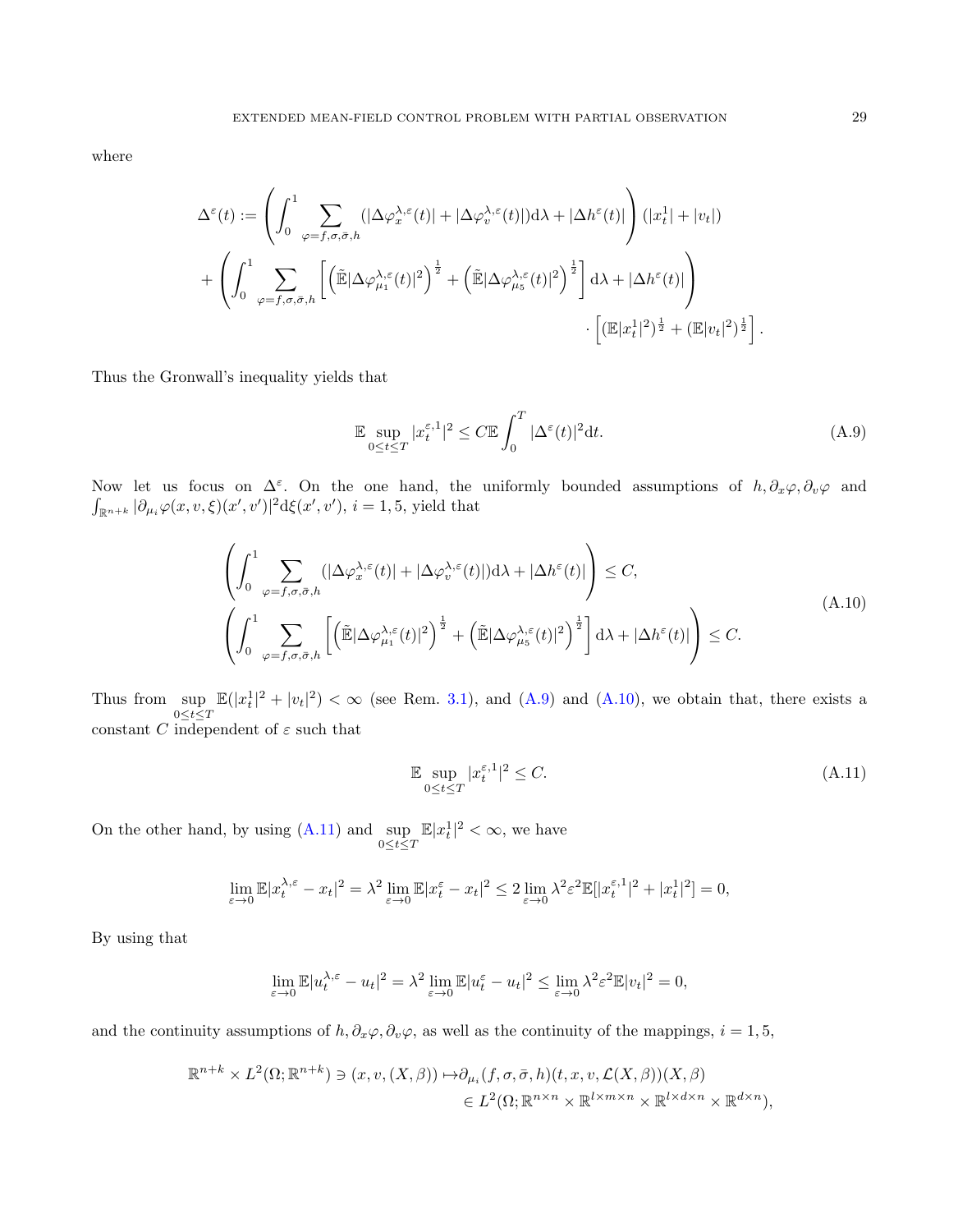where

$$
\begin{aligned}
\Delta^\varepsilon(t) := &\left( \int_0^1 \sum_{\varphi=f,\sigma,\bar{\sigma},h} (|\Delta\varphi_x^{\lambda,\varepsilon}(t)| + |\Delta\varphi_v^{\lambda,\varepsilon}(t)|) \mathrm{d}\lambda + |\Delta h^\varepsilon(t)| \right) (|x_t^1| + |v_t|) \\
&+ \left( \int_0^1 \sum_{\varphi=f,\sigma,\bar{\sigma},h} \left[ \left( \tilde{\mathbb{E}} |\Delta\varphi_{\mu_1}^{\lambda,\varepsilon}(t)|^2 \right)^{\frac{1}{2}} + \left( \tilde{\mathbb{E}} |\Delta\varphi_{\mu_5}^{\lambda,\varepsilon}(t)|^2 \right)^{\frac{1}{2}} \right] \mathrm{d}\lambda + |\Delta h^\varepsilon(t)| \right) \\
&\qquad\qquad\qquad\qquad\qquad\qquad\qquad\qquad \cdot \left[ (\mathbb{E}|x_t^1|^2)^{\frac{1}{2}} + (\mathbb{E}|v_t|^2)^{\frac{1}{2}} \right].
\end{aligned}
$$

Thus the Gronwall's inequality yields that

$$
\mathbb{E} \sup_{0 \le t \le T} |x_t^{\varepsilon,1}|^2 \le C \mathbb{E} \int_0^T |\Delta^\varepsilon(t)|^2 \mathrm{d}t. \tag{A.9}
$$

Now let us focus on $\Delta^\varepsilon$. On the one hand, the uniformly bounded assumptions of $h, \partial_x\varphi, \partial_v\varphi$ and $\int_{\mathbb{R}^{n+k}} |\partial_{\mu_i}\varphi(x,v,\xi)(x',v')|^2 \mathrm{d}\xi(x',v')$, $i = 1, 5$, yield that

$$
\begin{aligned}
&\left( \int_0^1 \sum_{\varphi=f,\sigma,\bar{\sigma},h} (|\Delta\varphi_x^{\lambda,\varepsilon}(t)| + |\Delta\varphi_v^{\lambda,\varepsilon}(t)|) \mathrm{d}\lambda + |\Delta h^\varepsilon(t)| \right) \le C, \\
&\left( \int_0^1 \sum_{\varphi=f,\sigma,\bar{\sigma},h} \left[ \left( \tilde{\mathbb{E}} |\Delta\varphi_{\mu_1}^{\lambda,\varepsilon}(t)|^2 \right)^{\frac{1}{2}} + \left( \tilde{\mathbb{E}} |\Delta\varphi_{\mu_5}^{\lambda,\varepsilon}(t)|^2 \right)^{\frac{1}{2}} \right] \mathrm{d}\lambda + |\Delta h^\varepsilon(t)| \right) \le C.
\end{aligned} \tag{A.10}
$$

Thus from $\sup_{0 \le t \le T} \mathbb{E}(|x_t^1|^2 + |v_t|^2) < \infty$ (see Rem. 3.1), and (A.9) and (A.10), we obtain that, there exists a constant $C$ independent of $\varepsilon$ such that

$$
\mathbb{E} \sup_{0 \le t \le T} |x_t^{\varepsilon,1}|^2 \le C. \tag{A.11}
$$

On the other hand, by using (A.11) and $\sup_{0 \le t \le T} \mathbb{E}|x_t^1|^2 < \infty$, we have

$$
\lim_{\varepsilon \to 0} \mathbb{E}|x_t^{\lambda,\varepsilon} - x_t|^2 = \lambda^2 \lim_{\varepsilon \to 0} \mathbb{E}|x_t^\varepsilon - x_t|^2 \le 2 \lim_{\varepsilon \to 0} \lambda^2 \varepsilon^2 \mathbb{E}[|x_t^{\varepsilon,1}|^2 + |x_t^1|^2] = 0,
$$

By using that

$$
\lim_{\varepsilon \to 0} \mathbb{E}|u_t^{\lambda,\varepsilon} - u_t|^2 = \lambda^2 \lim_{\varepsilon \to 0} \mathbb{E}|u_t^\varepsilon - u_t|^2 \le \lim_{\varepsilon \to 0} \lambda^2 \varepsilon^2 \mathbb{E}|v_t|^2 = 0,
$$

and the continuity assumptions of $h, \partial_x\varphi, \partial_v\varphi$, as well as the continuity of the mappings, $i = 1, 5$,

$$
\begin{aligned}
\mathbb{R}^{n+k} \times L^2(\Omega; \mathbb{R}^{n+k}) \ni (x, v, (X, \beta)) \mapsto &\partial_{\mu_i}(f, \sigma, \bar{\sigma}, h)(t, x, v, \mathcal{L}(X, \beta))(X, \beta) \\
&\in L^2(\Omega; \mathbb{R}^{n \times n} \times \mathbb{R}^{l \times m \times n} \times \mathbb{R}^{l \times d \times n} \times \mathbb{R}^{d \times n}),
\end{aligned}
$$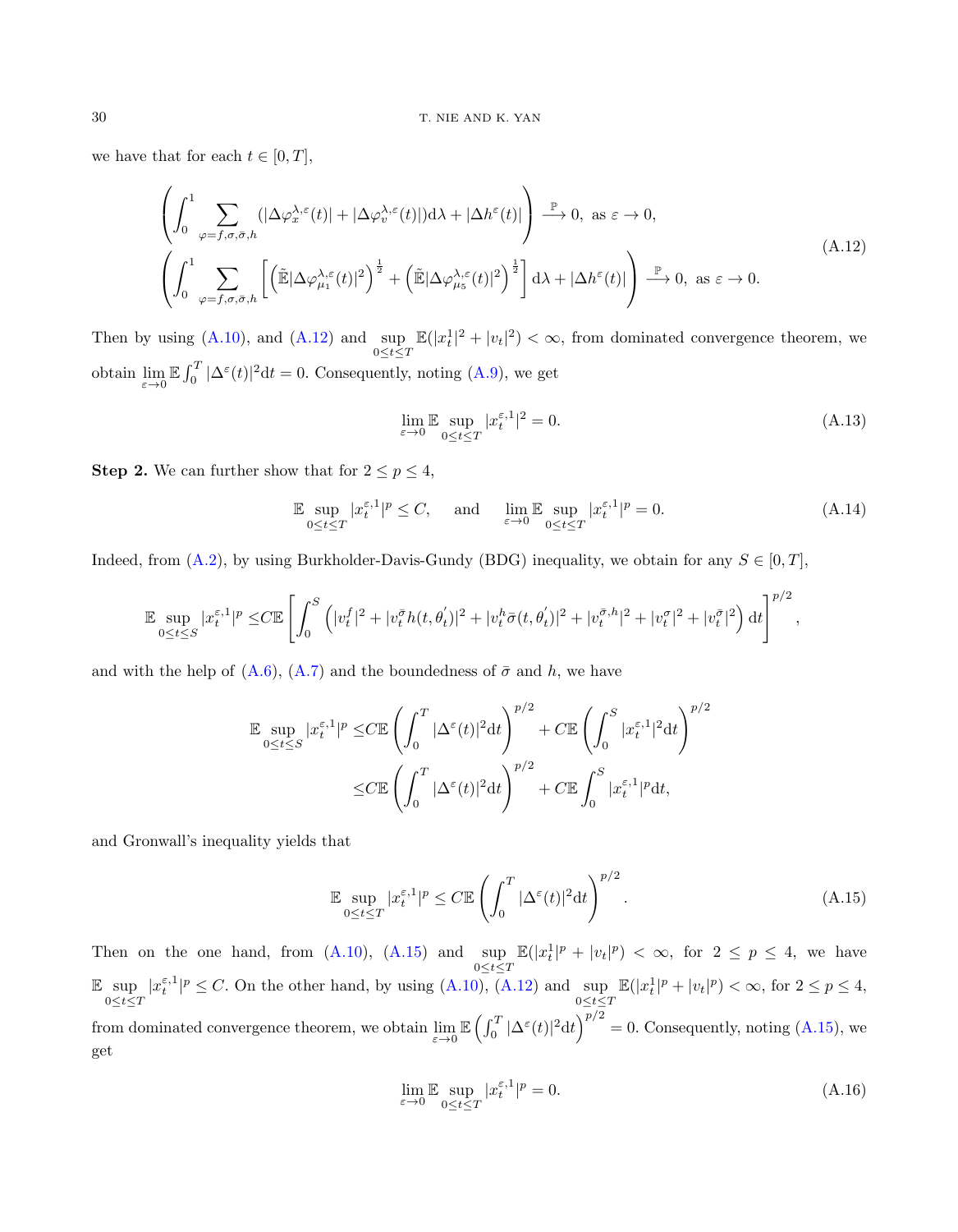we have that for each $t \in [0,T]$,

$$
\begin{aligned}
&\left(\int_0^1 \sum_{\varphi=f,\sigma,\bar{\sigma},h} (|\Delta\varphi_x^{\lambda,\varepsilon}(t)| + |\Delta\varphi_v^{\lambda,\varepsilon}(t)|)\mathrm{d}\lambda + |\Delta h^\varepsilon(t)|\right) \xrightarrow{\mathbb{P}} 0, \text{ as } \varepsilon \to 0,\\
&\left(\int_0^1 \sum_{\varphi=f,\sigma,\bar{\sigma},h} \left[\left(\tilde{\mathbb{E}}|\Delta\varphi_{\mu_1}^{\lambda,\varepsilon}(t)|^2\right)^{\frac{1}{2}} + \left(\tilde{\mathbb{E}}|\Delta\varphi_{\mu_5}^{\lambda,\varepsilon}(t)|^2\right)^{\frac{1}{2}}\right]\mathrm{d}\lambda + |\Delta h^\varepsilon(t)|\right) \xrightarrow{\mathbb{P}} 0, \text{ as } \varepsilon \to 0.
\end{aligned}
\tag{A.12}
$$

Then by using (A.10), and (A.12) and $\sup_{0\le t\le T} \mathbb{E}(|x_t^1|^2 + |v_t|^2) < \infty$, from dominated convergence theorem, we obtain $\lim_{\varepsilon\to 0} \mathbb{E}\int_0^T |\Delta^\varepsilon(t)|^2\mathrm{d}t = 0$. Consequently, noting (A.9), we get

$$
\lim_{\varepsilon\to 0} \mathbb{E} \sup_{0\le t\le T} |x_t^{\varepsilon,1}|^2 = 0. \tag{A.13}
$$

**Step 2.** We can further show that for $2 \le p \le 4$,

$$
\mathbb{E} \sup_{0\le t\le T} |x_t^{\varepsilon,1}|^p \le C, \quad \text{and} \quad \lim_{\varepsilon\to 0} \mathbb{E} \sup_{0\le t\le T} |x_t^{\varepsilon,1}|^p = 0. \tag{A.14}
$$

Indeed, from (A.2), by using Burkholder-Davis-Gundy (BDG) inequality, we obtain for any $S \in [0,T]$,

$$
\mathbb{E} \sup_{0\le t\le S} |x_t^{\varepsilon,1}|^p \le C\mathbb{E}\left[\int_0^S \left(|v_t^f|^2 + |v_t^{\bar{\sigma}} h(t,\theta_t^{'})|^2 + |v_t^h \bar{\sigma}(t,\theta_t^{'})|^2 + |v_t^{\bar{\sigma},h}|^2 + |v_t^\sigma|^2 + |v_t^{\bar{\sigma}}|^2\right)\mathrm{d}t\right]^{p/2},
$$

and with the help of (A.6), (A.7) and the boundedness of $\bar{\sigma}$ and $h$, we have

$$
\begin{aligned}
\mathbb{E} \sup_{0\le t\le S} |x_t^{\varepsilon,1}|^p &\le C\mathbb{E}\left(\int_0^T |\Delta^\varepsilon(t)|^2\mathrm{d}t\right)^{p/2} + C\mathbb{E}\left(\int_0^S |x_t^{\varepsilon,1}|^2\mathrm{d}t\right)^{p/2}\\
&\le C\mathbb{E}\left(\int_0^T |\Delta^\varepsilon(t)|^2\mathrm{d}t\right)^{p/2} + C\mathbb{E}\int_0^S |x_t^{\varepsilon,1}|^p\mathrm{d}t,
\end{aligned}
$$

and Gronwall's inequality yields that

$$
\mathbb{E} \sup_{0\le t\le T} |x_t^{\varepsilon,1}|^p \le C\mathbb{E}\left(\int_0^T |\Delta^\varepsilon(t)|^2\mathrm{d}t\right)^{p/2}. \tag{A.15}
$$

Then on the one hand, from (A.10), (A.15) and $\sup_{0\le t\le T} \mathbb{E}(|x_t^1|^p + |v_t|^p) < \infty$, for $2 \le p \le 4$, we have $\mathbb{E} \sup_{0\le t\le T} |x_t^{\varepsilon,1}|^p \le C$. On the other hand, by using (A.10), (A.12) and $\sup_{0\le t\le T} \mathbb{E}(|x_t^1|^p + |v_t|^p) < \infty$, for $2 \le p \le 4$, from dominated convergence theorem, we obtain $\lim_{\varepsilon\to 0} \mathbb{E}\left(\int_0^T |\Delta^\varepsilon(t)|^2\mathrm{d}t\right)^{p/2} = 0$. Consequently, noting (A.15), we get

$$
\lim_{\varepsilon\to 0} \mathbb{E} \sup_{0\le t\le T} |x_t^{\varepsilon,1}|^p = 0. \tag{A.16}
$$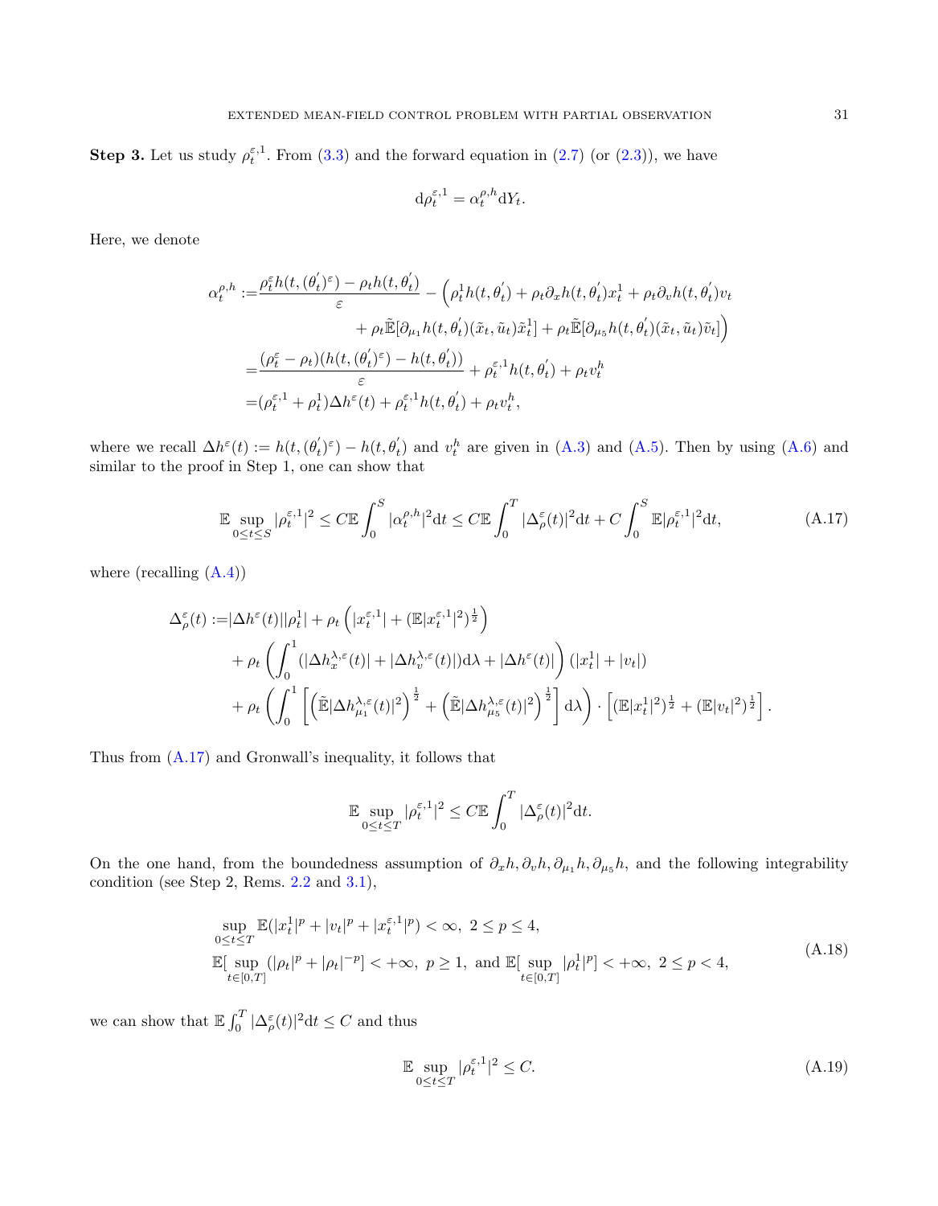**Step 3.** Let us study $\rho_t^{\varepsilon,1}$. From (3.3) and the forward equation in (2.7) (or (2.3)), we have

$$
\mathrm{d}\rho_t^{\varepsilon,1} = \alpha_t^{\rho,h}\mathrm{d}Y_t.
$$

Here, we denote

$$
\begin{aligned}
\alpha_t^{\rho,h} :=& \frac{\rho_t^\varepsilon h(t,(\theta_t^{'})^\varepsilon) - \rho_t h(t,\theta_t^{'})}{\varepsilon} - \Big(\rho_t^1 h(t,\theta_t^{'}) + \rho_t \partial_x h(t,\theta_t^{'}) x_t^1 + \rho_t \partial_v h(t,\theta_t^{'}) v_t \\
&\qquad + \rho_t \tilde{\mathbb{E}}[\partial_{\mu_1} h(t,\theta_t^{'})(\tilde{x}_t,\tilde{u}_t)\tilde{x}_t^1] + \rho_t \tilde{\mathbb{E}}[\partial_{\mu_5} h(t,\theta_t^{'})(\tilde{x}_t,\tilde{u}_t)\tilde{v}_t]\Big) \\
=& \frac{(\rho_t^\varepsilon - \rho_t)(h(t,(\theta_t^{'})^\varepsilon) - h(t,\theta_t^{'}))}{\varepsilon} + \rho_t^{\varepsilon,1} h(t,\theta_t^{'}) + \rho_t v_t^h \\
=& (\rho_t^{\varepsilon,1} + \rho_t^1)\Delta h^\varepsilon(t) + \rho_t^{\varepsilon,1} h(t,\theta_t^{'}) + \rho_t v_t^h,
\end{aligned}
$$

where we recall $\Delta h^\varepsilon(t) := h(t,(\theta_t^{'})^\varepsilon) - h(t,\theta_t^{'})$ and $v_t^h$ are given in (A.3) and (A.5). Then by using (A.6) and similar to the proof in Step 1, one can show that

$$
\mathbb{E}\sup_{0\le t\le S}|\rho_t^{\varepsilon,1}|^2 \le C\mathbb{E}\int_0^S |\alpha_t^{\rho,h}|^2\mathrm{d}t \le C\mathbb{E}\int_0^T |\Delta_\rho^\varepsilon(t)|^2\mathrm{d}t + C\int_0^S \mathbb{E}|\rho_t^{\varepsilon,1}|^2\mathrm{d}t, \tag{A.17}
$$

where (recalling (A.4))

$$
\begin{aligned}
\Delta_\rho^\varepsilon(t) :=& |\Delta h^\varepsilon(t)||\rho_t^1| + \rho_t\left(|x_t^{\varepsilon,1}| + (\mathbb{E}|x_t^{\varepsilon,1}|^2)^{\frac{1}{2}}\right) \\
&+ \rho_t\left(\int_0^1 (|\Delta h_x^{\lambda,\varepsilon}(t)| + |\Delta h_v^{\lambda,\varepsilon}(t)|)\mathrm{d}\lambda + |\Delta h^\varepsilon(t)|\right)(|x_t^1| + |v_t|) \\
&+ \rho_t\left(\int_0^1 \left[\left(\tilde{\mathbb{E}}|\Delta h_{\mu_1}^{\lambda,\varepsilon}(t)|^2\right)^{\frac{1}{2}} + \left(\tilde{\mathbb{E}}|\Delta h_{\mu_5}^{\lambda,\varepsilon}(t)|^2\right)^{\frac{1}{2}}\right]\mathrm{d}\lambda\right)\cdot\left[(\mathbb{E}|x_t^1|^2)^{\frac{1}{2}} + (\mathbb{E}|v_t|^2)^{\frac{1}{2}}\right].
\end{aligned}
$$

Thus from (A.17) and Gronwall's inequality, it follows that

$$
\mathbb{E}\sup_{0\le t\le T}|\rho_t^{\varepsilon,1}|^2 \le C\mathbb{E}\int_0^T |\Delta_\rho^\varepsilon(t)|^2\mathrm{d}t.
$$

On the one hand, from the boundedness assumption of $\partial_x h, \partial_v h, \partial_{\mu_1} h, \partial_{\mu_5} h$, and the following integrability condition (see Step 2, Rems. 2.2 and 3.1),

$$
\begin{aligned}
&\sup_{0\le t\le T}\mathbb{E}(|x_t^1|^p + |v_t|^p + |x_t^{\varepsilon,1}|^p) < \infty,\ 2\le p\le 4, \\
&\mathbb{E}[\sup_{t\in[0,T]}(|\rho_t|^p + |\rho_t|^{-p}] < +\infty,\ p\ge 1,\ \text{and}\ \mathbb{E}[\sup_{t\in[0,T]}|\rho_t^1|^p] < +\infty,\ 2\le p<4,
\end{aligned} \tag{A.18}
$$

we can show that $\mathbb{E}\int_0^T |\Delta_\rho^\varepsilon(t)|^2\mathrm{d}t \le C$ and thus

$$
\mathbb{E}\sup_{0\le t\le T}|\rho_t^{\varepsilon,1}|^2 \le C. \tag{A.19}
$$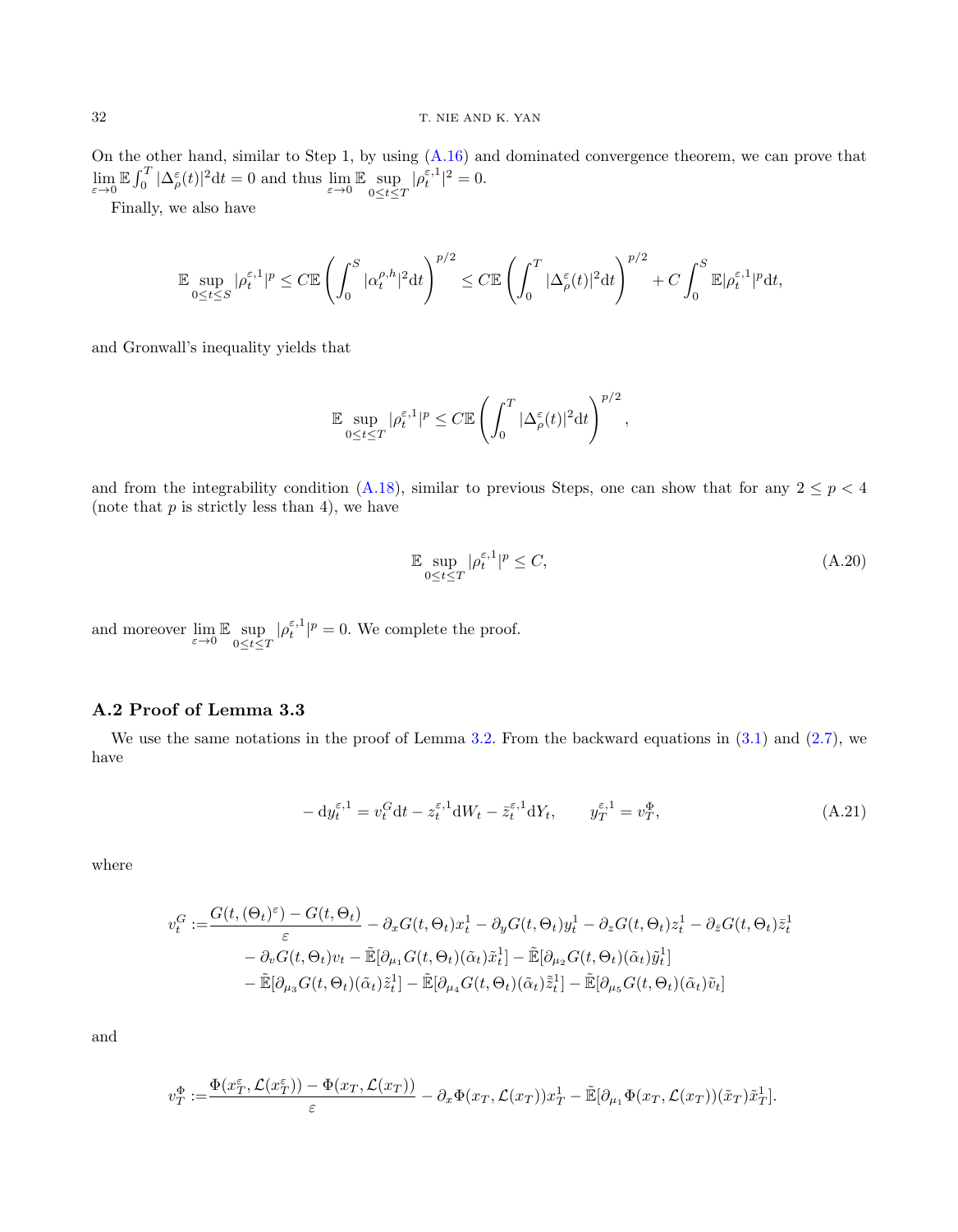On the other hand, similar to Step 1, by using (A.16) and dominated convergence theorem, we can prove that $\lim_{\varepsilon\to 0}\mathbb{E}\int_0^T|\Delta_\rho^\varepsilon(t)|^2\mathrm{d}t = 0$ and thus $\lim_{\varepsilon\to 0}\mathbb{E}\sup_{0\le t\le T}|\rho_t^{\varepsilon,1}|^2 = 0$.

Finally, we also have

$$
\mathbb{E}\sup_{0\le t\le S}|\rho_t^{\varepsilon,1}|^p \le C\mathbb{E}\left(\int_0^S |\alpha_t^{\rho,h}|^2\mathrm{d}t\right)^{p/2} \le C\mathbb{E}\left(\int_0^T |\Delta_\rho^\varepsilon(t)|^2\mathrm{d}t\right)^{p/2} + C\int_0^S \mathbb{E}|\rho_t^{\varepsilon,1}|^p\mathrm{d}t,
$$

and Gronwall's inequality yields that

$$
\mathbb{E}\sup_{0\le t\le T}|\rho_t^{\varepsilon,1}|^p \le C\mathbb{E}\left(\int_0^T |\Delta_\rho^\varepsilon(t)|^2\mathrm{d}t\right)^{p/2},
$$

and from the integrability condition (A.18), similar to previous Steps, one can show that for any $2\le p<4$ (note that $p$ is strictly less than 4), we have

$$
\mathbb{E}\sup_{0\le t\le T}|\rho_t^{\varepsilon,1}|^p \le C, \tag{A.20}
$$

and moreover $\lim_{\varepsilon\to 0}\mathbb{E}\sup_{0\le t\le T}|\rho_t^{\varepsilon,1}|^p = 0$. We complete the proof.

## A.2 Proof of Lemma 3.3

We use the same notations in the proof of Lemma 3.2. From the backward equations in (3.1) and (2.7), we have

$$
-\mathrm{d}y_t^{\varepsilon,1} = v_t^G\mathrm{d}t - z_t^{\varepsilon,1}\mathrm{d}W_t - \bar{z}_t^{\varepsilon,1}\mathrm{d}Y_t, \qquad y_T^{\varepsilon,1} = v_T^\Phi, \tag{A.21}
$$

where

$$
\begin{aligned}
v_t^G := &\frac{G(t,(\Theta_t)^\varepsilon) - G(t,\Theta_t)}{\varepsilon} - \partial_x G(t,\Theta_t)x_t^1 - \partial_y G(t,\Theta_t)y_t^1 - \partial_z G(t,\Theta_t)z_t^1 - \partial_{\bar{z}} G(t,\Theta_t)\bar{z}_t^1 \\
&- \partial_v G(t,\Theta_t)v_t - \tilde{\mathbb{E}}[\partial_{\mu_1}G(t,\Theta_t)(\tilde{\alpha}_t)\tilde{x}_t^1] - \tilde{\mathbb{E}}[\partial_{\mu_2}G(t,\Theta_t)(\tilde{\alpha}_t)\tilde{y}_t^1] \\
&- \tilde{\mathbb{E}}[\partial_{\mu_3}G(t,\Theta_t)(\tilde{\alpha}_t)\tilde{z}_t^1] - \tilde{\mathbb{E}}[\partial_{\mu_4}G(t,\Theta_t)(\tilde{\alpha}_t)\tilde{\bar{z}}_t^1] - \tilde{\mathbb{E}}[\partial_{\mu_5}G(t,\Theta_t)(\tilde{\alpha}_t)\tilde{v}_t]
\end{aligned}
$$

and

$$
v_T^\Phi := \frac{\Phi(x_T^\varepsilon,\mathcal{L}(x_T^\varepsilon)) - \Phi(x_T,\mathcal{L}(x_T))}{\varepsilon} - \partial_x\Phi(x_T,\mathcal{L}(x_T))x_T^1 - \tilde{\mathbb{E}}[\partial_{\mu_1}\Phi(x_T,\mathcal{L}(x_T))(\tilde{x}_T)\tilde{x}_T^1].
$$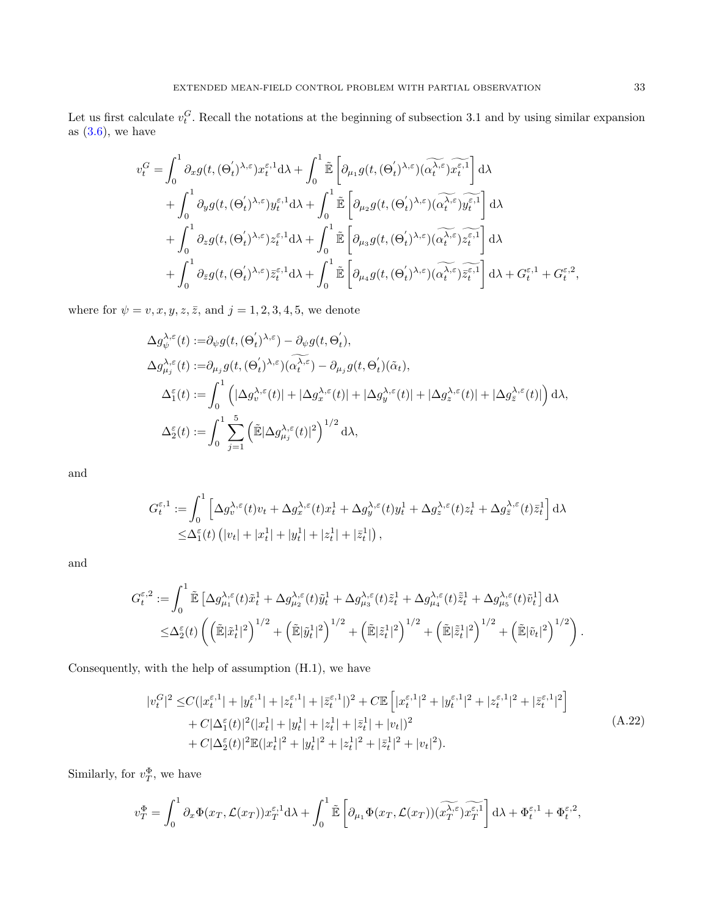Let us first calculate $v_t^G$. Recall the notations at the beginning of subsection 3.1 and by using similar expansion as (3.6), we have

$$
\begin{aligned}
v_t^G =& \int_0^1 \partial_x g(t, (\Theta_t^{'})^{\lambda,\varepsilon}) x_t^{\varepsilon,1} \mathrm{d}\lambda + \int_0^1 \tilde{\mathbb{E}}\left[\partial_{\mu_1} g(t, (\Theta_t^{'})^{\lambda,\varepsilon})(\widetilde{\alpha_t^{\lambda,\varepsilon}})\widetilde{x_t^{\varepsilon,1}}\right] \mathrm{d}\lambda \\
&+ \int_0^1 \partial_y g(t, (\Theta_t^{'})^{\lambda,\varepsilon}) y_t^{\varepsilon,1} \mathrm{d}\lambda + \int_0^1 \tilde{\mathbb{E}}\left[\partial_{\mu_2} g(t, (\Theta_t^{'})^{\lambda,\varepsilon})(\widetilde{\alpha_t^{\lambda,\varepsilon}})\widetilde{y_t^{\varepsilon,1}}\right] \mathrm{d}\lambda \\
&+ \int_0^1 \partial_z g(t, (\Theta_t^{'})^{\lambda,\varepsilon}) z_t^{\varepsilon,1} \mathrm{d}\lambda + \int_0^1 \tilde{\mathbb{E}}\left[\partial_{\mu_3} g(t, (\Theta_t^{'})^{\lambda,\varepsilon})(\widetilde{\alpha_t^{\lambda,\varepsilon}})\widetilde{z_t^{\varepsilon,1}}\right] \mathrm{d}\lambda \\
&+ \int_0^1 \partial_{\bar{z}} g(t, (\Theta_t^{'})^{\lambda,\varepsilon}) \bar{z}_t^{\varepsilon,1} \mathrm{d}\lambda + \int_0^1 \tilde{\mathbb{E}}\left[\partial_{\mu_4} g(t, (\Theta_t^{'})^{\lambda,\varepsilon})(\widetilde{\alpha_t^{\lambda,\varepsilon}})\widetilde{\bar{z}_t^{\varepsilon,1}}\right] \mathrm{d}\lambda + G_t^{\varepsilon,1} + G_t^{\varepsilon,2},
\end{aligned}
$$

where for $\psi = v, x, y, z, \bar{z}$, and $j = 1, 2, 3, 4, 5$, we denote

$$
\begin{aligned}
\Delta g_\psi^{\lambda,\varepsilon}(t) :=& \partial_\psi g(t, (\Theta_t^{'})^{\lambda,\varepsilon}) - \partial_\psi g(t, \Theta_t^{'}), \\
\Delta g_{\mu_j}^{\lambda,\varepsilon}(t) :=& \partial_{\mu_j} g(t, (\Theta_t^{'})^{\lambda,\varepsilon})(\widetilde{\alpha_t^{\lambda,\varepsilon}}) - \partial_{\mu_j} g(t, \Theta_t^{'})(\tilde{\alpha}_t), \\
\Delta_1^\varepsilon(t) :=& \int_0^1 \left(|\Delta g_v^{\lambda,\varepsilon}(t)| + |\Delta g_x^{\lambda,\varepsilon}(t)| + |\Delta g_y^{\lambda,\varepsilon}(t)| + |\Delta g_z^{\lambda,\varepsilon}(t)| + |\Delta g_{\bar{z}}^{\lambda,\varepsilon}(t)|\right) \mathrm{d}\lambda, \\
\Delta_2^\varepsilon(t) :=& \int_0^1 \sum_{j=1}^5 \left(\tilde{\mathbb{E}}|\Delta g_{\mu_j}^{\lambda,\varepsilon}(t)|^2\right)^{1/2} \mathrm{d}\lambda,
\end{aligned}
$$

and

$$
\begin{aligned}
G_t^{\varepsilon,1} :=& \int_0^1 \left[\Delta g_v^{\lambda,\varepsilon}(t) v_t + \Delta g_x^{\lambda,\varepsilon}(t) x_t^1 + \Delta g_y^{\lambda,\varepsilon}(t) y_t^1 + \Delta g_z^{\lambda,\varepsilon}(t) z_t^1 + \Delta g_{\bar{z}}^{\lambda,\varepsilon}(t) \bar{z}_t^1\right] \mathrm{d}\lambda \\
\leq& \Delta_1^\varepsilon(t) \left(|v_t| + |x_t^1| + |y_t^1| + |z_t^1| + |\bar{z}_t^1|\right),
\end{aligned}
$$

and

$$
\begin{aligned}
G_t^{\varepsilon,2} :=& \int_0^1 \tilde{\mathbb{E}}\left[\Delta g_{\mu_1}^{\lambda,\varepsilon}(t) \tilde{x}_t^1 + \Delta g_{\mu_2}^{\lambda,\varepsilon}(t) \tilde{y}_t^1 + \Delta g_{\mu_3}^{\lambda,\varepsilon}(t) \tilde{z}_t^1 + \Delta g_{\mu_4}^{\lambda,\varepsilon}(t) \tilde{\bar{z}}_t^1 + \Delta g_{\mu_5}^{\lambda,\varepsilon}(t) \tilde{v}_t^1\right] \mathrm{d}\lambda \\
\leq& \Delta_2^\varepsilon(t) \left(\left(\tilde{\mathbb{E}}|\tilde{x}_t^1|^2\right)^{1/2} + \left(\tilde{\mathbb{E}}|\tilde{y}_t^1|^2\right)^{1/2} + \left(\tilde{\mathbb{E}}|\tilde{z}_t^1|^2\right)^{1/2} + \left(\tilde{\mathbb{E}}|\tilde{\bar{z}}_t^1|^2\right)^{1/2} + \left(\tilde{\mathbb{E}}|\tilde{v}_t|^2\right)^{1/2}\right).
\end{aligned}
$$

Consequently, with the help of assumption (H.1), we have

$$
\begin{aligned}
|v_t^G|^2 \leq& C(|x_t^{\varepsilon,1}| + |y_t^{\varepsilon,1}| + |z_t^{\varepsilon,1}| + |\bar{z}_t^{\varepsilon,1}|)^2 + C\mathbb{E}\left[|x_t^{\varepsilon,1}|^2 + |y_t^{\varepsilon,1}|^2 + |z_t^{\varepsilon,1}|^2 + |\bar{z}_t^{\varepsilon,1}|^2\right] \\
&+ C|\Delta_1^\varepsilon(t)|^2(|x_t^1| + |y_t^1| + |z_t^1| + |\bar{z}_t^1| + |v_t|)^2 \\
&+ C|\Delta_2^\varepsilon(t)|^2 \mathbb{E}(|x_t^1|^2 + |y_t^1|^2 + |z_t^1|^2 + |\bar{z}_t^1|^2 + |v_t|^2).
\end{aligned} \tag{A.22}
$$

Similarly, for $v_T^\Phi$, we have

$$
v_T^\Phi = \int_0^1 \partial_x \Phi(x_T, \mathcal{L}(x_T)) x_T^{\varepsilon,1} \mathrm{d}\lambda + \int_0^1 \tilde{\mathbb{E}}\left[\partial_{\mu_1} \Phi(x_T, \mathcal{L}(x_T))(\widetilde{x_T^{\lambda,\varepsilon}})\widetilde{x_T^{\varepsilon,1}}\right] \mathrm{d}\lambda + \Phi_t^{\varepsilon,1} + \Phi_t^{\varepsilon,2},
$$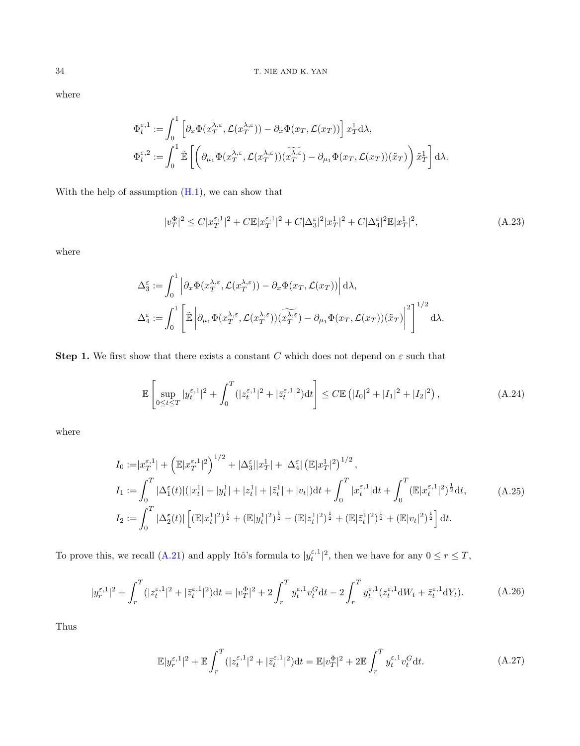where

$$
\Phi_t^{\varepsilon,1} := \int_0^1 \left[ \partial_x \Phi(x_T^{\lambda,\varepsilon}, \mathcal{L}(x_T^{\lambda,\varepsilon})) - \partial_x \Phi(x_T, \mathcal{L}(x_T)) \right] x_T^1 \mathrm{d}\lambda,
$$

$$
\Phi_t^{\varepsilon,2} := \int_0^1 \tilde{\mathbb{E}} \left[ \left( \partial_{\mu_1} \Phi(x_T^{\lambda,\varepsilon}, \mathcal{L}(x_T^{\lambda,\varepsilon}))(\widetilde{x_T^{\lambda,\varepsilon}}) - \partial_{\mu_1} \Phi(x_T, \mathcal{L}(x_T))(\tilde{x}_T) \right) \tilde{x}_T^1 \right] \mathrm{d}\lambda.
$$

With the help of assumption (H.1), we can show that

$$
|v_T^\Phi|^2 \leq C|x_T^{\varepsilon,1}|^2 + C\mathbb{E}|x_T^{\varepsilon,1}|^2 + C|\Delta_3^\varepsilon|^2 |x_T^1|^2 + C|\Delta_4^\varepsilon|^2 \mathbb{E}|x_T^1|^2, \tag{A.23}
$$

where

$$
\Delta_3^\varepsilon := \int_0^1 \left| \partial_x \Phi(x_T^{\lambda,\varepsilon}, \mathcal{L}(x_T^{\lambda,\varepsilon})) - \partial_x \Phi(x_T, \mathcal{L}(x_T)) \right| \mathrm{d}\lambda,
$$

$$
\Delta_4^\varepsilon := \int_0^1 \left[ \tilde{\mathbb{E}} \left| \partial_{\mu_1} \Phi(x_T^{\lambda,\varepsilon}, \mathcal{L}(x_T^{\lambda,\varepsilon}))(\widetilde{x_T^{\lambda,\varepsilon}}) - \partial_{\mu_1} \Phi(x_T, \mathcal{L}(x_T))(\tilde{x}_T) \right|^2 \right]^{1/2} \mathrm{d}\lambda.
$$

**Step 1.** We first show that there exists a constant $C$ which does not depend on $\varepsilon$ such that

$$
\mathbb{E}\left[ \sup_{0\leq t\leq T} |y_t^{\varepsilon,1}|^2 + \int_0^T (|z_t^{\varepsilon,1}|^2 + |\bar{z}_t^{\varepsilon,1}|^2) \mathrm{d}t \right] \leq C\mathbb{E}\left( |I_0|^2 + |I_1|^2 + |I_2|^2 \right), \tag{A.24}
$$

where

$$
\begin{aligned}
I_0 &:= |x_T^{\varepsilon,1}| + \left( \mathbb{E}|x_T^{\varepsilon,1}|^2 \right)^{1/2} + |\Delta_3^\varepsilon||x_T^1| + |\Delta_4^\varepsilon| \left( \mathbb{E}|x_T^1|^2 \right)^{1/2}, \\
I_1 &:= \int_0^T |\Delta_1^\varepsilon(t)|(|x_t^1| + |y_t^1| + |z_t^1| + |\bar{z}_t^1| + |v_t|) \mathrm{d}t + \int_0^T |x_t^{\varepsilon,1}| \mathrm{d}t + \int_0^T (\mathbb{E}|x_t^{\varepsilon,1}|^2)^{\frac{1}{2}} \mathrm{d}t, \\
I_2 &:= \int_0^T |\Delta_2^\varepsilon(t)| \left[ (\mathbb{E}|x_t^1|^2)^{\frac{1}{2}} + (\mathbb{E}|y_t^1|^2)^{\frac{1}{2}} + (\mathbb{E}|z_t^1|^2)^{\frac{1}{2}} + (\mathbb{E}|\bar{z}_t^1|^2)^{\frac{1}{2}} + (\mathbb{E}|v_t|^2)^{\frac{1}{2}} \right] \mathrm{d}t.
\end{aligned} \tag{A.25}
$$

To prove this, we recall (A.21) and apply Itô's formula to $|y_t^{\varepsilon,1}|^2$, then we have for any $0 \leq r \leq T$,

$$
|y_r^{\varepsilon,1}|^2 + \int_r^T (|z_t^{\varepsilon,1}|^2 + |\bar{z}_t^{\varepsilon,1}|^2) \mathrm{d}t = |v_T^\Phi|^2 + 2\int_r^T y_t^{\varepsilon,1} v_t^G \mathrm{d}t - 2\int_r^T y_t^{\varepsilon,1} (z_t^{\varepsilon,1} \mathrm{d}W_t + \bar{z}_t^{\varepsilon,1} \mathrm{d}Y_t). \tag{A.26}
$$

Thus

$$
\mathbb{E}|y_r^{\varepsilon,1}|^2 + \mathbb{E}\int_r^T (|z_t^{\varepsilon,1}|^2 + |\bar{z}_t^{\varepsilon,1}|^2) \mathrm{d}t = \mathbb{E}|v_T^\Phi|^2 + 2\mathbb{E}\int_r^T y_t^{\varepsilon,1} v_t^G \mathrm{d}t. \tag{A.27}
$$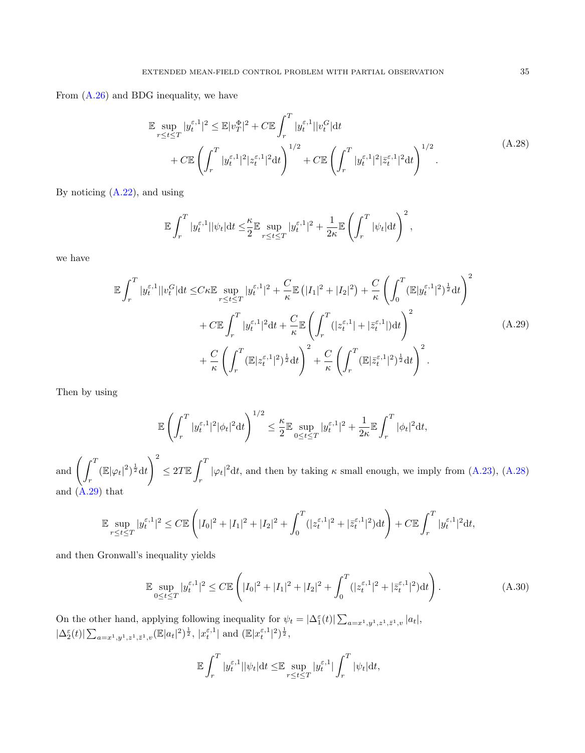From (A.26) and BDG inequality, we have

$$
\begin{aligned}
\mathbb{E}\sup_{r\le t\le T}|y_t^{\varepsilon,1}|^2 \le& \mathbb{E}|v_T^{\Phi}|^2 + C\mathbb{E}\int_r^T |y_t^{\varepsilon,1}||v_t^G|\mathrm{d}t \\
&+ C\mathbb{E}\left(\int_r^T |y_t^{\varepsilon,1}|^2|z_t^{\varepsilon,1}|^2\mathrm{d}t\right)^{1/2} + C\mathbb{E}\left(\int_r^T |y_t^{\varepsilon,1}|^2|\bar{z}_t^{\varepsilon,1}|^2\mathrm{d}t\right)^{1/2}.
\end{aligned}
\tag{A.28}
$$

By noticing (A.22), and using

$$
\mathbb{E}\int_r^T |y_t^{\varepsilon,1}||\psi_t|\mathrm{d}t \le \frac{\kappa}{2}\mathbb{E}\sup_{r\le t\le T}|y_t^{\varepsilon,1}|^2 + \frac{1}{2\kappa}\mathbb{E}\left(\int_r^T |\psi_t|\mathrm{d}t\right)^2,
$$

we have

$$
\begin{aligned}
\mathbb{E}\int_r^T |y_t^{\varepsilon,1}||v_t^G|\mathrm{d}t \le& C\kappa\mathbb{E}\sup_{r\le t\le T}|y_t^{\varepsilon,1}|^2 + \frac{C}{\kappa}\mathbb{E}\left(|I_1|^2+|I_2|^2\right) + \frac{C}{\kappa}\left(\int_0^T (\mathbb{E}|y_t^{\varepsilon,1}|^2)^{\frac{1}{2}}\mathrm{d}t\right)^2 \\
&+ C\mathbb{E}\int_r^T |y_t^{\varepsilon,1}|^2\mathrm{d}t + \frac{C}{\kappa}\mathbb{E}\left(\int_r^T (|z_t^{\varepsilon,1}|+|\bar{z}_t^{\varepsilon,1}|)\mathrm{d}t\right)^2 \\
&+ \frac{C}{\kappa}\left(\int_r^T (\mathbb{E}|z_t^{\varepsilon,1}|^2)^{\frac{1}{2}}\mathrm{d}t\right)^2 + \frac{C}{\kappa}\left(\int_r^T (\mathbb{E}|\bar{z}_t^{\varepsilon,1}|^2)^{\frac{1}{2}}\mathrm{d}t\right)^2.
\end{aligned}
\tag{A.29}
$$

Then by using

$$
\mathbb{E}\left(\int_r^T |y_t^{\varepsilon,1}|^2|\phi_t|^2\mathrm{d}t\right)^{1/2} \le \frac{\kappa}{2}\mathbb{E}\sup_{0\le t\le T}|y_t^{\varepsilon,1}|^2 + \frac{1}{2\kappa}\mathbb{E}\int_r^T |\phi_t|^2\mathrm{d}t,
$$

and $\left(\int_r^T (\mathbb{E}|\varphi_t|^2)^{\frac{1}{2}}\mathrm{d}t\right)^2 \le 2T\mathbb{E}\int_r^T |\varphi_t|^2\mathrm{d}t$, and then by taking $\kappa$ small enough, we imply from (A.23), (A.28) and (A.29) that

$$
\mathbb{E}\sup_{r\le t\le T}|y_t^{\varepsilon,1}|^2 \le C\mathbb{E}\left(|I_0|^2+|I_1|^2+|I_2|^2+\int_0^T (|z_t^{\varepsilon,1}|^2+|\bar{z}_t^{\varepsilon,1}|^2)\mathrm{d}t\right) + C\mathbb{E}\int_r^T |y_t^{\varepsilon,1}|^2\mathrm{d}t,
$$

and then Gronwall's inequality yields

$$
\mathbb{E}\sup_{0\le t\le T}|y_t^{\varepsilon,1}|^2 \le C\mathbb{E}\left(|I_0|^2+|I_1|^2+|I_2|^2+\int_0^T (|z_t^{\varepsilon,1}|^2+|\bar{z}_t^{\varepsilon,1}|^2)\mathrm{d}t\right).
\tag{A.30}
$$

On the other hand, applying following inequality for $\psi_t = |\Delta_1^{\varepsilon}(t)|\sum_{a=x^1,y^1,z^1,\bar{z}^1,v}|a_t|$, $|\Delta_2^{\varepsilon}(t)|\sum_{a=x^1,y^1,z^1,\bar{z}^1,v}(\mathbb{E}|a_t|^2)^{\frac{1}{2}}$, $|x_t^{\varepsilon,1}|$ and $(\mathbb{E}|x_t^{\varepsilon,1}|^2)^{\frac{1}{2}}$,

$$
\mathbb{E}\int_r^T |y_t^{\varepsilon,1}||\psi_t|\mathrm{d}t \le \mathbb{E}\sup_{r\le t\le T}|y_t^{\varepsilon,1}|\int_r^T |\psi_t|\mathrm{d}t,
$$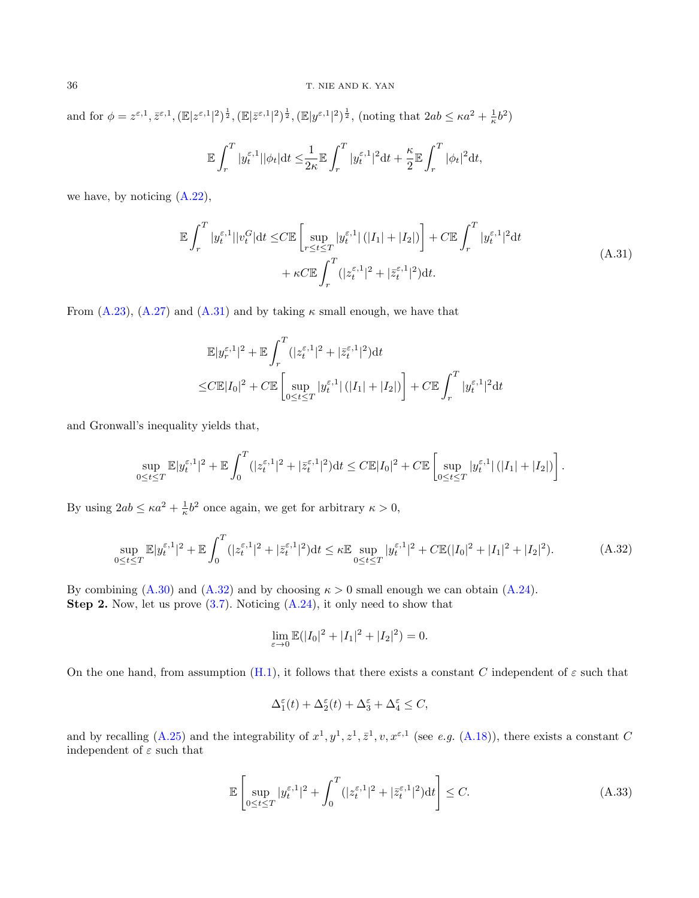and for $\phi = z^{\varepsilon,1}, \bar{z}^{\varepsilon,1}, (\mathbb{E}|z^{\varepsilon,1}|^2)^{\frac{1}{2}}, (\mathbb{E}|\bar{z}^{\varepsilon,1}|^2)^{\frac{1}{2}}, (\mathbb{E}|y^{\varepsilon,1}|^2)^{\frac{1}{2}}$, (noting that $2ab \le \kappa a^2 + \frac{1}{\kappa}b^2$)

$$
\mathbb{E}\int_r^T |y_t^{\varepsilon,1}||\phi_t|\mathrm{d}t \le \frac{1}{2\kappa}\mathbb{E}\int_r^T |y_t^{\varepsilon,1}|^2\mathrm{d}t + \frac{\kappa}{2}\mathbb{E}\int_r^T |\phi_t|^2\mathrm{d}t,
$$

we have, by noticing (A.22),

$$
\begin{aligned}
\mathbb{E}\int_r^T |y_t^{\varepsilon,1}||v_t^G|\mathrm{d}t \le & C\mathbb{E}\left[\sup_{r\le t\le T}|y_t^{\varepsilon,1}|\left(|I_1|+|I_2|\right)\right] + C\mathbb{E}\int_r^T |y_t^{\varepsilon,1}|^2\mathrm{d}t \\
& + \kappa C\mathbb{E}\int_r^T (|z_t^{\varepsilon,1}|^2 + |\bar{z}_t^{\varepsilon,1}|^2)\mathrm{d}t.
\end{aligned}
\tag{A.31}
$$

From (A.23), (A.27) and (A.31) and by taking $\kappa$ small enough, we have that

$$
\begin{aligned}
&\mathbb{E}|y_r^{\varepsilon,1}|^2 + \mathbb{E}\int_r^T (|z_t^{\varepsilon,1}|^2 + |\bar{z}_t^{\varepsilon,1}|^2)\mathrm{d}t \\
\le & C\mathbb{E}|I_0|^2 + C\mathbb{E}\left[\sup_{0\le t\le T}|y_t^{\varepsilon,1}|\left(|I_1|+|I_2|\right)\right] + C\mathbb{E}\int_r^T |y_t^{\varepsilon,1}|^2\mathrm{d}t
\end{aligned}
$$

and Gronwall's inequality yields that,

$$
\sup_{0\le t\le T}\mathbb{E}|y_t^{\varepsilon,1}|^2 + \mathbb{E}\int_0^T (|z_t^{\varepsilon,1}|^2 + |\bar{z}_t^{\varepsilon,1}|^2)\mathrm{d}t \le C\mathbb{E}|I_0|^2 + C\mathbb{E}\left[\sup_{0\le t\le T}|y_t^{\varepsilon,1}|\left(|I_1|+|I_2|\right)\right].
$$

By using $2ab \le \kappa a^2 + \frac{1}{\kappa}b^2$ once again, we get for arbitrary $\kappa > 0$,

$$
\sup_{0\le t\le T}\mathbb{E}|y_t^{\varepsilon,1}|^2 + \mathbb{E}\int_0^T (|z_t^{\varepsilon,1}|^2 + |\bar{z}_t^{\varepsilon,1}|^2)\mathrm{d}t \le \kappa\mathbb{E}\sup_{0\le t\le T}|y_t^{\varepsilon,1}|^2 + C\mathbb{E}(|I_0|^2 + |I_1|^2 + |I_2|^2).
\tag{A.32}
$$

By combining (A.30) and (A.32) and by choosing $\kappa > 0$ small enough we can obtain (A.24).

**Step 2.** Now, let us prove (3.7). Noticing (A.24), it only need to show that

$$
\lim_{\varepsilon\to 0}\mathbb{E}(|I_0|^2 + |I_1|^2 + |I_2|^2) = 0.
$$

On the one hand, from assumption (H.1), it follows that there exists a constant $C$ independent of $\varepsilon$ such that

$$
\Delta_1^\varepsilon(t) + \Delta_2^\varepsilon(t) + \Delta_3^\varepsilon + \Delta_4^\varepsilon \le C,
$$

and by recalling (A.25) and the integrability of $x^1, y^1, z^1, \bar{z}^1, v, x^{\varepsilon,1}$ (see *e.g.* (A.18)), there exists a constant $C$ independent of $\varepsilon$ such that

$$
\mathbb{E}\left[\sup_{0\le t\le T}|y_t^{\varepsilon,1}|^2 + \int_0^T (|z_t^{\varepsilon,1}|^2 + |\bar{z}_t^{\varepsilon,1}|^2)\mathrm{d}t\right] \le C.
\tag{A.33}
$$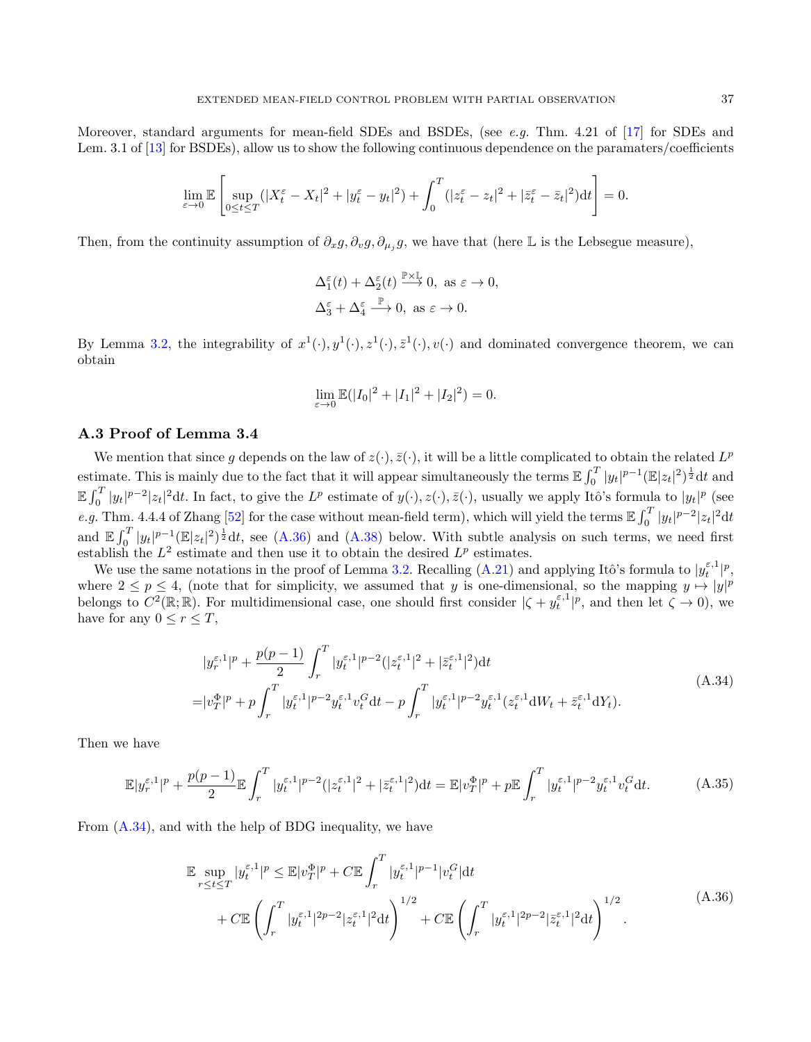Moreover, standard arguments for mean-field SDEs and BSDEs, (see *e.g.* Thm. 4.21 of [17] for SDEs and Lem. 3.1 of [13] for BSDEs), allow us to show the following continuous dependence on the paramaters/coefficients

$$
\lim_{\varepsilon\to 0}\mathbb{E}\left[\sup_{0\le t\le T}(|X_t^\varepsilon - X_t|^2 + |y_t^\varepsilon - y_t|^2) + \int_0^T (|z_t^\varepsilon - z_t|^2 + |\bar{z}_t^\varepsilon - \bar{z}_t|^2)\mathrm{d}t\right] = 0.
$$

Then, from the continuity assumption of $\partial_x g, \partial_v g, \partial_{\mu_j} g$, we have that (here $\mathbb{L}$ is the Lebsegue measure),

$$
\begin{aligned}
&\Delta_1^\varepsilon(t) + \Delta_2^\varepsilon(t) \xrightarrow{\mathbb{P}\times\mathbb{L}} 0, \text{ as } \varepsilon \to 0,\\
&\Delta_3^\varepsilon + \Delta_4^\varepsilon \xrightarrow{\mathbb{P}} 0, \text{ as } \varepsilon \to 0.
\end{aligned}
$$

By Lemma 3.2, the integrability of $x^1(\cdot), y^1(\cdot), z^1(\cdot), \bar{z}^1(\cdot), v(\cdot)$ and dominated convergence theorem, we can obtain

$$
\lim_{\varepsilon\to 0}\mathbb{E}(|I_0|^2 + |I_1|^2 + |I_2|^2) = 0.
$$

### A.3 Proof of Lemma 3.4

We mention that since $g$ depends on the law of $z(\cdot), \bar{z}(\cdot)$, it will be a little complicated to obtain the related $L^p$ estimate. This is mainly due to the fact that it will appear simultaneously the terms $\mathbb{E}\int_0^T |y_t|^{p-1}(\mathbb{E}|z_t|^2)^{\frac{1}{2}}\mathrm{d}t$ and $\mathbb{E}\int_0^T |y_t|^{p-2}|z_t|^2\mathrm{d}t$. In fact, to give the $L^p$ estimate of $y(\cdot), z(\cdot), \bar{z}(\cdot)$, usually we apply Itô's formula to $|y_t|^p$ (see *e.g.* Thm. 4.4.4 of Zhang [52] for the case without mean-field term), which will yield the terms $\mathbb{E}\int_0^T |y_t|^{p-2}|z_t|^2\mathrm{d}t$ and $\mathbb{E}\int_0^T |y_t|^{p-1}(\mathbb{E}|z_t|^2)^{\frac{1}{2}}\mathrm{d}t$, see (A.36) and (A.38) below. With subtle analysis on such terms, we need first establish the $L^2$ estimate and then use it to obtain the desired $L^p$ estimates.

We use the same notations in the proof of Lemma 3.2. Recalling (A.21) and applying Itô's formula to $|y_t^{\varepsilon,1}|^p$, where $2\le p\le 4$, (note that for simplicity, we assumed that $y$ is one-dimensional, so the mapping $y\mapsto |y|^p$ belongs to $C^2(\mathbb{R};\mathbb{R})$. For multidimensional case, one should first consider $|\zeta + y_t^{\varepsilon,1}|^p$, and then let $\zeta\to 0$), we have for any $0\le r\le T$,

$$
\begin{aligned}
&|y_r^{\varepsilon,1}|^p + \frac{p(p-1)}{2}\int_r^T |y_t^{\varepsilon,1}|^{p-2}(|z_t^{\varepsilon,1}|^2 + |\bar{z}_t^{\varepsilon,1}|^2)\mathrm{d}t\\
=&|v_T^\Phi|^p + p\int_r^T |y_t^{\varepsilon,1}|^{p-2}y_t^{\varepsilon,1}v_t^G\mathrm{d}t - p\int_r^T |y_t^{\varepsilon,1}|^{p-2}y_t^{\varepsilon,1}(z_t^{\varepsilon,1}\mathrm{d}W_t + \bar{z}_t^{\varepsilon,1}\mathrm{d}Y_t).
\end{aligned}
\tag{A.34}
$$

Then we have

$$
\mathbb{E}|y_r^{\varepsilon,1}|^p + \frac{p(p-1)}{2}\mathbb{E}\int_r^T |y_t^{\varepsilon,1}|^{p-2}(|z_t^{\varepsilon,1}|^2 + |\bar{z}_t^{\varepsilon,1}|^2)\mathrm{d}t = \mathbb{E}|v_T^\Phi|^p + p\mathbb{E}\int_r^T |y_t^{\varepsilon,1}|^{p-2}y_t^{\varepsilon,1}v_t^G\mathrm{d}t. \tag{A.35}
$$

From (A.34), and with the help of BDG inequality, we have

$$
\begin{aligned}
\mathbb{E}\sup_{r\le t\le T}|y_t^{\varepsilon,1}|^p \le\, &\mathbb{E}|v_T^\Phi|^p + C\mathbb{E}\int_r^T |y_t^{\varepsilon,1}|^{p-1}|v_t^G|\mathrm{d}t\\
&+ C\mathbb{E}\left(\int_r^T |y_t^{\varepsilon,1}|^{2p-2}|z_t^{\varepsilon,1}|^2\mathrm{d}t\right)^{1/2} + C\mathbb{E}\left(\int_r^T |y_t^{\varepsilon,1}|^{2p-2}|\bar{z}_t^{\varepsilon,1}|^2\mathrm{d}t\right)^{1/2}.
\end{aligned}
\tag{A.36}
$$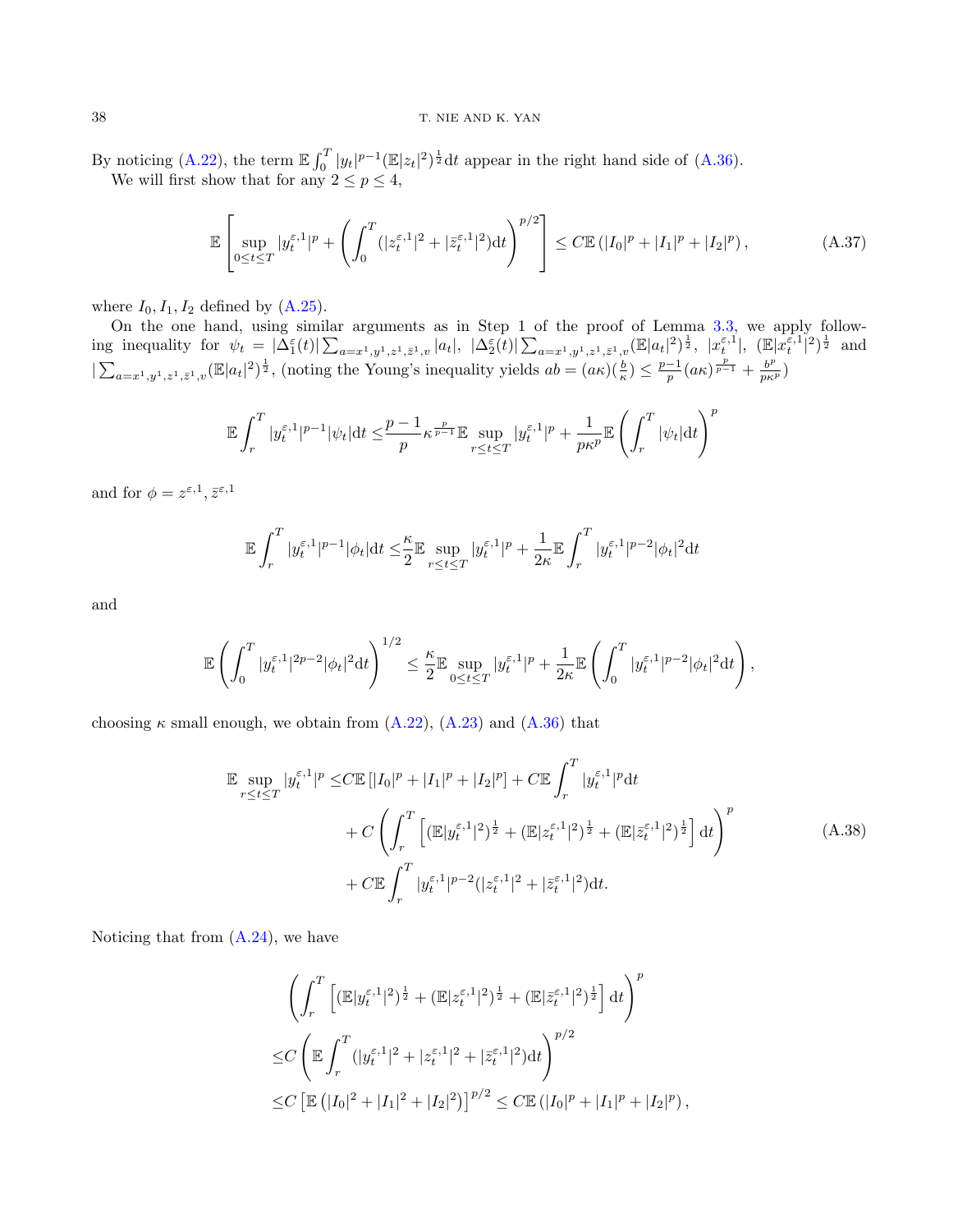By noticing (A.22), the term $\mathbb{E}\int_0^T |y_t|^{p-1}(\mathbb{E}|z_t|^2)^{\frac{1}{2}}\mathrm{d}t$ appear in the right hand side of (A.36).

We will first show that for any $2 \le p \le 4$,

$$
\mathbb{E}\left[\sup_{0\le t\le T}|y_t^{\varepsilon,1}|^p + \left(\int_0^T (|z_t^{\varepsilon,1}|^2 + |\bar{z}_t^{\varepsilon,1}|^2)\mathrm{d}t\right)^{p/2}\right] \le C\mathbb{E}\left(|I_0|^p + |I_1|^p + |I_2|^p\right), \tag{A.37}
$$

where $I_0, I_1, I_2$ defined by (A.25).

On the one hand, using similar arguments as in Step 1 of the proof of Lemma 3.3, we apply following inequality for $\psi_t = |\Delta_1^\varepsilon(t)|\sum_{a=x^1,y^1,z^1,\bar{z}^1,v}|a_t|,\ |\Delta_2^\varepsilon(t)|\sum_{a=x^1,y^1,z^1,\bar{z}^1,v}(\mathbb{E}|a_t|^2)^{\frac{1}{2}},\ |x_t^{\varepsilon,1}|,\ (\mathbb{E}|x_t^{\varepsilon,1}|^2)^{\frac{1}{2}}$ and $|\sum_{a=x^1,y^1,z^1,\bar{z}^1,v}(\mathbb{E}|a_t|^2)^{\frac{1}{2}}$, (noting the Young's inequality yields $ab = (a\kappa)(\frac{b}{\kappa}) \le \frac{p-1}{p}(a\kappa)^{\frac{p}{p-1}} + \frac{b^p}{p\kappa^p}$)

$$
\mathbb{E}\int_r^T |y_t^{\varepsilon,1}|^{p-1}|\psi_t|\mathrm{d}t \le \frac{p-1}{p}\kappa^{\frac{p}{p-1}}\mathbb{E}\sup_{r\le t\le T}|y_t^{\varepsilon,1}|^p + \frac{1}{p\kappa^p}\mathbb{E}\left(\int_r^T|\psi_t|\mathrm{d}t\right)^p
$$

and for $\phi = z^{\varepsilon,1}, \bar{z}^{\varepsilon,1}$

$$
\mathbb{E}\int_r^T |y_t^{\varepsilon,1}|^{p-1}|\phi_t|\mathrm{d}t \le \frac{\kappa}{2}\mathbb{E}\sup_{r\le t\le T}|y_t^{\varepsilon,1}|^p + \frac{1}{2\kappa}\mathbb{E}\int_r^T |y_t^{\varepsilon,1}|^{p-2}|\phi_t|^2\mathrm{d}t
$$

and

$$
\mathbb{E}\left(\int_0^T |y_t^{\varepsilon,1}|^{2p-2}|\phi_t|^2\mathrm{d}t\right)^{1/2} \le \frac{\kappa}{2}\mathbb{E}\sup_{0\le t\le T}|y_t^{\varepsilon,1}|^p + \frac{1}{2\kappa}\mathbb{E}\left(\int_0^T |y_t^{\varepsilon,1}|^{p-2}|\phi_t|^2\mathrm{d}t\right),
$$

choosing $\kappa$ small enough, we obtain from (A.22), (A.23) and (A.36) that

$$
\begin{aligned}
\mathbb{E}\sup_{r\le t\le T}|y_t^{\varepsilon,1}|^p \le & C\mathbb{E}\left[|I_0|^p + |I_1|^p + |I_2|^p\right] + C\mathbb{E}\int_r^T |y_t^{\varepsilon,1}|^p\mathrm{d}t \\
& + C\left(\int_r^T \left[(\mathbb{E}|y_t^{\varepsilon,1}|^2)^{\frac{1}{2}} + (\mathbb{E}|z_t^{\varepsilon,1}|^2)^{\frac{1}{2}} + (\mathbb{E}|\bar{z}_t^{\varepsilon,1}|^2)^{\frac{1}{2}}\right]\mathrm{d}t\right)^p \\
& + C\mathbb{E}\int_r^T |y_t^{\varepsilon,1}|^{p-2}(|z_t^{\varepsilon,1}|^2 + |\bar{z}_t^{\varepsilon,1}|^2)\mathrm{d}t.
\end{aligned} \tag{A.38}
$$

Noticing that from (A.24), we have

$$
\begin{aligned}
& \left(\int_r^T \left[(\mathbb{E}|y_t^{\varepsilon,1}|^2)^{\frac{1}{2}} + (\mathbb{E}|z_t^{\varepsilon,1}|^2)^{\frac{1}{2}} + (\mathbb{E}|\bar{z}_t^{\varepsilon,1}|^2)^{\frac{1}{2}}\right]\mathrm{d}t\right)^p \\
\le & C\left(\mathbb{E}\int_r^T (|y_t^{\varepsilon,1}|^2 + |z_t^{\varepsilon,1}|^2 + |\bar{z}_t^{\varepsilon,1}|^2)\mathrm{d}t\right)^{p/2} \\
\le & C\left[\mathbb{E}\left(|I_0|^2 + |I_1|^2 + |I_2|^2\right)\right]^{p/2} \le C\mathbb{E}\left(|I_0|^p + |I_1|^p + |I_2|^p\right),
\end{aligned}
$$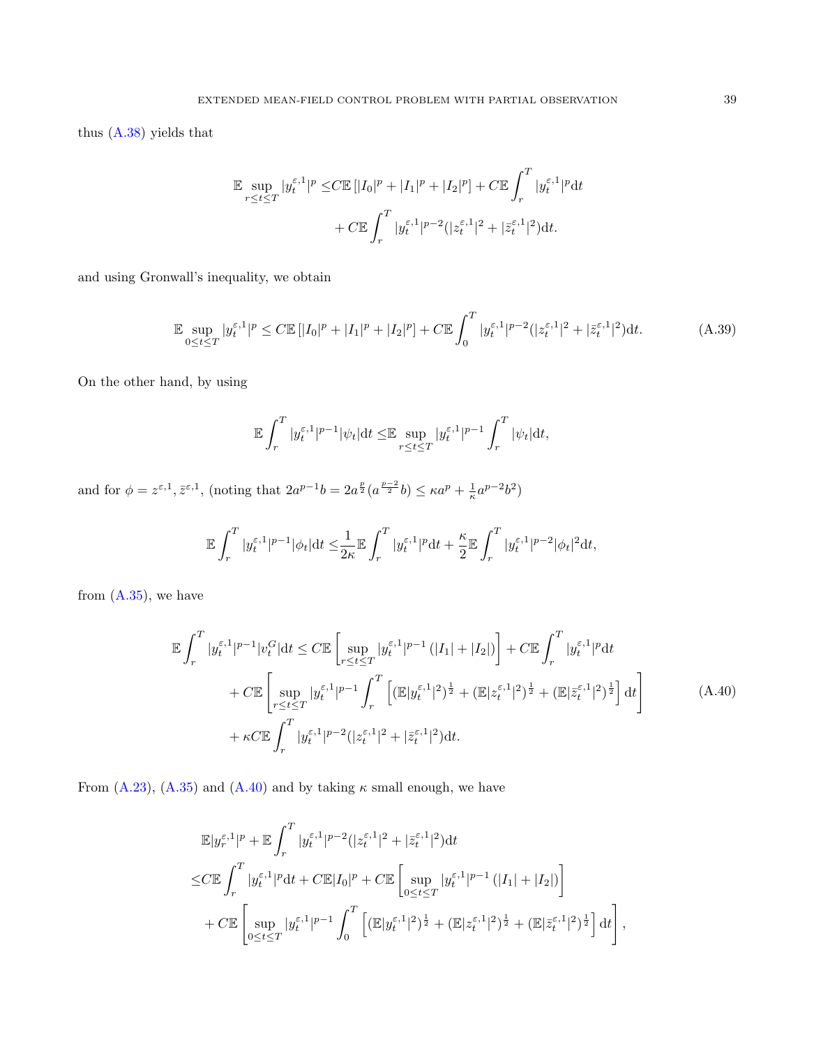thus (A.38) yields that

$$
\begin{aligned}
\mathbb{E}\sup_{r\le t\le T}|y_t^{\varepsilon,1}|^p \le & C\mathbb{E}\left[|I_0|^p+|I_1|^p+|I_2|^p\right]+C\mathbb{E}\int_r^T|y_t^{\varepsilon,1}|^p\mathrm{d}t \\
&+C\mathbb{E}\int_r^T|y_t^{\varepsilon,1}|^{p-2}(|z_t^{\varepsilon,1}|^2+|\bar{z}_t^{\varepsilon,1}|^2)\mathrm{d}t.
\end{aligned}
$$

and using Gronwall's inequality, we obtain

$$
\mathbb{E}\sup_{0\le t\le T}|y_t^{\varepsilon,1}|^p \le C\mathbb{E}\left[|I_0|^p+|I_1|^p+|I_2|^p\right]+C\mathbb{E}\int_0^T|y_t^{\varepsilon,1}|^{p-2}(|z_t^{\varepsilon,1}|^2+|\bar{z}_t^{\varepsilon,1}|^2)\mathrm{d}t. \tag{A.39}
$$

On the other hand, by using

$$
\mathbb{E}\int_r^T|y_t^{\varepsilon,1}|^{p-1}|\psi_t|\mathrm{d}t \le \mathbb{E}\sup_{r\le t\le T}|y_t^{\varepsilon,1}|^{p-1}\int_r^T|\psi_t|\mathrm{d}t,
$$

and for $\phi=z^{\varepsilon,1},\bar{z}^{\varepsilon,1}$, (noting that $2a^{p-1}b=2a^{\frac{p}{2}}(a^{\frac{p-2}{2}}b)\le \kappa a^p+\frac{1}{\kappa}a^{p-2}b^2$)

$$
\mathbb{E}\int_r^T|y_t^{\varepsilon,1}|^{p-1}|\phi_t|\mathrm{d}t \le \frac{1}{2\kappa}\mathbb{E}\int_r^T|y_t^{\varepsilon,1}|^p\mathrm{d}t+\frac{\kappa}{2}\mathbb{E}\int_r^T|y_t^{\varepsilon,1}|^{p-2}|\phi_t|^2\mathrm{d}t,
$$

from (A.35), we have

$$
\begin{aligned}
\mathbb{E}\int_r^T|y_t^{\varepsilon,1}|^{p-1}|v_t^G|\mathrm{d}t \le & C\mathbb{E}\left[\sup_{r\le t\le T}|y_t^{\varepsilon,1}|^{p-1}\left(|I_1|+|I_2|\right)\right]+C\mathbb{E}\int_r^T|y_t^{\varepsilon,1}|^p\mathrm{d}t \\
&+C\mathbb{E}\left[\sup_{r\le t\le T}|y_t^{\varepsilon,1}|^{p-1}\int_r^T\left[(\mathbb{E}|y_t^{\varepsilon,1}|^2)^{\frac{1}{2}}+(\mathbb{E}|z_t^{\varepsilon,1}|^2)^{\frac{1}{2}}+(\mathbb{E}|\bar{z}_t^{\varepsilon,1}|^2)^{\frac{1}{2}}\right]\mathrm{d}t\right] \\
&+\kappa C\mathbb{E}\int_r^T|y_t^{\varepsilon,1}|^{p-2}(|z_t^{\varepsilon,1}|^2+|\bar{z}_t^{\varepsilon,1}|^2)\mathrm{d}t.
\end{aligned} \tag{A.40}
$$

From (A.23), (A.35) and (A.40) and by taking $\kappa$ small enough, we have

$$
\begin{aligned}
&\mathbb{E}|y_r^{\varepsilon,1}|^p+\mathbb{E}\int_r^T|y_t^{\varepsilon,1}|^{p-2}(|z_t^{\varepsilon,1}|^2+|\bar{z}_t^{\varepsilon,1}|^2)\mathrm{d}t \\
\le & C\mathbb{E}\int_r^T|y_t^{\varepsilon,1}|^p\mathrm{d}t+C\mathbb{E}|I_0|^p+C\mathbb{E}\left[\sup_{0\le t\le T}|y_t^{\varepsilon,1}|^{p-1}\left(|I_1|+|I_2|\right)\right] \\
&+C\mathbb{E}\left[\sup_{0\le t\le T}|y_t^{\varepsilon,1}|^{p-1}\int_0^T\left[(\mathbb{E}|y_t^{\varepsilon,1}|^2)^{\frac{1}{2}}+(\mathbb{E}|z_t^{\varepsilon,1}|^2)^{\frac{1}{2}}+(\mathbb{E}|\bar{z}_t^{\varepsilon,1}|^2)^{\frac{1}{2}}\right]\mathrm{d}t\right],
\end{aligned}
$$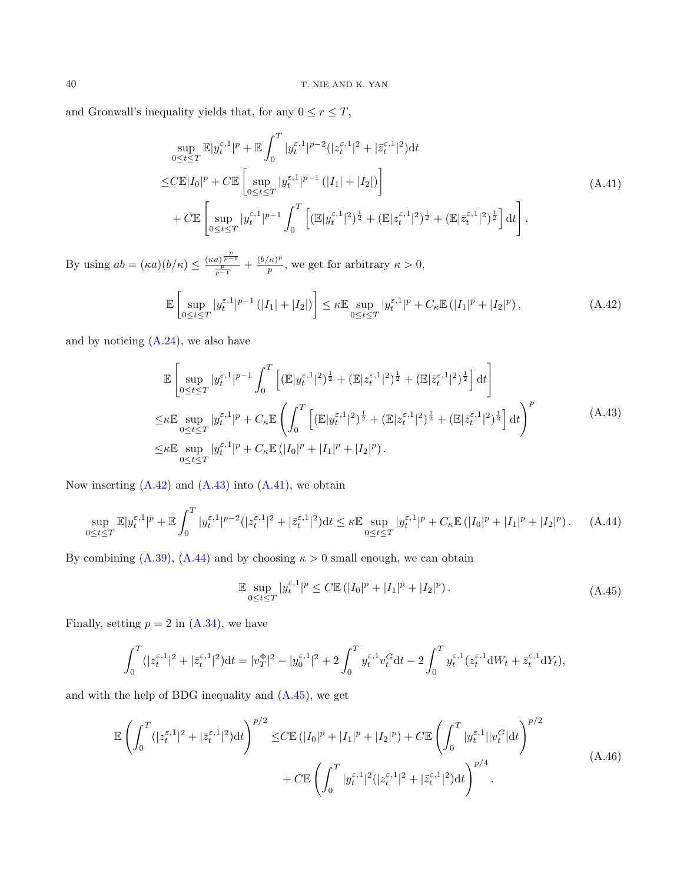and Gronwall's inequality yields that, for any $0 \le r \le T$,

$$
\begin{aligned}
&\sup_{0\le t\le T}\mathbb{E}|y_t^{\varepsilon,1}|^p + \mathbb{E}\int_0^T |y_t^{\varepsilon,1}|^{p-2}(|z_t^{\varepsilon,1}|^2 + |\bar{z}_t^{\varepsilon,1}|^2)\mathrm{d}t \\
\le & C\mathbb{E}|I_0|^p + C\mathbb{E}\left[\sup_{0\le t\le T}|y_t^{\varepsilon,1}|^{p-1}\left(|I_1| + |I_2|\right)\right] \\
& + C\mathbb{E}\left[\sup_{0\le t\le T}|y_t^{\varepsilon,1}|^{p-1}\int_0^T\left[(\mathbb{E}|y_t^{\varepsilon,1}|^2)^{\frac{1}{2}} + (\mathbb{E}|z_t^{\varepsilon,1}|^2)^{\frac{1}{2}} + (\mathbb{E}|\bar{z}_t^{\varepsilon,1}|^2)^{\frac{1}{2}}\right]\mathrm{d}t\right].
\end{aligned}
\tag{A.41}
$$

By using $ab = (\kappa a)(b/\kappa) \le \frac{(\kappa a)^{\frac{p}{p-1}}}{\frac{p}{p-1}} + \frac{(b/\kappa)^p}{p}$, we get for arbitrary $\kappa > 0$,

$$
\mathbb{E}\left[\sup_{0\le t\le T}|y_t^{\varepsilon,1}|^{p-1}\left(|I_1| + |I_2|\right)\right] \le \kappa\mathbb{E}\sup_{0\le t\le T}|y_t^{\varepsilon,1}|^p + C_\kappa\mathbb{E}\left(|I_1|^p + |I_2|^p\right),
\tag{A.42}
$$

and by noticing (A.24), we also have

$$
\begin{aligned}
&\mathbb{E}\left[\sup_{0\le t\le T}|y_t^{\varepsilon,1}|^{p-1}\int_0^T\left[(\mathbb{E}|y_t^{\varepsilon,1}|^2)^{\frac{1}{2}} + (\mathbb{E}|z_t^{\varepsilon,1}|^2)^{\frac{1}{2}} + (\mathbb{E}|\bar{z}_t^{\varepsilon,1}|^2)^{\frac{1}{2}}\right]\mathrm{d}t\right] \\
\le & \kappa\mathbb{E}\sup_{0\le t\le T}|y_t^{\varepsilon,1}|^p + C_\kappa\mathbb{E}\left(\int_0^T\left[(\mathbb{E}|y_t^{\varepsilon,1}|^2)^{\frac{1}{2}} + (\mathbb{E}|z_t^{\varepsilon,1}|^2)^{\frac{1}{2}} + (\mathbb{E}|\bar{z}_t^{\varepsilon,1}|^2)^{\frac{1}{2}}\right]\mathrm{d}t\right)^p \\
\le & \kappa\mathbb{E}\sup_{0\le t\le T}|y_t^{\varepsilon,1}|^p + C_\kappa\mathbb{E}\left(|I_0|^p + |I_1|^p + |I_2|^p\right).
\end{aligned}
\tag{A.43}
$$

Now inserting (A.42) and (A.43) into (A.41), we obtain

$$
\sup_{0\le t\le T}\mathbb{E}|y_t^{\varepsilon,1}|^p + \mathbb{E}\int_0^T |y_t^{\varepsilon,1}|^{p-2}(|z_t^{\varepsilon,1}|^2 + |\bar{z}_t^{\varepsilon,1}|^2)\mathrm{d}t \le \kappa\mathbb{E}\sup_{0\le t\le T}|y_t^{\varepsilon,1}|^p + C_\kappa\mathbb{E}\left(|I_0|^p + |I_1|^p + |I_2|^p\right).
\tag{A.44}
$$

By combining (A.39), (A.44) and by choosing $\kappa > 0$ small enough, we can obtain

$$
\mathbb{E}\sup_{0\le t\le T}|y_t^{\varepsilon,1}|^p \le C\mathbb{E}\left(|I_0|^p + |I_1|^p + |I_2|^p\right).
\tag{A.45}
$$

Finally, setting $p = 2$ in (A.34), we have

$$
\int_0^T(|z_t^{\varepsilon,1}|^2 + |\bar{z}_t^{\varepsilon,1}|^2)\mathrm{d}t = |v_T^\Phi|^2 - |y_0^{\varepsilon,1}|^2 + 2\int_0^T y_t^{\varepsilon,1}v_t^G\mathrm{d}t - 2\int_0^T y_t^{\varepsilon,1}(z_t^{\varepsilon,1}\mathrm{d}W_t + \bar{z}_t^{\varepsilon,1}\mathrm{d}Y_t),
$$

and with the help of BDG inequality and (A.45), we get

$$
\begin{aligned}
\mathbb{E}\left(\int_0^T(|z_t^{\varepsilon,1}|^2 + |\bar{z}_t^{\varepsilon,1}|^2)\mathrm{d}t\right)^{p/2} \le & C\mathbb{E}\left(|I_0|^p + |I_1|^p + |I_2|^p\right) + C\mathbb{E}\left(\int_0^T |y_t^{\varepsilon,1}||v_t^G|\mathrm{d}t\right)^{p/2} \\
& + C\mathbb{E}\left(\int_0^T |y_t^{\varepsilon,1}|^2(|z_t^{\varepsilon,1}|^2 + |\bar{z}_t^{\varepsilon,1}|^2)\mathrm{d}t\right)^{p/4}.
\end{aligned}
\tag{A.46}
$$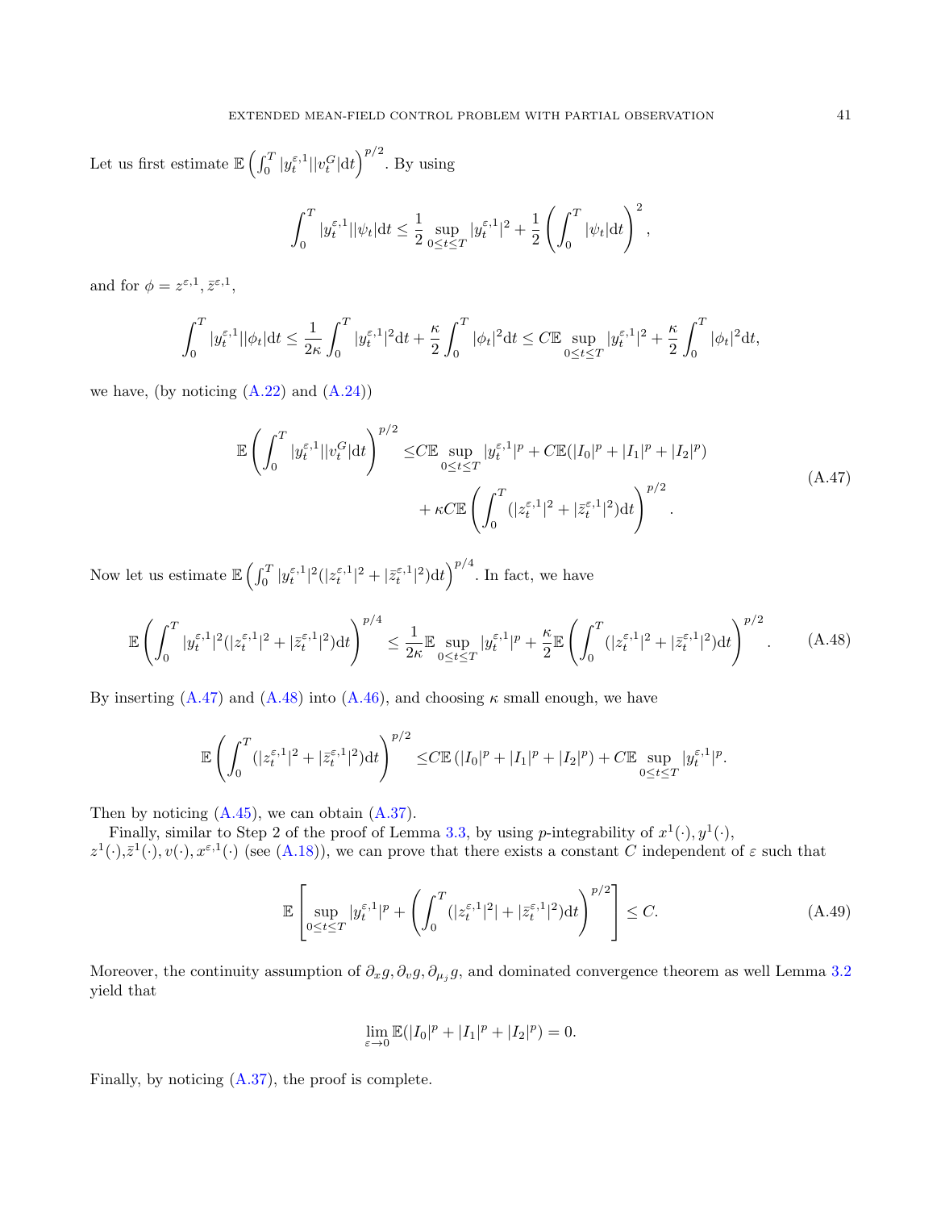Let us first estimate $\mathbb{E}\left(\int_0^T |y_t^{\varepsilon,1}||v_t^G|\mathrm{d}t\right)^{p/2}$. By using

$$
\int_0^T |y_t^{\varepsilon,1}||\psi_t|\mathrm{d}t \leq \frac{1}{2}\sup_{0\leq t\leq T}|y_t^{\varepsilon,1}|^2 + \frac{1}{2}\left(\int_0^T |\psi_t|\mathrm{d}t\right)^2,
$$

and for $\phi = z^{\varepsilon,1}, \bar{z}^{\varepsilon,1}$,

$$
\int_0^T |y_t^{\varepsilon,1}||\phi_t|\mathrm{d}t \leq \frac{1}{2\kappa}\int_0^T |y_t^{\varepsilon,1}|^2\mathrm{d}t + \frac{\kappa}{2}\int_0^T |\phi_t|^2\mathrm{d}t \leq C\mathbb{E}\sup_{0\leq t\leq T}|y_t^{\varepsilon,1}|^2 + \frac{\kappa}{2}\int_0^T |\phi_t|^2\mathrm{d}t,
$$

we have, (by noticing (A.22) and (A.24))

$$
\begin{aligned}
\mathbb{E}\left(\int_0^T |y_t^{\varepsilon,1}||v_t^G|\mathrm{d}t\right)^{p/2} \leq & C\mathbb{E}\sup_{0\leq t\leq T}|y_t^{\varepsilon,1}|^p + C\mathbb{E}(|I_0|^p + |I_1|^p + |I_2|^p) \\
& + \kappa C\mathbb{E}\left(\int_0^T (|z_t^{\varepsilon,1}|^2 + |\bar{z}_t^{\varepsilon,1}|^2)\mathrm{d}t\right)^{p/2}.
\end{aligned}
\tag{A.47}
$$

Now let us estimate $\mathbb{E}\left(\int_0^T |y_t^{\varepsilon,1}|^2(|z_t^{\varepsilon,1}|^2 + |\bar{z}_t^{\varepsilon,1}|^2)\mathrm{d}t\right)^{p/4}$. In fact, we have

$$
\mathbb{E}\left(\int_0^T |y_t^{\varepsilon,1}|^2(|z_t^{\varepsilon,1}|^2 + |\bar{z}_t^{\varepsilon,1}|^2)\mathrm{d}t\right)^{p/4} \leq \frac{1}{2\kappa}\mathbb{E}\sup_{0\leq t\leq T}|y_t^{\varepsilon,1}|^p + \frac{\kappa}{2}\mathbb{E}\left(\int_0^T (|z_t^{\varepsilon,1}|^2 + |\bar{z}_t^{\varepsilon,1}|^2)\mathrm{d}t\right)^{p/2}. \tag{A.48}
$$

By inserting (A.47) and (A.48) into (A.46), and choosing $\kappa$ small enough, we have

$$
\mathbb{E}\left(\int_0^T (|z_t^{\varepsilon,1}|^2 + |\bar{z}_t^{\varepsilon,1}|^2)\mathrm{d}t\right)^{p/2} \leq C\mathbb{E}\left(|I_0|^p + |I_1|^p + |I_2|^p\right) + C\mathbb{E}\sup_{0\leq t\leq T}|y_t^{\varepsilon,1}|^p.
$$

Then by noticing (A.45), we can obtain (A.37).

Finally, similar to Step 2 of the proof of Lemma 3.3, by using $p$-integrability of $x^1(\cdot), y^1(\cdot)$, $z^1(\cdot), \bar{z}^1(\cdot), v(\cdot), x^{\varepsilon,1}(\cdot)$ (see (A.18)), we can prove that there exists a constant $C$ independent of $\varepsilon$ such that

$$
\mathbb{E}\left[\sup_{0\leq t\leq T}|y_t^{\varepsilon,1}|^p + \left(\int_0^T (|z_t^{\varepsilon,1}|^2| + |\bar{z}_t^{\varepsilon,1}|^2)\mathrm{d}t\right)^{p/2}\right] \leq C. \tag{A.49}
$$

Moreover, the continuity assumption of $\partial_x g, \partial_v g, \partial_{\mu_j} g$, and dominated convergence theorem as well Lemma 3.2 yield that

$$
\lim_{\varepsilon\to 0}\mathbb{E}(|I_0|^p + |I_1|^p + |I_2|^p) = 0.
$$

Finally, by noticing (A.37), the proof is complete.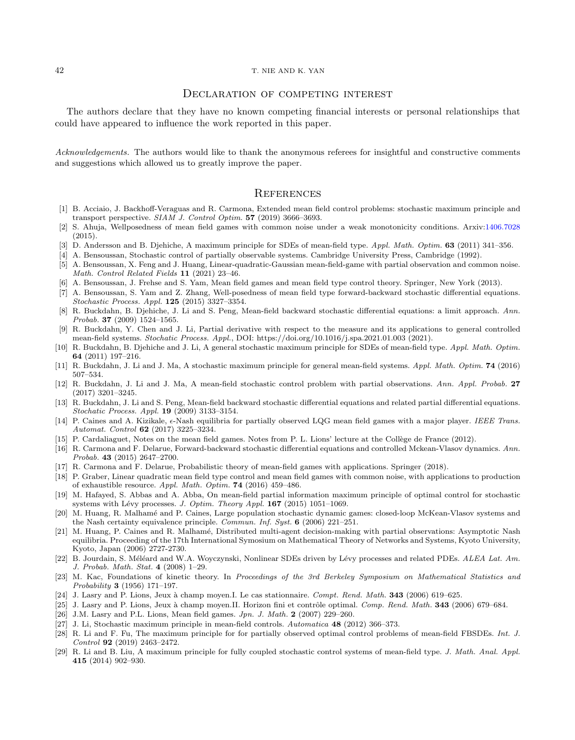## Declaration of competing interest

The authors declare that they have no known competing financial interests or personal relationships that could have appeared to influence the work reported in this paper.

*Acknowledgements.* The authors would like to thank the anonymous referees for insightful and constructive comments and suggestions which allowed us to greatly improve the paper.

## References

[1] B. Acciaio, J. Backhoff-Veraguas and R. Carmona, Extended mean field control problems: stochastic maximum principle and transport perspective. *SIAM J. Control Optim.* **57** (2019) 3666–3693.

[2] S. Ahuja, Wellposedness of mean field games with common noise under a weak monotonicity conditions. Arxiv:1406.7028 (2015).

[3] D. Andersson and B. Djehiche, A maximum principle for SDEs of mean-field type. *Appl. Math. Optim.* **63** (2011) 341–356.

[4] A. Bensoussan, Stochastic control of partially observable systems. Cambridge University Press, Cambridge (1992).

[5] A. Bensoussan, X. Feng and J. Huang, Linear-quadratic-Gaussian mean-field-game with partial observation and common noise. *Math. Control Related Fields* **11** (2021) 23–46.

[6] A. Bensoussan, J. Frehse and S. Yam, Mean field games and mean field type control theory. Springer, New York (2013).

[7] A. Bensoussan, S. Yam and Z. Zhang, Well-posedness of mean field type forward-backward stochastic differential equations. *Stochastic Process. Appl.* **125** (2015) 3327–3354.

[8] R. Buckdahn, B. Djehiche, J. Li and S. Peng, Mean-field backward stochastic differential equations: a limit approach. *Ann. Probab.* **37** (2009) 1524–1565.

[9] R. Buckdahn, Y. Chen and J. Li, Partial derivative with respect to the measure and its applications to general controlled mean-field systems. *Stochatic Process. Appl.*, DOI: https://doi.org/10.1016/j.spa.2021.01.003 (2021).

[10] R. Buckdahn, B. Djehiche and J. Li, A general stochastic maximum principle for SDEs of mean-field type. *Appl. Math. Optim.* **64** (2011) 197–216.

[11] R. Buckdahn, J. Li and J. Ma, A stochastic maximum principle for general mean-field systems. *Appl. Math. Optim.* **74** (2016) 507–534.

[12] R. Buckdahn, J. Li and J. Ma, A mean-field stochastic control problem with partial observations. *Ann. Appl. Probab.* **27** (2017) 3201–3245.

[13] R. Buckdahn, J. Li and S. Peng, Mean-field backward stochastic differential equations and related partial differential equations. *Stochatic Process. Appl.* **19** (2009) 3133–3154.

[14] P. Caines and A. Kizikale, $\epsilon$-Nash equilibria for partially observed LQG mean field games with a major player. *IEEE Trans. Automat. Control* **62** (2017) 3225–3234.

[15] P. Cardaliaguet, Notes on the mean field games. Notes from P. L. Lions' lecture at the Collège de France (2012).

[16] R. Carmona and F. Delarue, Forward-backward stochastic differential equations and controlled Mckean-Vlasov dynamics. *Ann. Probab.* **43** (2015) 2647–2700.

[17] R. Carmona and F. Delarue, Probabilistic theory of mean-field games with applications. Springer (2018).

[18] P. Graber, Linear quadratic mean field type control and mean field games with common noise, with applications to production of exhaustible resource. *Appl. Math. Optim.* **74** (2016) 459–486.

[19] M. Hafayed, S. Abbas and A. Abba, On mean-field partial information maximum principle of optimal control for stochastic systems with Lévy processes. *J. Optim. Theory Appl.* **167** (2015) 1051–1069.

[20] M. Huang, R. Malhamé and P. Caines, Large population stochastic dynamic games: closed-loop McKean-Vlasov systems and the Nash certainty equivalence principle. *Commun. Inf. Syst.* **6** (2006) 221–251.

[21] M. Huang, P. Caines and R. Malhamé, Distributed multi-agent decision-making with partial observations: Asymptotic Nash equilibria. Proceeding of the 17th International Symosium on Mathematical Theory of Networks and Systems, Kyoto University, Kyoto, Japan (2006) 2727-2730.

[22] B. Jourdain, S. Méléard and W.A. Woyczynski, Nonlinear SDEs driven by Lévy processes and related PDEs. *ALEA Lat. Am. J. Probab. Math. Stat.* **4** (2008) 1–29.

[23] M. Kac, Foundations of kinetic theory. In *Proceedings of the 3rd Berkeley Symposium on Mathematical Statistics and Probability* **3** (1956) 171–197.

[24] J. Lasry and P. Lions, Jeux à champ moyen.I. Le cas stationnaire. *Compt. Rend. Math.* **343** (2006) 619–625.

[25] J. Lasry and P. Lions, Jeux à champ moyen.II. Horizon fini et contrôle optimal. *Comp. Rend. Math.* **343** (2006) 679–684.

[26] J.M. Lasry and P.L. Lions, Mean field games. *Jpn. J. Math.* **2** (2007) 229–260.

[27] J. Li, Stochastic maximum principle in mean-field controls. *Automatica* **48** (2012) 366–373.

[28] R. Li and F. Fu, The maximum principle for for partially observed optimal control problems of mean-field FBSDEs. *Int. J. Control* **92** (2019) 2463–2472.

[29] R. Li and B. Liu, A maximum principle for fully coupled stochastic control systems of mean-field type. *J. Math. Anal. Appl.* **415** (2014) 902–930.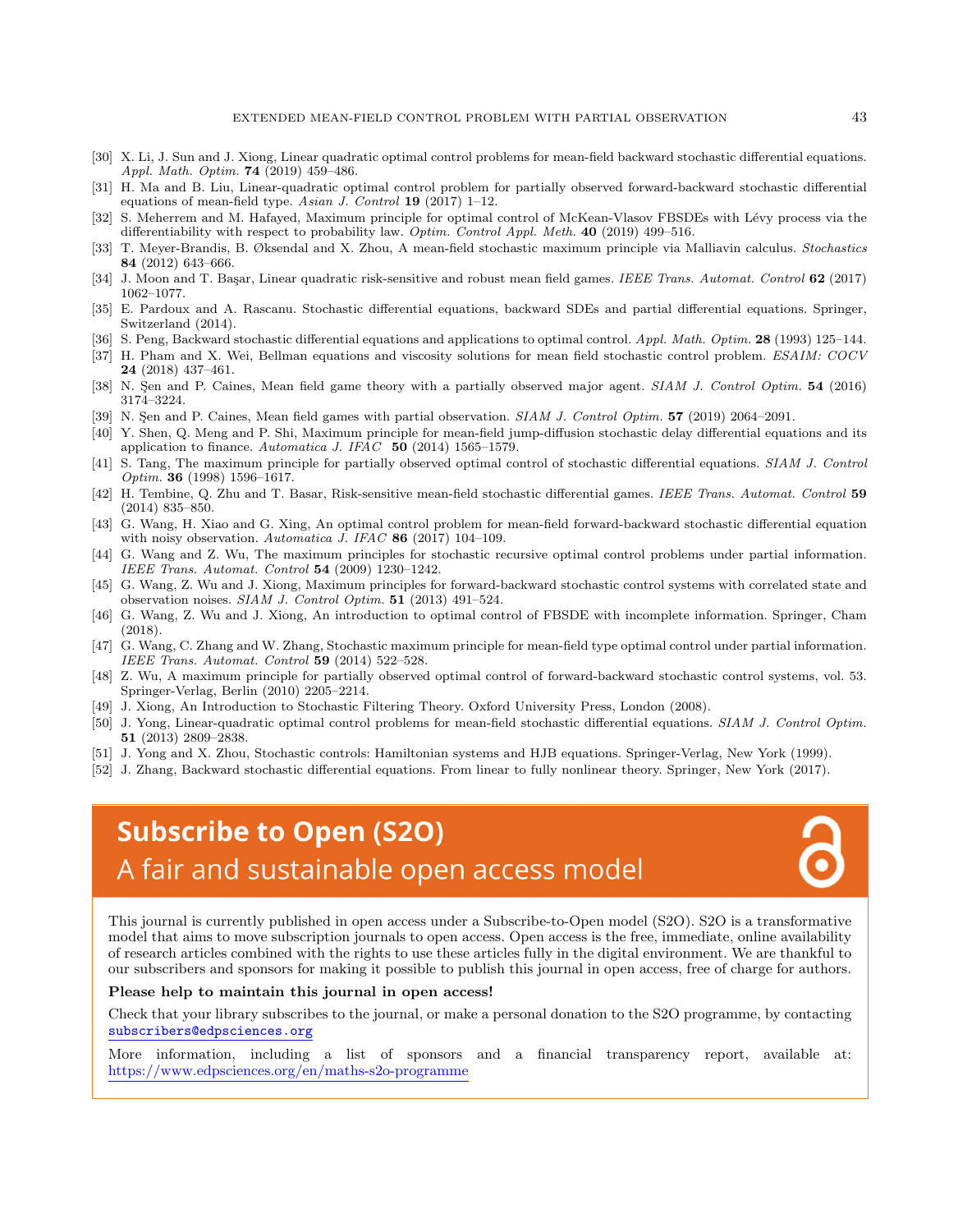[30] X. Li, J. Sun and J. Xiong, Linear quadratic optimal control problems for mean-field backward stochastic differential equations. *Appl. Math. Optim.* **74** (2019) 459–486.

[31] H. Ma and B. Liu, Linear-quadratic optimal control problem for partially observed forward-backward stochastic differential equations of mean-field type. *Asian J. Control* **19** (2017) 1–12.

[32] S. Meherrem and M. Hafayed, Maximum principle for optimal control of McKean-Vlasov FBSDEs with Lévy process via the differentiability with respect to probability law. *Optim. Control Appl. Meth.* **40** (2019) 499–516.

[33] T. Meyer-Brandis, B. Øksendal and X. Zhou, A mean-field stochastic maximum principle via Malliavin calculus. *Stochastics* **84** (2012) 643–666.

[34] J. Moon and T. Başar, Linear quadratic risk-sensitive and robust mean field games. *IEEE Trans. Automat. Control* **62** (2017) 1062–1077.

[35] E. Pardoux and A. Rascanu. Stochastic differential equations, backward SDEs and partial differential equations. Springer, Switzerland (2014).

[36] S. Peng, Backward stochastic differential equations and applications to optimal control. *Appl. Math. Optim.* **28** (1993) 125–144.

[37] H. Pham and X. Wei, Bellman equations and viscosity solutions for mean field stochastic control problem. *ESAIM: COCV* **24** (2018) 437–461.

[38] N. Şen and P. Caines, Mean field game theory with a partially observed major agent. *SIAM J. Control Optim.* **54** (2016) 3174–3224.

[39] N. Şen and P. Caines, Mean field games with partial observation. *SIAM J. Control Optim.* **57** (2019) 2064–2091.

[40] Y. Shen, Q. Meng and P. Shi, Maximum principle for mean-field jump-diffusion stochastic delay differential equations and its application to finance. *Automatica J. IFAC* **50** (2014) 1565–1579.

[41] S. Tang, The maximum principle for partially observed optimal control of stochastic differential equations. *SIAM J. Control Optim.* **36** (1998) 1596–1617.

[42] H. Tembine, Q. Zhu and T. Basar, Risk-sensitive mean-field stochastic differential games. *IEEE Trans. Automat. Control* **59** (2014) 835–850.

[43] G. Wang, H. Xiao and G. Xing, An optimal control problem for mean-field forward-backward stochastic differential equation with noisy observation. *Automatica J. IFAC* **86** (2017) 104–109.

[44] G. Wang and Z. Wu, The maximum principles for stochastic recursive optimal control problems under partial information. *IEEE Trans. Automat. Control* **54** (2009) 1230–1242.

[45] G. Wang, Z. Wu and J. Xiong, Maximum principles for forward-backward stochastic control systems with correlated state and observation noises. *SIAM J. Control Optim.* **51** (2013) 491–524.

[46] G. Wang, Z. Wu and J. Xiong, An introduction to optimal control of FBSDE with incomplete information. Springer, Cham (2018).

[47] G. Wang, C. Zhang and W. Zhang, Stochastic maximum principle for mean-field type optimal control under partial information. *IEEE Trans. Automat. Control* **59** (2014) 522–528.

[48] Z. Wu, A maximum principle for partially observed optimal control of forward-backward stochastic control systems, vol. 53. Springer-Verlag, Berlin (2010) 2205–2214.

[49] J. Xiong, An Introduction to Stochastic Filtering Theory. Oxford University Press, London (2008).

[50] J. Yong, Linear-quadratic optimal control problems for mean-field stochastic differential equations. *SIAM J. Control Optim.* **51** (2013) 2809–2838.

[51] J. Yong and X. Zhou, Stochastic controls: Hamiltonian systems and HJB equations. Springer-Verlag, New York (1999).

[52] J. Zhang, Backward stochastic differential equations. From linear to fully nonlinear theory. Springer, New York (2017).

## Subscribe to Open (S2O)

A fair and sustainable open access model

This journal is currently published in open access under a Subscribe-to-Open model (S2O). S2O is a transformative model that aims to move subscription journals to open access. Open access is the free, immediate, online availability of research articles combined with the rights to use these articles fully in the digital environment. We are thankful to our subscribers and sponsors for making it possible to publish this journal in open access, free of charge for authors.

**Please help to maintain this journal in open access!**

Check that your library subscribes to the journal, or make a personal donation to the S2O programme, by contacting subscribers@edpsciences.org

More information, including a list of sponsors and a financial transparency report, available at: https://www.edpsciences.org/en/maths-s2o-programme